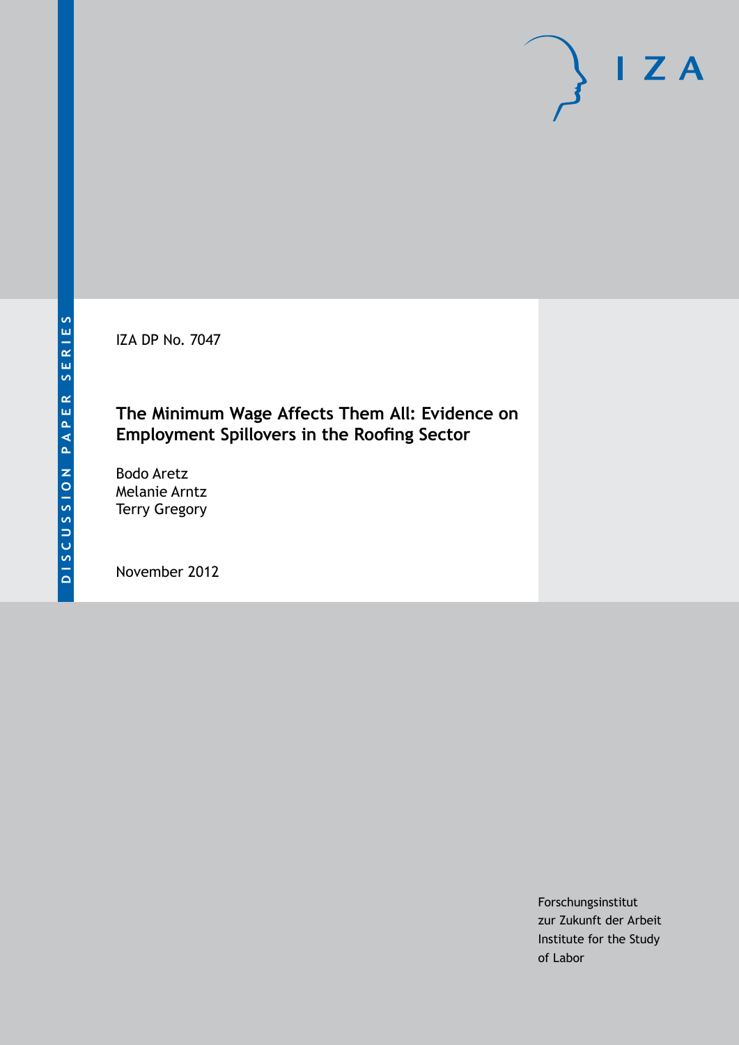DISCUSSION PAPER SERIES

IZA DP No. 7047

# The Minimum Wage Affects Them All: Evidence on Employment Spillovers in the Roofing Sector

Bodo Aretz
Melanie Arntz
Terry Gregory

November 2012

Forschungsinstitut
zur Zukunft der Arbeit
Institute for the Study
of Labor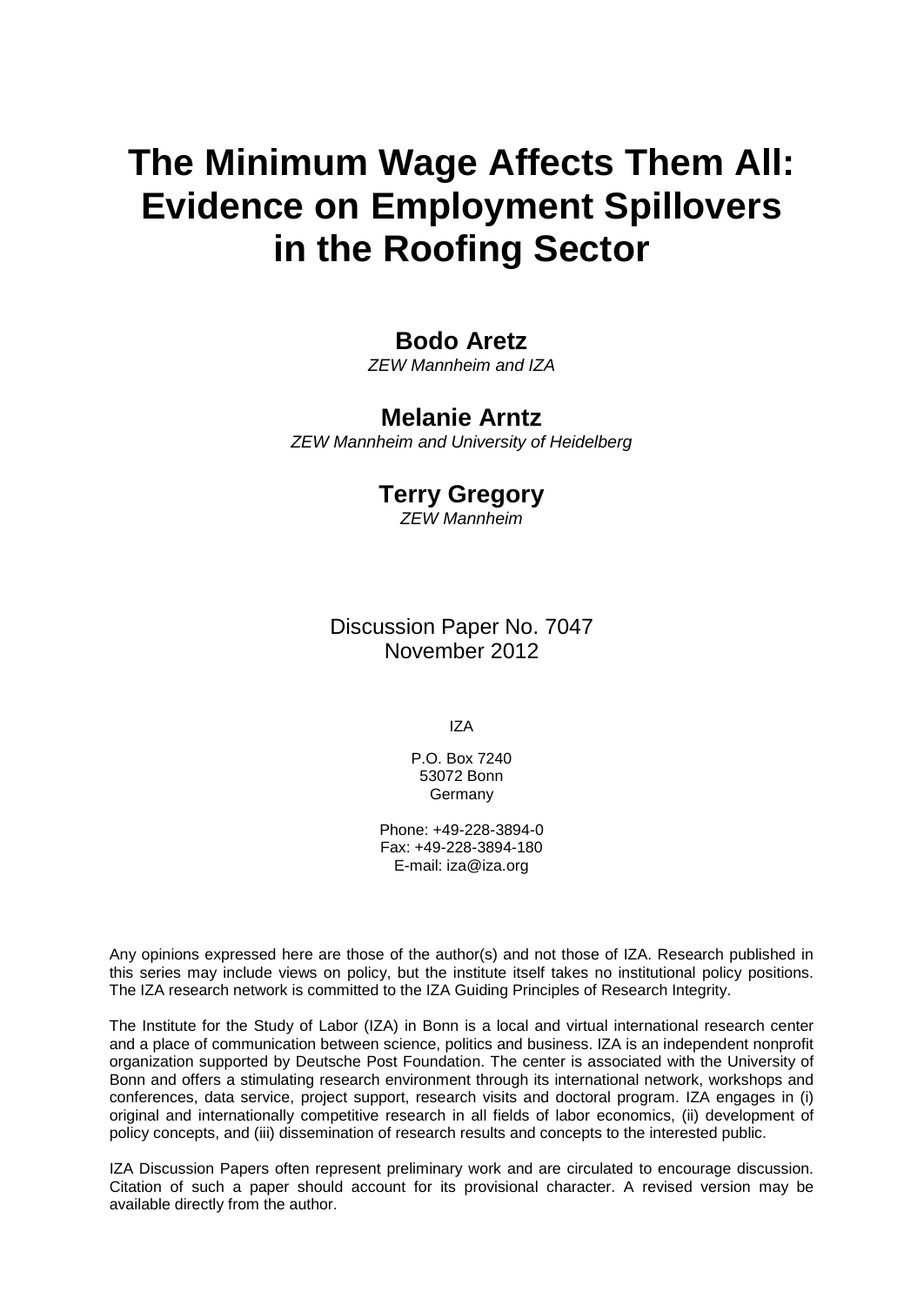# The Minimum Wage Affects Them All: Evidence on Employment Spillovers in the Roofing Sector

**Bodo Aretz**
*ZEW Mannheim and IZA*

**Melanie Arntz**
*ZEW Mannheim and University of Heidelberg*

**Terry Gregory**
*ZEW Mannheim*

Discussion Paper No. 7047
November 2012

IZA

P.O. Box 7240
53072 Bonn
Germany

Phone: +49-228-3894-0
Fax: +49-228-3894-180
E-mail: iza@iza.org

Any opinions expressed here are those of the author(s) and not those of IZA. Research published in this series may include views on policy, but the institute itself takes no institutional policy positions. The IZA research network is committed to the IZA Guiding Principles of Research Integrity.

The Institute for the Study of Labor (IZA) in Bonn is a local and virtual international research center and a place of communication between science, politics and business. IZA is an independent nonprofit organization supported by Deutsche Post Foundation. The center is associated with the University of Bonn and offers a stimulating research environment through its international network, workshops and conferences, data service, project support, research visits and doctoral program. IZA engages in (i) original and internationally competitive research in all fields of labor economics, (ii) development of policy concepts, and (iii) dissemination of research results and concepts to the interested public.

IZA Discussion Papers often represent preliminary work and are circulated to encourage discussion. Citation of such a paper should account for its provisional character. A revised version may be available directly from the author.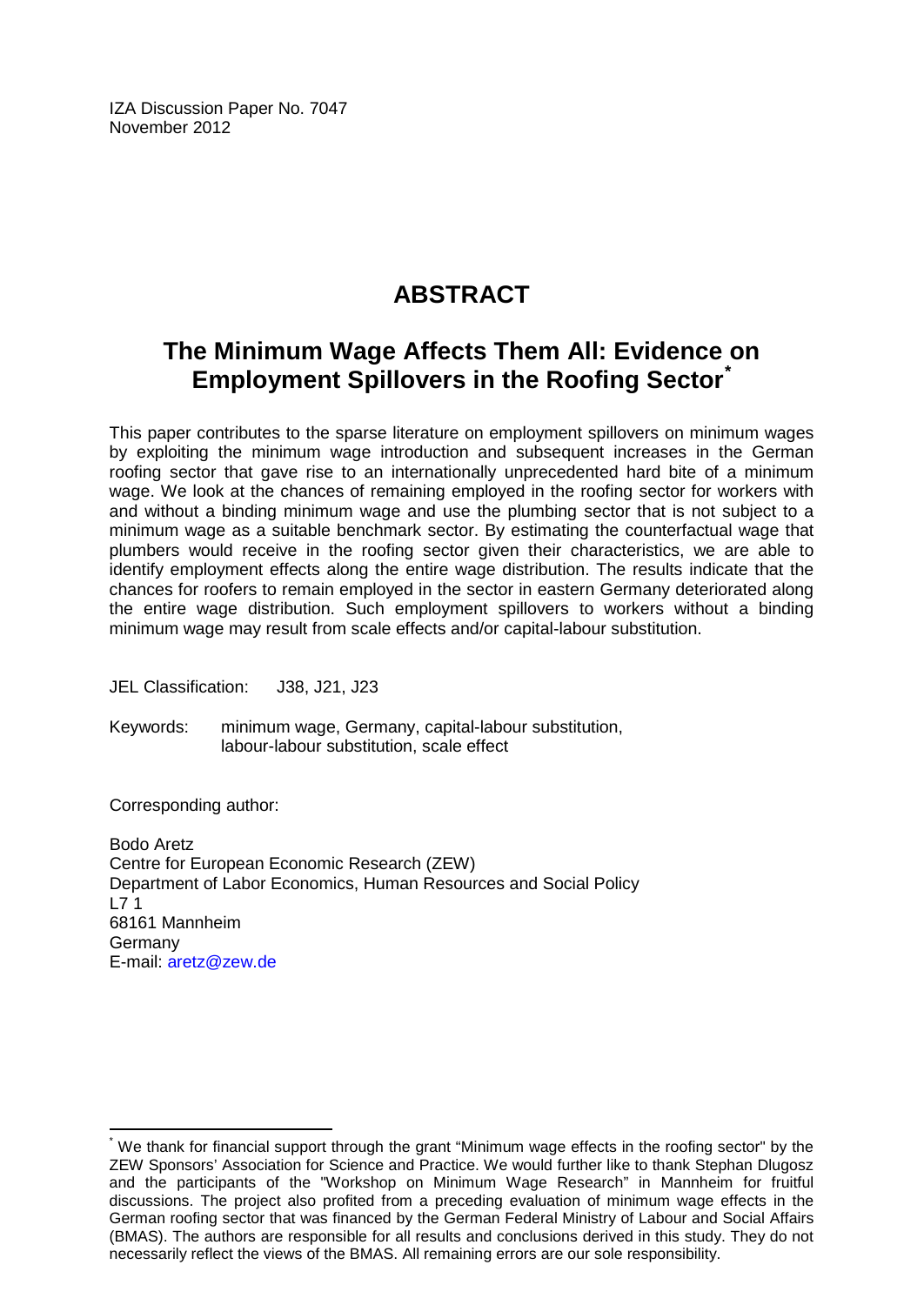IZA Discussion Paper No. 7047
November 2012

# ABSTRACT

## The Minimum Wage Affects Them All: Evidence on Employment Spillovers in the Roofing Sector*

This paper contributes to the sparse literature on employment spillovers on minimum wages by exploiting the minimum wage introduction and subsequent increases in the German roofing sector that gave rise to an internationally unprecedented hard bite of a minimum wage. We look at the chances of remaining employed in the roofing sector for workers with and without a binding minimum wage and use the plumbing sector that is not subject to a minimum wage as a suitable benchmark sector. By estimating the counterfactual wage that plumbers would receive in the roofing sector given their characteristics, we are able to identify employment effects along the entire wage distribution. The results indicate that the chances for roofers to remain employed in the sector in eastern Germany deteriorated along the entire wage distribution. Such employment spillovers to workers without a binding minimum wage may result from scale effects and/or capital-labour substitution.

JEL Classification: J38, J21, J23

Keywords: minimum wage, Germany, capital-labour substitution, labour-labour substitution, scale effect

Corresponding author:

Bodo Aretz
Centre for European Economic Research (ZEW)
Department of Labor Economics, Human Resources and Social Policy
L7 1
68161 Mannheim
Germany
E-mail: aretz@zew.de

---

* We thank for financial support through the grant "Minimum wage effects in the roofing sector" by the ZEW Sponsors' Association for Science and Practice. We would further like to thank Stephan Dlugosz and the participants of the "Workshop on Minimum Wage Research" in Mannheim for fruitful discussions. The project also profited from a preceding evaluation of minimum wage effects in the German roofing sector that was financed by the German Federal Ministry of Labour and Social Affairs (BMAS). The authors are responsible for all results and conclusions derived in this study. They do not necessarily reflect the views of the BMAS. All remaining errors are our sole responsibility.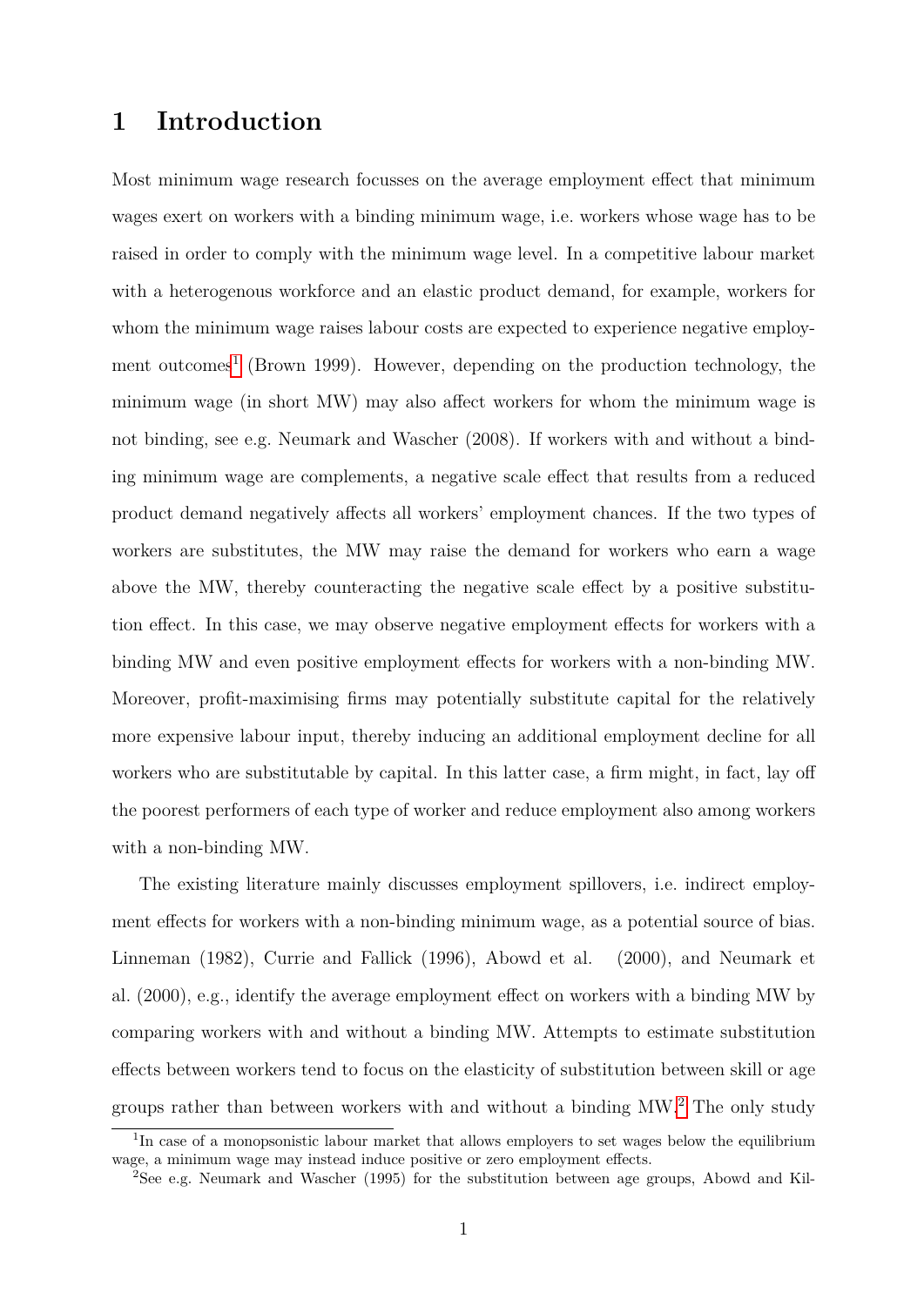# 1 Introduction

Most minimum wage research focusses on the average employment effect that minimum wages exert on workers with a binding minimum wage, i.e. workers whose wage has to be raised in order to comply with the minimum wage level. In a competitive labour market with a heterogenous workforce and an elastic product demand, for example, workers for whom the minimum wage raises labour costs are expected to experience negative employment outcomes[1] (Brown 1999). However, depending on the production technology, the minimum wage (in short MW) may also affect workers for whom the minimum wage is not binding, see e.g. Neumark and Wascher (2008). If workers with and without a binding minimum wage are complements, a negative scale effect that results from a reduced product demand negatively affects all workers' employment chances. If the two types of workers are substitutes, the MW may raise the demand for workers who earn a wage above the MW, thereby counteracting the negative scale effect by a positive substitution effect. In this case, we may observe negative employment effects for workers with a binding MW and even positive employment effects for workers with a non-binding MW. Moreover, profit-maximising firms may potentially substitute capital for the relatively more expensive labour input, thereby inducing an additional employment decline for all workers who are substitutable by capital. In this latter case, a firm might, in fact, lay off the poorest performers of each type of worker and reduce employment also among workers with a non-binding MW.

The existing literature mainly discusses employment spillovers, i.e. indirect employment effects for workers with a non-binding minimum wage, as a potential source of bias. Linneman (1982), Currie and Fallick (1996), Abowd et al. (2000), and Neumark et al. (2000), e.g., identify the average employment effect on workers with a binding MW by comparing workers with and without a binding MW. Attempts to estimate substitution effects between workers tend to focus on the elasticity of substitution between skill or age groups rather than between workers with and without a binding MW.[2] The only study

[1] In case of a monopsonistic labour market that allows employers to set wages below the equilibrium wage, a minimum wage may instead induce positive or zero employment effects.

[2] See e.g. Neumark and Wascher (1995) for the substitution between age groups, Abowd and Kil-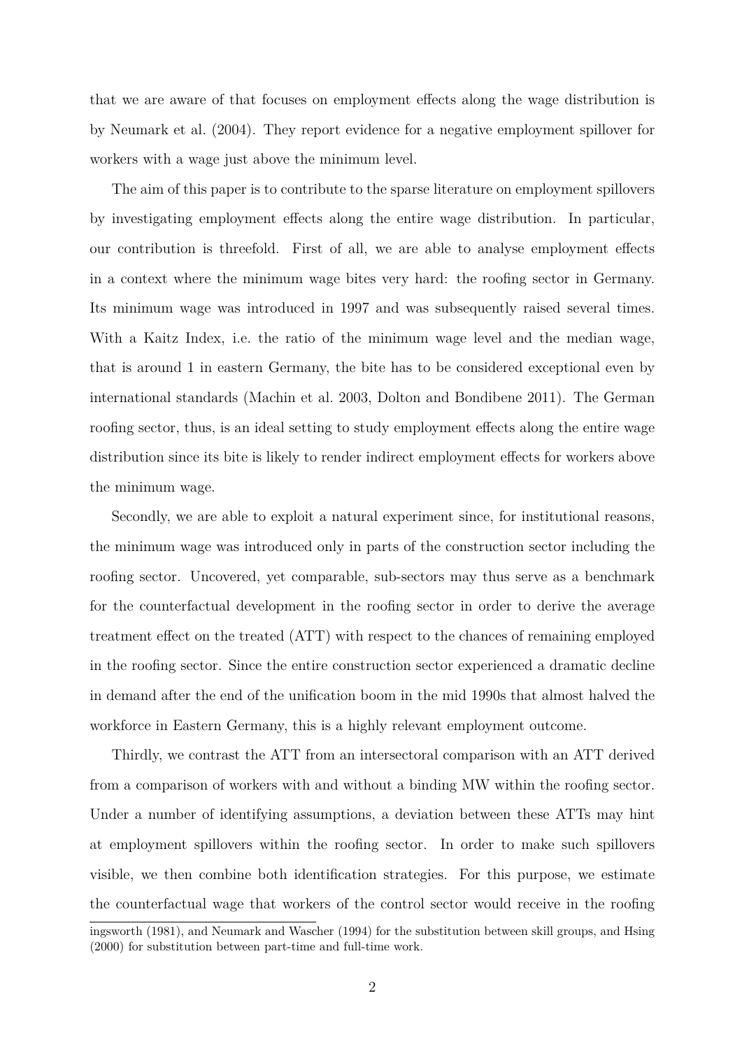that we are aware of that focuses on employment effects along the wage distribution is by Neumark et al. (2004). They report evidence for a negative employment spillover for workers with a wage just above the minimum level.

The aim of this paper is to contribute to the sparse literature on employment spillovers by investigating employment effects along the entire wage distribution. In particular, our contribution is threefold. First of all, we are able to analyse employment effects in a context where the minimum wage bites very hard: the roofing sector in Germany. Its minimum wage was introduced in 1997 and was subsequently raised several times. With a Kaitz Index, i.e. the ratio of the minimum wage level and the median wage, that is around 1 in eastern Germany, the bite has to be considered exceptional even by international standards (Machin et al. 2003, Dolton and Bondibene 2011). The German roofing sector, thus, is an ideal setting to study employment effects along the entire wage distribution since its bite is likely to render indirect employment effects for workers above the minimum wage.

Secondly, we are able to exploit a natural experiment since, for institutional reasons, the minimum wage was introduced only in parts of the construction sector including the roofing sector. Uncovered, yet comparable, sub-sectors may thus serve as a benchmark for the counterfactual development in the roofing sector in order to derive the average treatment effect on the treated (ATT) with respect to the chances of remaining employed in the roofing sector. Since the entire construction sector experienced a dramatic decline in demand after the end of the unification boom in the mid 1990s that almost halved the workforce in Eastern Germany, this is a highly relevant employment outcome.

Thirdly, we contrast the ATT from an intersectoral comparison with an ATT derived from a comparison of workers with and without a binding MW within the roofing sector. Under a number of identifying assumptions, a deviation between these ATTs may hint at employment spillovers within the roofing sector. In order to make such spillovers visible, we then combine both identification strategies. For this purpose, we estimate the counterfactual wage that workers of the control sector would receive in the roofing

ingsworth (1981), and Neumark and Wascher (1994) for the substitution between skill groups, and Hsing (2000) for substitution between part-time and full-time work.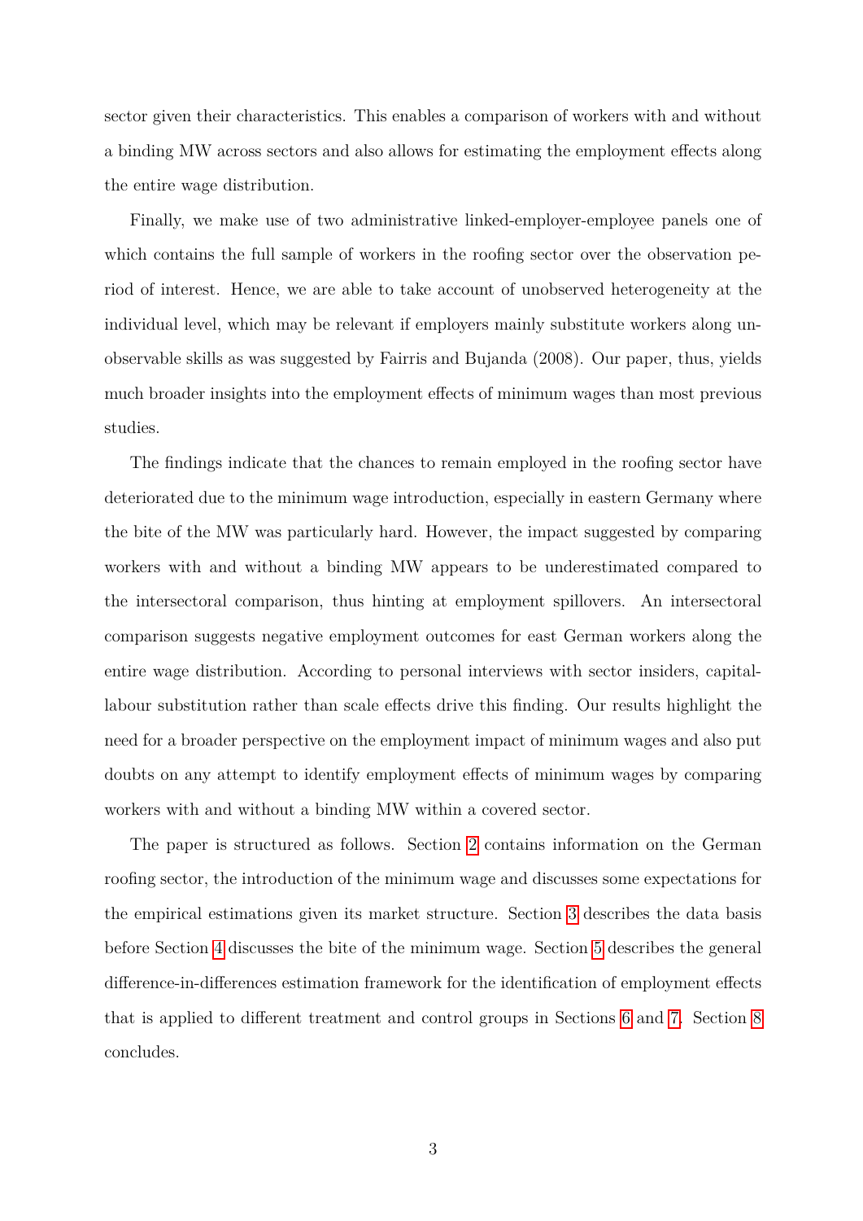sector given their characteristics. This enables a comparison of workers with and without a binding MW across sectors and also allows for estimating the employment effects along the entire wage distribution.

Finally, we make use of two administrative linked-employer-employee panels one of which contains the full sample of workers in the roofing sector over the observation period of interest. Hence, we are able to take account of unobserved heterogeneity at the individual level, which may be relevant if employers mainly substitute workers along unobservable skills as was suggested by Fairris and Bujanda (2008). Our paper, thus, yields much broader insights into the employment effects of minimum wages than most previous studies.

The findings indicate that the chances to remain employed in the roofing sector have deteriorated due to the minimum wage introduction, especially in eastern Germany where the bite of the MW was particularly hard. However, the impact suggested by comparing workers with and without a binding MW appears to be underestimated compared to the intersectoral comparison, thus hinting at employment spillovers. An intersectoral comparison suggests negative employment outcomes for east German workers along the entire wage distribution. According to personal interviews with sector insiders, capital-labour substitution rather than scale effects drive this finding. Our results highlight the need for a broader perspective on the employment impact of minimum wages and also put doubts on any attempt to identify employment effects of minimum wages by comparing workers with and without a binding MW within a covered sector.

The paper is structured as follows. Section 2 contains information on the German roofing sector, the introduction of the minimum wage and discusses some expectations for the empirical estimations given its market structure. Section 3 describes the data basis before Section 4 discusses the bite of the minimum wage. Section 5 describes the general difference-in-differences estimation framework for the identification of employment effects that is applied to different treatment and control groups in Sections 6 and 7. Section 8 concludes.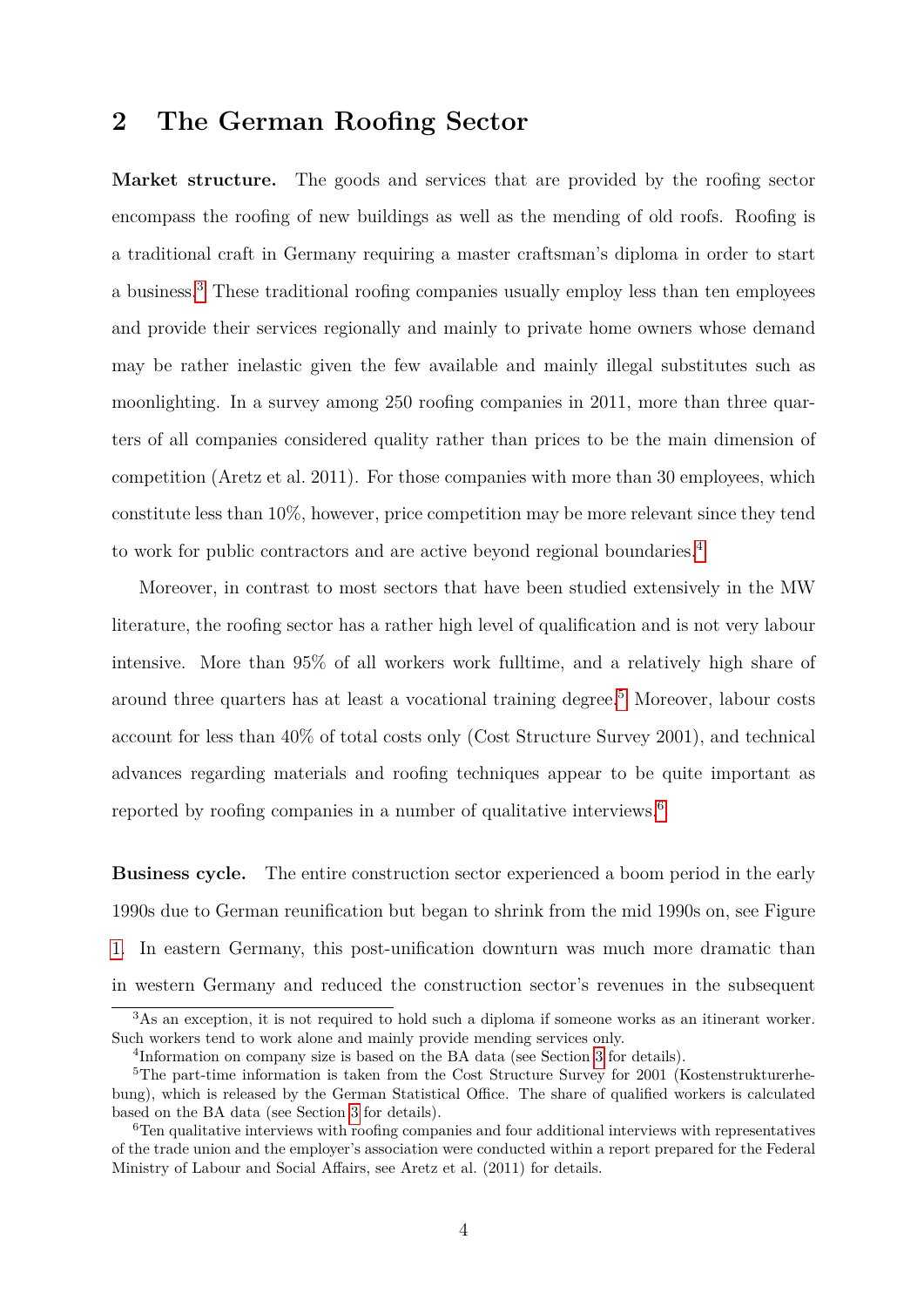## 2 The German Roofing Sector

**Market structure.** The goods and services that are provided by the roofing sector encompass the roofing of new buildings as well as the mending of old roofs. Roofing is a traditional craft in Germany requiring a master craftsman's diploma in order to start a business.[3] These traditional roofing companies usually employ less than ten employees and provide their services regionally and mainly to private home owners whose demand may be rather inelastic given the few available and mainly illegal substitutes such as moonlighting. In a survey among 250 roofing companies in 2011, more than three quarters of all companies considered quality rather than prices to be the main dimension of competition (Aretz et al. 2011). For those companies with more than 30 employees, which constitute less than 10%, however, price competition may be more relevant since they tend to work for public contractors and are active beyond regional boundaries.[4]

Moreover, in contrast to most sectors that have been studied extensively in the MW literature, the roofing sector has a rather high level of qualification and is not very labour intensive. More than 95% of all workers work fulltime, and a relatively high share of around three quarters has at least a vocational training degree.[5] Moreover, labour costs account for less than 40% of total costs only (Cost Structure Survey 2001), and technical advances regarding materials and roofing techniques appear to be quite important as reported by roofing companies in a number of qualitative interviews.[6]

**Business cycle.** The entire construction sector experienced a boom period in the early 1990s due to German reunification but began to shrink from the mid 1990s on, see Figure 1. In eastern Germany, this post-unification downturn was much more dramatic than in western Germany and reduced the construction sector's revenues in the subsequent

---

[3] As an exception, it is not required to hold such a diploma if someone works as an itinerant worker. Such workers tend to work alone and mainly provide mending services only.

[4] Information on company size is based on the BA data (see Section 3 for details).

[5] The part-time information is taken from the Cost Structure Survey for 2001 (Kostenstrukturerhebung), which is released by the German Statistical Office. The share of qualified workers is calculated based on the BA data (see Section 3 for details).

[6] Ten qualitative interviews with roofing companies and four additional interviews with representatives of the trade union and the employer's association were conducted within a report prepared for the Federal Ministry of Labour and Social Affairs, see Aretz et al. (2011) for details.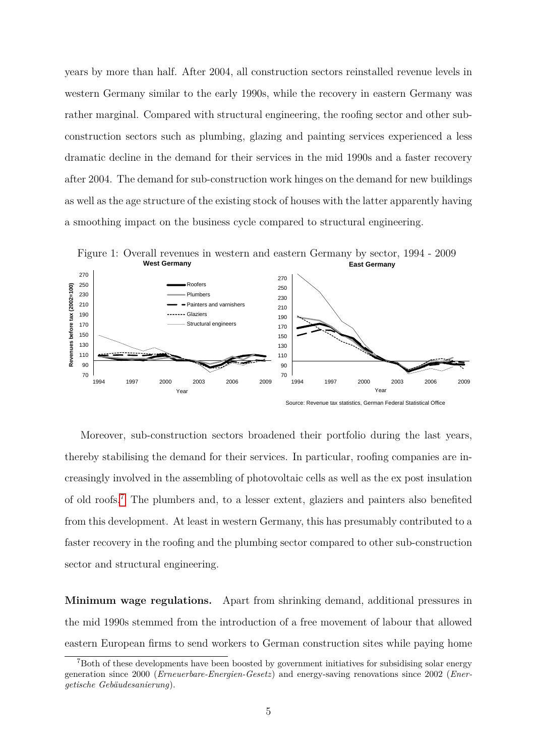years by more than half. After 2004, all construction sectors reinstalled revenue levels in western Germany similar to the early 1990s, while the recovery in eastern Germany was rather marginal. Compared with structural engineering, the roofing sector and other sub-construction sectors such as plumbing, glazing and painting services experienced a less dramatic decline in the demand for their services in the mid 1990s and a faster recovery after 2004. The demand for sub-construction work hinges on the demand for new buildings as well as the age structure of the existing stock of houses with the latter apparently having a smoothing impact on the business cycle compared to structural engineering.

Figure 1: Overall revenues in western and eastern Germany by sector, 1994 - 2009

Source: Revenue tax statistics, German Federal Statistical Office

Moreover, sub-construction sectors broadened their portfolio during the last years, thereby stabilising the demand for their services. In particular, roofing companies are increasingly involved in the assembling of photovoltaic cells as well as the ex post insulation of old roofs.[7] The plumbers and, to a lesser extent, glaziers and painters also benefited from this development. At least in western Germany, this has presumably contributed to a faster recovery in the roofing and the plumbing sector compared to other sub-construction sector and structural engineering.

**Minimum wage regulations.** Apart from shrinking demand, additional pressures in the mid 1990s stemmed from the introduction of a free movement of labour that allowed eastern European firms to send workers to German construction sites while paying home

[7] Both of these developments have been boosted by government initiatives for subsidising solar energy generation since 2000 (*Erneuerbare-Energien-Gesetz*) and energy-saving renovations since 2002 (*Energetische Gebäudesanierung*).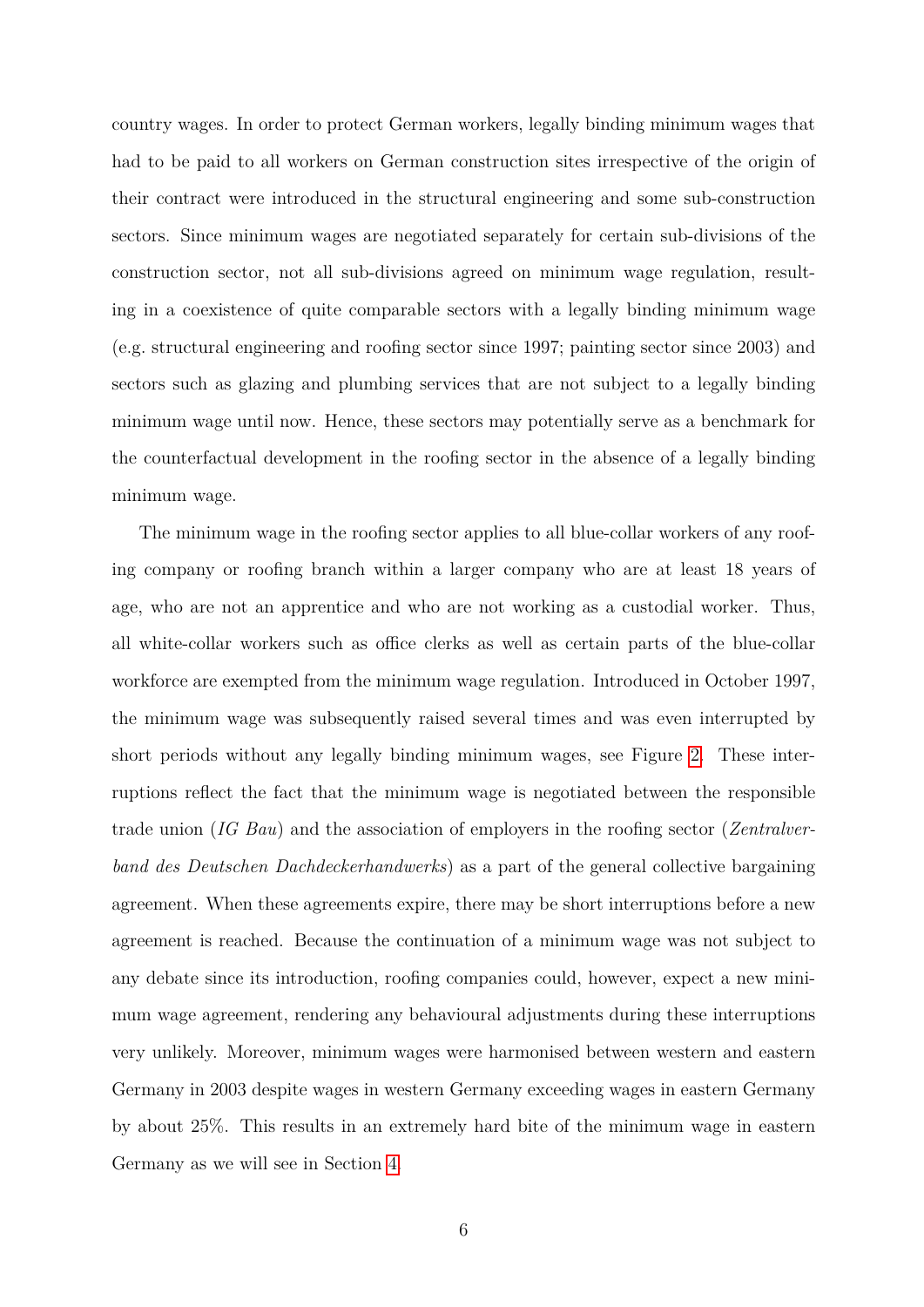country wages. In order to protect German workers, legally binding minimum wages that had to be paid to all workers on German construction sites irrespective of the origin of their contract were introduced in the structural engineering and some sub-construction sectors. Since minimum wages are negotiated separately for certain sub-divisions of the construction sector, not all sub-divisions agreed on minimum wage regulation, resulting in a coexistence of quite comparable sectors with a legally binding minimum wage (e.g. structural engineering and roofing sector since 1997; painting sector since 2003) and sectors such as glazing and plumbing services that are not subject to a legally binding minimum wage until now. Hence, these sectors may potentially serve as a benchmark for the counterfactual development in the roofing sector in the absence of a legally binding minimum wage.

The minimum wage in the roofing sector applies to all blue-collar workers of any roofing company or roofing branch within a larger company who are at least 18 years of age, who are not an apprentice and who are not working as a custodial worker. Thus, all white-collar workers such as office clerks as well as certain parts of the blue-collar workforce are exempted from the minimum wage regulation. Introduced in October 1997, the minimum wage was subsequently raised several times and was even interrupted by short periods without any legally binding minimum wages, see Figure 2. These interruptions reflect the fact that the minimum wage is negotiated between the responsible trade union (*IG Bau*) and the association of employers in the roofing sector (*Zentralverband des Deutschen Dachdeckerhandwerks*) as a part of the general collective bargaining agreement. When these agreements expire, there may be short interruptions before a new agreement is reached. Because the continuation of a minimum wage was not subject to any debate since its introduction, roofing companies could, however, expect a new minimum wage agreement, rendering any behavioural adjustments during these interruptions very unlikely. Moreover, minimum wages were harmonised between western and eastern Germany in 2003 despite wages in western Germany exceeding wages in eastern Germany by about 25%. This results in an extremely hard bite of the minimum wage in eastern Germany as we will see in Section 4.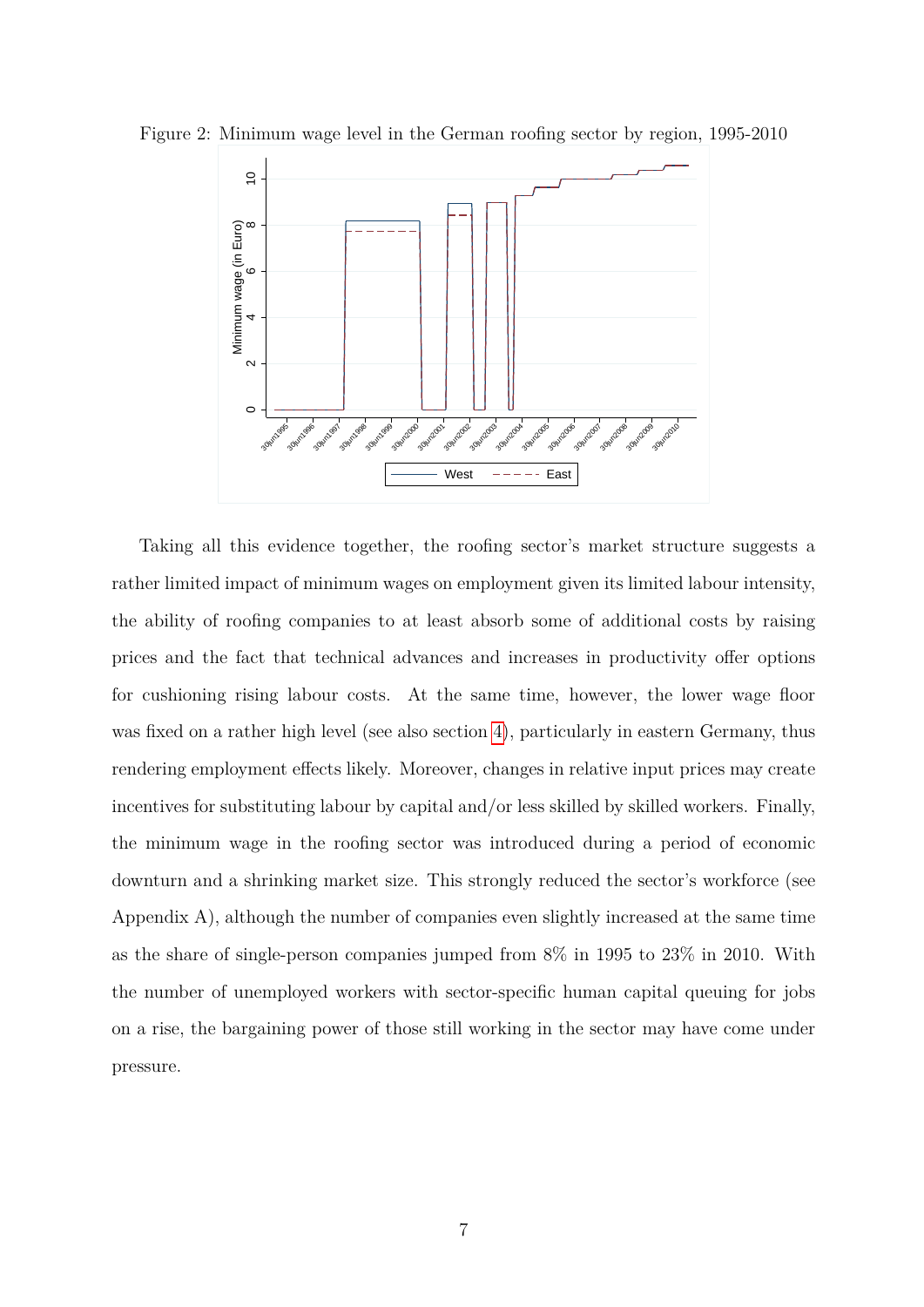Figure 2: Minimum wage level in the German roofing sector by region, 1995-2010

Taking all this evidence together, the roofing sector's market structure suggests a rather limited impact of minimum wages on employment given its limited labour intensity, the ability of roofing companies to at least absorb some of additional costs by raising prices and the fact that technical advances and increases in productivity offer options for cushioning rising labour costs. At the same time, however, the lower wage floor was fixed on a rather high level (see also section 4), particularly in eastern Germany, thus rendering employment effects likely. Moreover, changes in relative input prices may create incentives for substituting labour by capital and/or less skilled by skilled workers. Finally, the minimum wage in the roofing sector was introduced during a period of economic downturn and a shrinking market size. This strongly reduced the sector's workforce (see Appendix A), although the number of companies even slightly increased at the same time as the share of single-person companies jumped from 8% in 1995 to 23% in 2010. With the number of unemployed workers with sector-specific human capital queuing for jobs on a rise, the bargaining power of those still working in the sector may have come under pressure.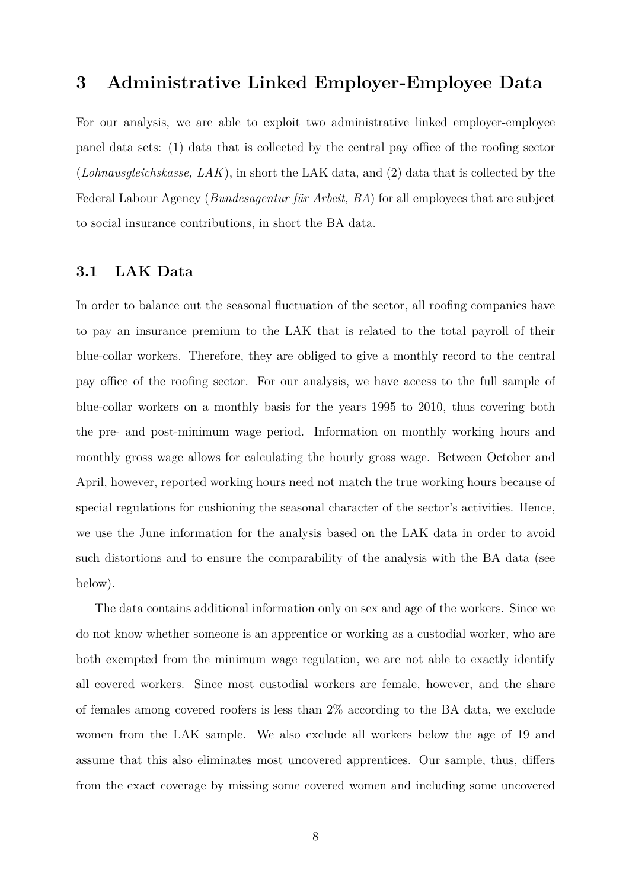# 3 Administrative Linked Employer-Employee Data

For our analysis, we are able to exploit two administrative linked employer-employee panel data sets: (1) data that is collected by the central pay office of the roofing sector (*Lohnausgleichskasse, LAK*), in short the LAK data, and (2) data that is collected by the Federal Labour Agency (*Bundesagentur für Arbeit, BA*) for all employees that are subject to social insurance contributions, in short the BA data.

## 3.1 LAK Data

In order to balance out the seasonal fluctuation of the sector, all roofing companies have to pay an insurance premium to the LAK that is related to the total payroll of their blue-collar workers. Therefore, they are obliged to give a monthly record to the central pay office of the roofing sector. For our analysis, we have access to the full sample of blue-collar workers on a monthly basis for the years 1995 to 2010, thus covering both the pre- and post-minimum wage period. Information on monthly working hours and monthly gross wage allows for calculating the hourly gross wage. Between October and April, however, reported working hours need not match the true working hours because of special regulations for cushioning the seasonal character of the sector's activities. Hence, we use the June information for the analysis based on the LAK data in order to avoid such distortions and to ensure the comparability of the analysis with the BA data (see below).

The data contains additional information only on sex and age of the workers. Since we do not know whether someone is an apprentice or working as a custodial worker, who are both exempted from the minimum wage regulation, we are not able to exactly identify all covered workers. Since most custodial workers are female, however, and the share of females among covered roofers is less than 2% according to the BA data, we exclude women from the LAK sample. We also exclude all workers below the age of 19 and assume that this also eliminates most uncovered apprentices. Our sample, thus, differs from the exact coverage by missing some covered women and including some uncovered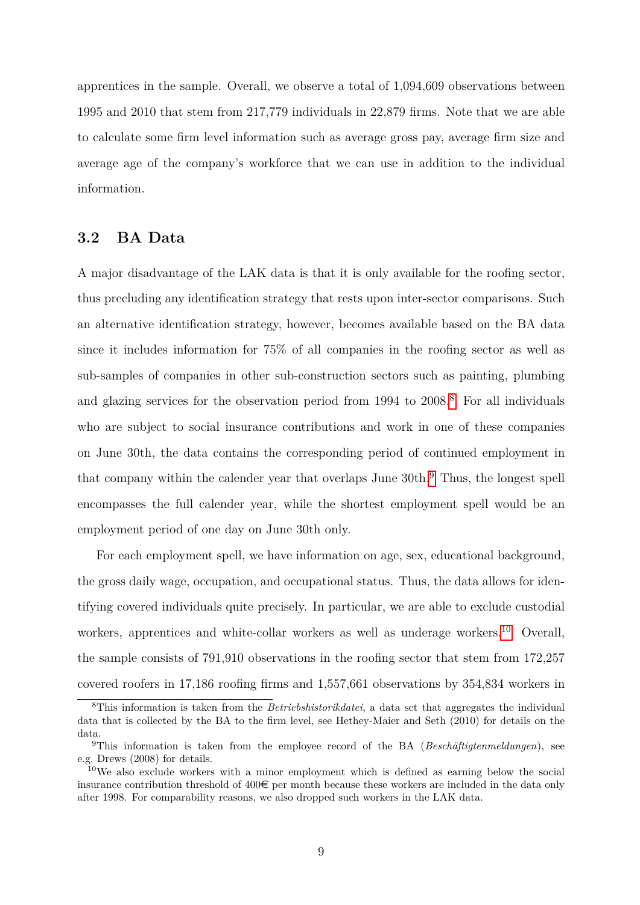apprentices in the sample. Overall, we observe a total of 1,094,609 observations between 1995 and 2010 that stem from 217,779 individuals in 22,879 firms. Note that we are able to calculate some firm level information such as average gross pay, average firm size and average age of the company's workforce that we can use in addition to the individual information.

### 3.2 BA Data

A major disadvantage of the LAK data is that it is only available for the roofing sector, thus precluding any identification strategy that rests upon inter-sector comparisons. Such an alternative identification strategy, however, becomes available based on the BA data since it includes information for 75% of all companies in the roofing sector as well as sub-samples of companies in other sub-construction sectors such as painting, plumbing and glazing services for the observation period from 1994 to 2008.[8] For all individuals who are subject to social insurance contributions and work in one of these companies on June 30th, the data contains the corresponding period of continued employment in that company within the calender year that overlaps June 30th.[9] Thus, the longest spell encompasses the full calender year, while the shortest employment spell would be an employment period of one day on June 30th only.

For each employment spell, we have information on age, sex, educational background, the gross daily wage, occupation, and occupational status. Thus, the data allows for identifying covered individuals quite precisely. In particular, we are able to exclude custodial workers, apprentices and white-collar workers as well as underage workers.[10] Overall, the sample consists of 791,910 observations in the roofing sector that stem from 172,257 covered roofers in 17,186 roofing firms and 1,557,661 observations by 354,834 workers in

[8] This information is taken from the *Betriebshistorikdatei*, a data set that aggregates the individual data that is collected by the BA to the firm level, see Hethey-Maier and Seth (2010) for details on the data.

[9] This information is taken from the employee record of the BA (*Beschäftigtenmeldungen*), see e.g. Drews (2008) for details.

[10] We also exclude workers with a minor employment which is defined as earning below the social insurance contribution threshold of 400€ per month because these workers are included in the data only after 1998. For comparability reasons, we also dropped such workers in the LAK data.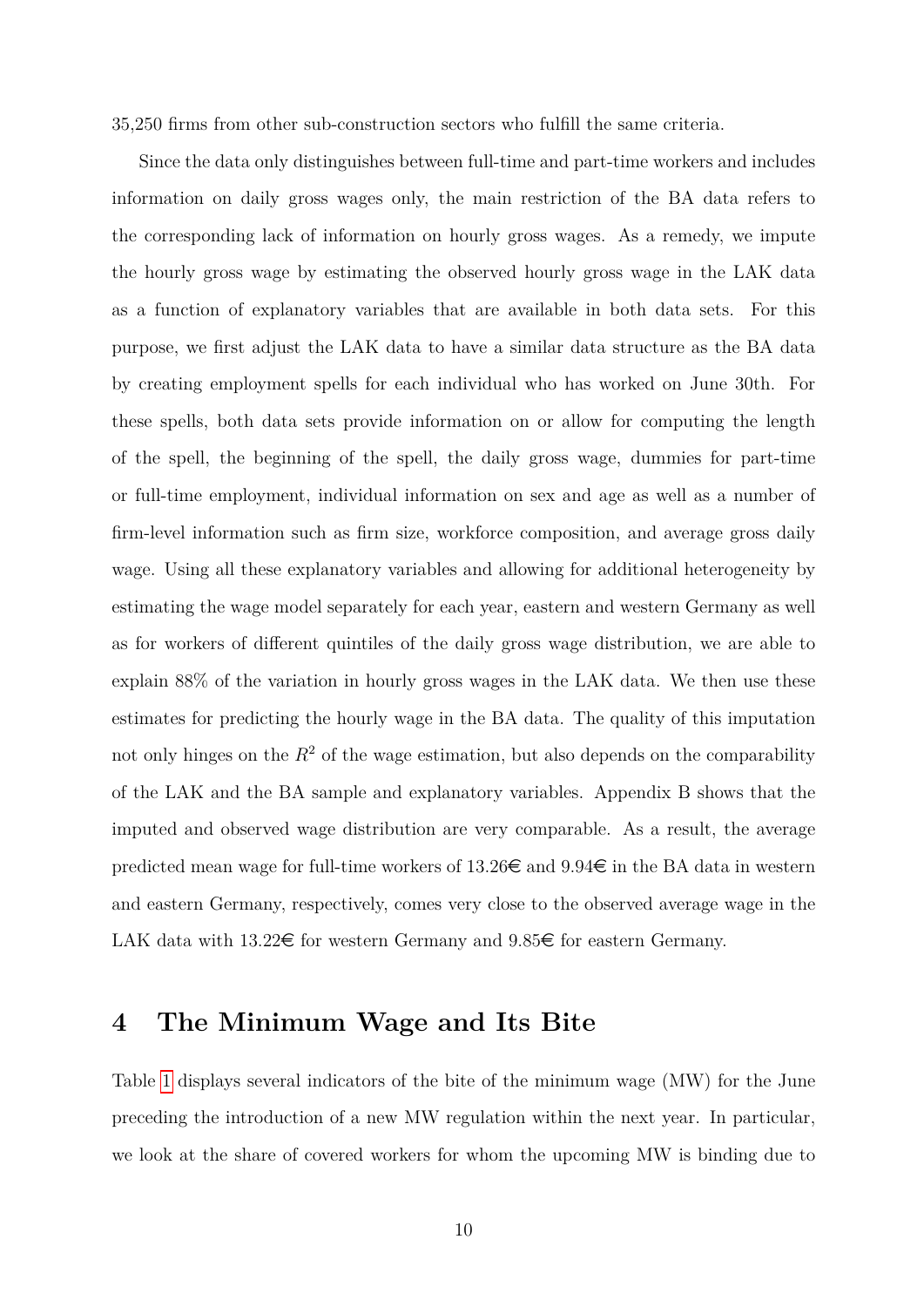35,250 firms from other sub-construction sectors who fulfill the same criteria.

Since the data only distinguishes between full-time and part-time workers and includes information on daily gross wages only, the main restriction of the BA data refers to the corresponding lack of information on hourly gross wages. As a remedy, we impute the hourly gross wage by estimating the observed hourly gross wage in the LAK data as a function of explanatory variables that are available in both data sets. For this purpose, we first adjust the LAK data to have a similar data structure as the BA data by creating employment spells for each individual who has worked on June 30th. For these spells, both data sets provide information on or allow for computing the length of the spell, the beginning of the spell, the daily gross wage, dummies for part-time or full-time employment, individual information on sex and age as well as a number of firm-level information such as firm size, workforce composition, and average gross daily wage. Using all these explanatory variables and allowing for additional heterogeneity by estimating the wage model separately for each year, eastern and western Germany as well as for workers of different quintiles of the daily gross wage distribution, we are able to explain 88% of the variation in hourly gross wages in the LAK data. We then use these estimates for predicting the hourly wage in the BA data. The quality of this imputation not only hinges on the $R^2$ of the wage estimation, but also depends on the comparability of the LAK and the BA sample and explanatory variables. Appendix B shows that the imputed and observed wage distribution are very comparable. As a result, the average predicted mean wage for full-time workers of 13.26€ and 9.94€ in the BA data in western and eastern Germany, respectively, comes very close to the observed average wage in the LAK data with 13.22€ for western Germany and 9.85€ for eastern Germany.

# 4 The Minimum Wage and Its Bite

Table 1 displays several indicators of the bite of the minimum wage (MW) for the June preceding the introduction of a new MW regulation within the next year. In particular, we look at the share of covered workers for whom the upcoming MW is binding due to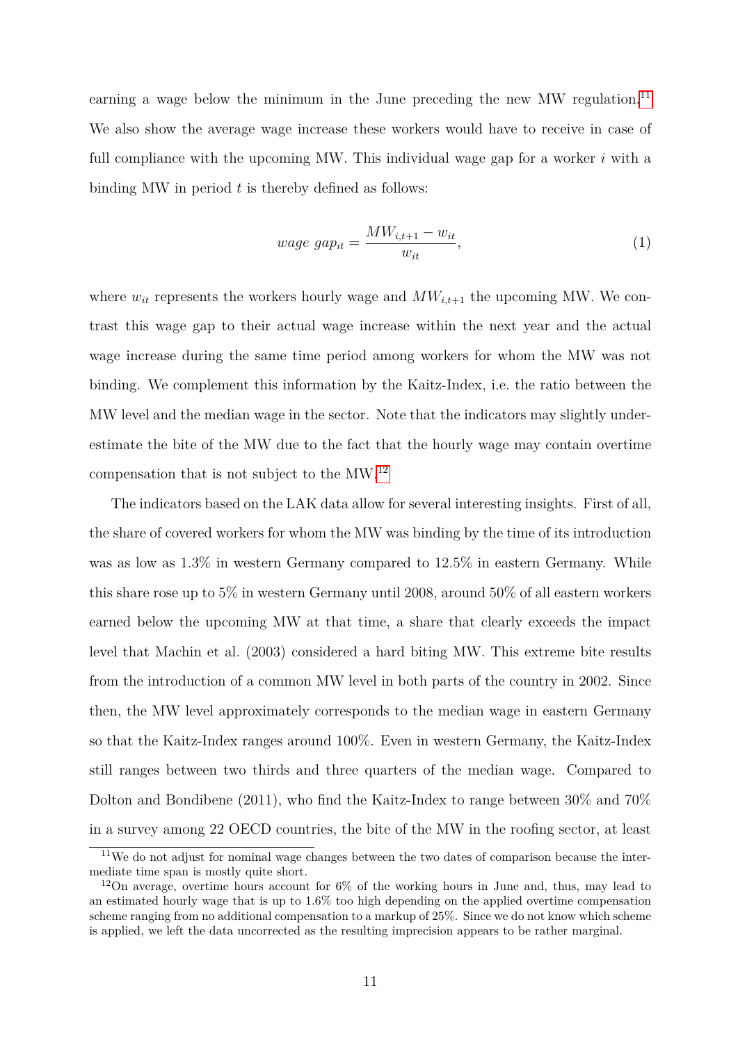earning a wage below the minimum in the June preceding the new MW regulation.[11] We also show the average wage increase these workers would have to receive in case of full compliance with the upcoming MW. This individual wage gap for a worker $i$ with a binding MW in period $t$ is thereby defined as follows:

$$wage\ gap_{it} = \frac{MW_{i,t+1} - w_{it}}{w_{it}}, \tag{1}$$

where $w_{it}$ represents the workers hourly wage and $MW_{i,t+1}$ the upcoming MW. We contrast this wage gap to their actual wage increase within the next year and the actual wage increase during the same time period among workers for whom the MW was not binding. We complement this information by the Kaitz-Index, i.e. the ratio between the MW level and the median wage in the sector. Note that the indicators may slightly underestimate the bite of the MW due to the fact that the hourly wage may contain overtime compensation that is not subject to the MW.[12]

The indicators based on the LAK data allow for several interesting insights. First of all, the share of covered workers for whom the MW was binding by the time of its introduction was as low as 1.3% in western Germany compared to 12.5% in eastern Germany. While this share rose up to 5% in western Germany until 2008, around 50% of all eastern workers earned below the upcoming MW at that time, a share that clearly exceeds the impact level that Machin et al. (2003) considered a hard biting MW. This extreme bite results from the introduction of a common MW level in both parts of the country in 2002. Since then, the MW level approximately corresponds to the median wage in eastern Germany so that the Kaitz-Index ranges around 100%. Even in western Germany, the Kaitz-Index still ranges between two thirds and three quarters of the median wage. Compared to Dolton and Bondibene (2011), who find the Kaitz-Index to range between 30% and 70% in a survey among 22 OECD countries, the bite of the MW in the roofing sector, at least

[11] We do not adjust for nominal wage changes between the two dates of comparison because the intermediate time span is mostly quite short.

[12] On average, overtime hours account for 6% of the working hours in June and, thus, may lead to an estimated hourly wage that is up to 1.6% too high depending on the applied overtime compensation scheme ranging from no additional compensation to a markup of 25%. Since we do not know which scheme is applied, we left the data uncorrected as the resulting imprecision appears to be rather marginal.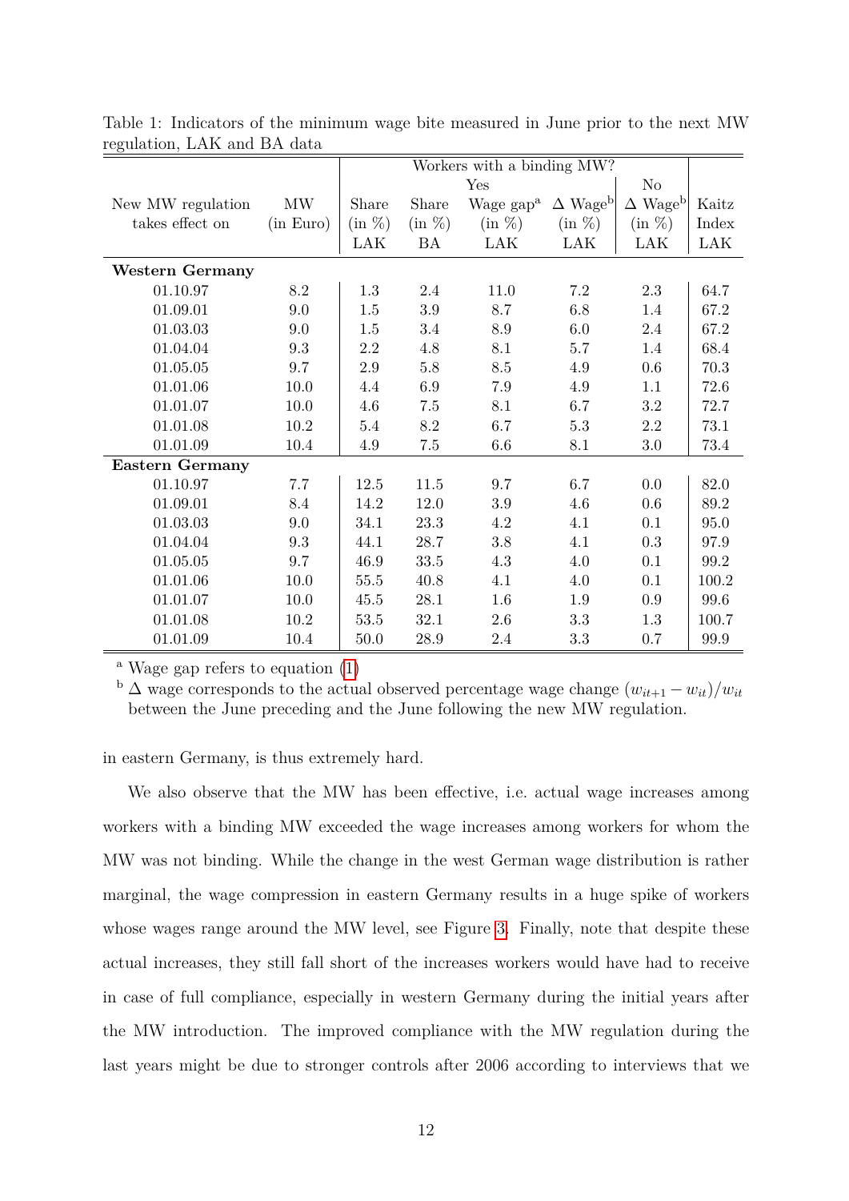Table 1: Indicators of the minimum wage bite measured in June prior to the next MW regulation, LAK and BA data

| New MW regulation takes effect on | MW (in Euro) | Workers with a binding MW? Yes: Share (in %) LAK | Yes: Share (in %) BA | Yes: Wage gap[a] (in %) LAK | Yes: Δ Wage[b] (in %) LAK | No: Δ Wage[b] (in %) LAK | Kaitz Index LAK |
|---|---|---|---|---|---|---|---|
| **Western Germany** | | | | | | | |
| 01.10.97 | 8.2 | 1.3 | 2.4 | 11.0 | 7.2 | 2.3 | 64.7 |
| 01.09.01 | 9.0 | 1.5 | 3.9 | 8.7 | 6.8 | 1.4 | 67.2 |
| 01.03.03 | 9.0 | 1.5 | 3.4 | 8.9 | 6.0 | 2.4 | 67.2 |
| 01.04.04 | 9.3 | 2.2 | 4.8 | 8.1 | 5.7 | 1.4 | 68.4 |
| 01.05.05 | 9.7 | 2.9 | 5.8 | 8.5 | 4.9 | 0.6 | 70.3 |
| 01.01.06 | 10.0 | 4.4 | 6.9 | 7.9 | 4.9 | 1.1 | 72.6 |
| 01.01.07 | 10.0 | 4.6 | 7.5 | 8.1 | 6.7 | 3.2 | 72.7 |
| 01.01.08 | 10.2 | 5.4 | 8.2 | 6.7 | 5.3 | 2.2 | 73.1 |
| 01.01.09 | 10.4 | 4.9 | 7.5 | 6.6 | 8.1 | 3.0 | 73.4 |
| **Eastern Germany** | | | | | | | |
| 01.10.97 | 7.7 | 12.5 | 11.5 | 9.7 | 6.7 | 0.0 | 82.0 |
| 01.09.01 | 8.4 | 14.2 | 12.0 | 3.9 | 4.6 | 0.6 | 89.2 |
| 01.03.03 | 9.0 | 34.1 | 23.3 | 4.2 | 4.1 | 0.1 | 95.0 |
| 01.04.04 | 9.3 | 44.1 | 28.7 | 3.8 | 4.1 | 0.3 | 97.9 |
| 01.05.05 | 9.7 | 46.9 | 33.5 | 4.3 | 4.0 | 0.1 | 99.2 |
| 01.01.06 | 10.0 | 55.5 | 40.8 | 4.1 | 4.0 | 0.1 | 100.2 |
| 01.01.07 | 10.0 | 45.5 | 28.1 | 1.6 | 1.9 | 0.9 | 99.6 |
| 01.01.08 | 10.2 | 53.5 | 32.1 | 2.6 | 3.3 | 1.3 | 100.7 |
| 01.01.09 | 10.4 | 50.0 | 28.9 | 2.4 | 3.3 | 0.7 | 99.9 |

[a] Wage gap refers to equation (1)

[b] Δ wage corresponds to the actual observed percentage wage change $(w_{it+1} - w_{it})/w_{it}$ between the June preceding and the June following the new MW regulation.

in eastern Germany, is thus extremely hard.

We also observe that the MW has been effective, i.e. actual wage increases among workers with a binding MW exceeded the wage increases among workers for whom the MW was not binding. While the change in the west German wage distribution is rather marginal, the wage compression in eastern Germany results in a huge spike of workers whose wages range around the MW level, see Figure 3. Finally, note that despite these actual increases, they still fall short of the increases workers would have had to receive in case of full compliance, especially in western Germany during the initial years after the MW introduction. The improved compliance with the MW regulation during the last years might be due to stronger controls after 2006 according to interviews that we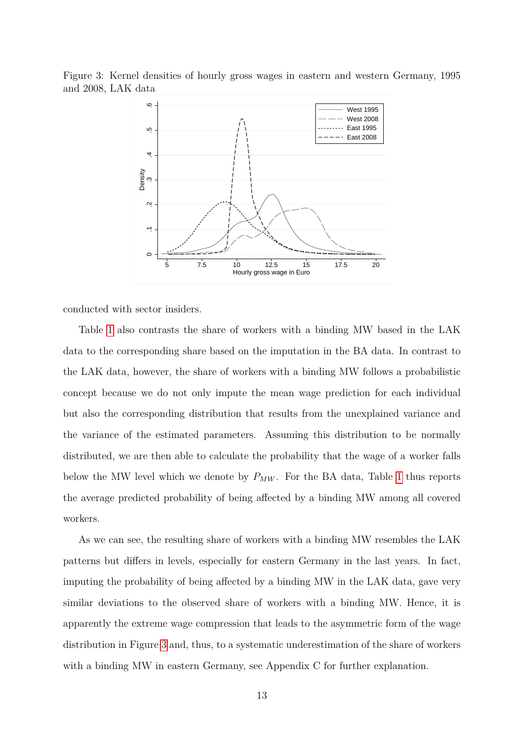Figure 3: Kernel densities of hourly gross wages in eastern and western Germany, 1995 and 2008, LAK data

conducted with sector insiders.

Table 1 also contrasts the share of workers with a binding MW based in the LAK data to the corresponding share based on the imputation in the BA data. In contrast to the LAK data, however, the share of workers with a binding MW follows a probabilistic concept because we do not only impute the mean wage prediction for each individual but also the corresponding distribution that results from the unexplained variance and the variance of the estimated parameters. Assuming this distribution to be normally distributed, we are then able to calculate the probability that the wage of a worker falls below the MW level which we denote by $P_{MW}$. For the BA data, Table 1 thus reports the average predicted probability of being affected by a binding MW among all covered workers.

As we can see, the resulting share of workers with a binding MW resembles the LAK patterns but differs in levels, especially for eastern Germany in the last years. In fact, imputing the probability of being affected by a binding MW in the LAK data, gave very similar deviations to the observed share of workers with a binding MW. Hence, it is apparently the extreme wage compression that leads to the asymmetric form of the wage distribution in Figure 3 and, thus, to a systematic underestimation of the share of workers with a binding MW in eastern Germany, see Appendix C for further explanation.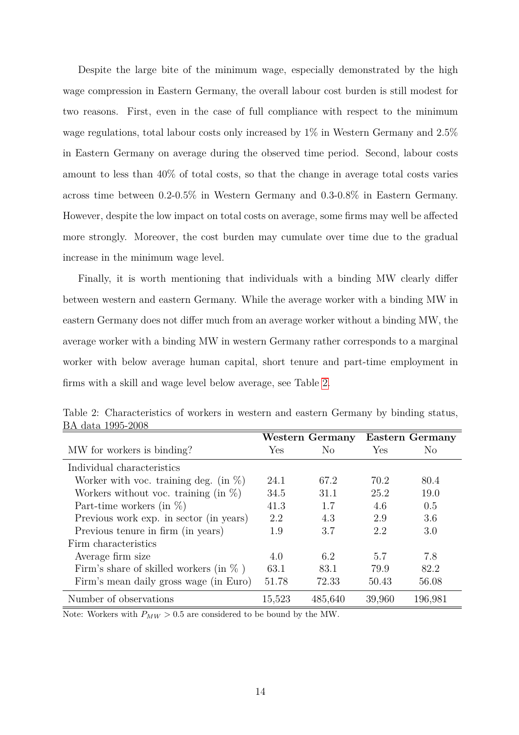Despite the large bite of the minimum wage, especially demonstrated by the high wage compression in Eastern Germany, the overall labour cost burden is still modest for two reasons. First, even in the case of full compliance with respect to the minimum wage regulations, total labour costs only increased by 1% in Western Germany and 2.5% in Eastern Germany on average during the observed time period. Second, labour costs amount to less than 40% of total costs, so that the change in average total costs varies across time between 0.2-0.5% in Western Germany and 0.3-0.8% in Eastern Germany. However, despite the low impact on total costs on average, some firms may well be affected more strongly. Moreover, the cost burden may cumulate over time due to the gradual increase in the minimum wage level.

Finally, it is worth mentioning that individuals with a binding MW clearly differ between western and eastern Germany. While the average worker with a binding MW in eastern Germany does not differ much from an average worker without a binding MW, the average worker with a binding MW in western Germany rather corresponds to a marginal worker with below average human capital, short tenure and part-time employment in firms with a skill and wage level below average, see Table 2.

Table 2: Characteristics of workers in western and eastern Germany by binding status, BA data 1995-2008

| | **Western Germany** | | **Eastern Germany** | |
|---|---|---|---|---|
| MW for workers is binding? | Yes | No | Yes | No |
| Individual characteristics | | | | |
| Worker with voc. training deg. (in %) | 24.1 | 67.2 | 70.2 | 80.4 |
| Workers without voc. training (in %) | 34.5 | 31.1 | 25.2 | 19.0 |
| Part-time workers (in %) | 41.3 | 1.7 | 4.6 | 0.5 |
| Previous work exp. in sector (in years) | 2.2 | 4.3 | 2.9 | 3.6 |
| Previous tenure in firm (in years) | 1.9 | 3.7 | 2.2 | 3.0 |
| Firm characteristics | | | | |
| Average firm size | 4.0 | 6.2 | 5.7 | 7.8 |
| Firm's share of skilled workers (in % ) | 63.1 | 83.1 | 79.9 | 82.2 |
| Firm's mean daily gross wage (in Euro) | 51.78 | 72.33 | 50.43 | 56.08 |
| Number of observations | 15,523 | 485,640 | 39,960 | 196,981 |

Note: Workers with $P_{MW} > 0.5$ are considered to be bound by the MW.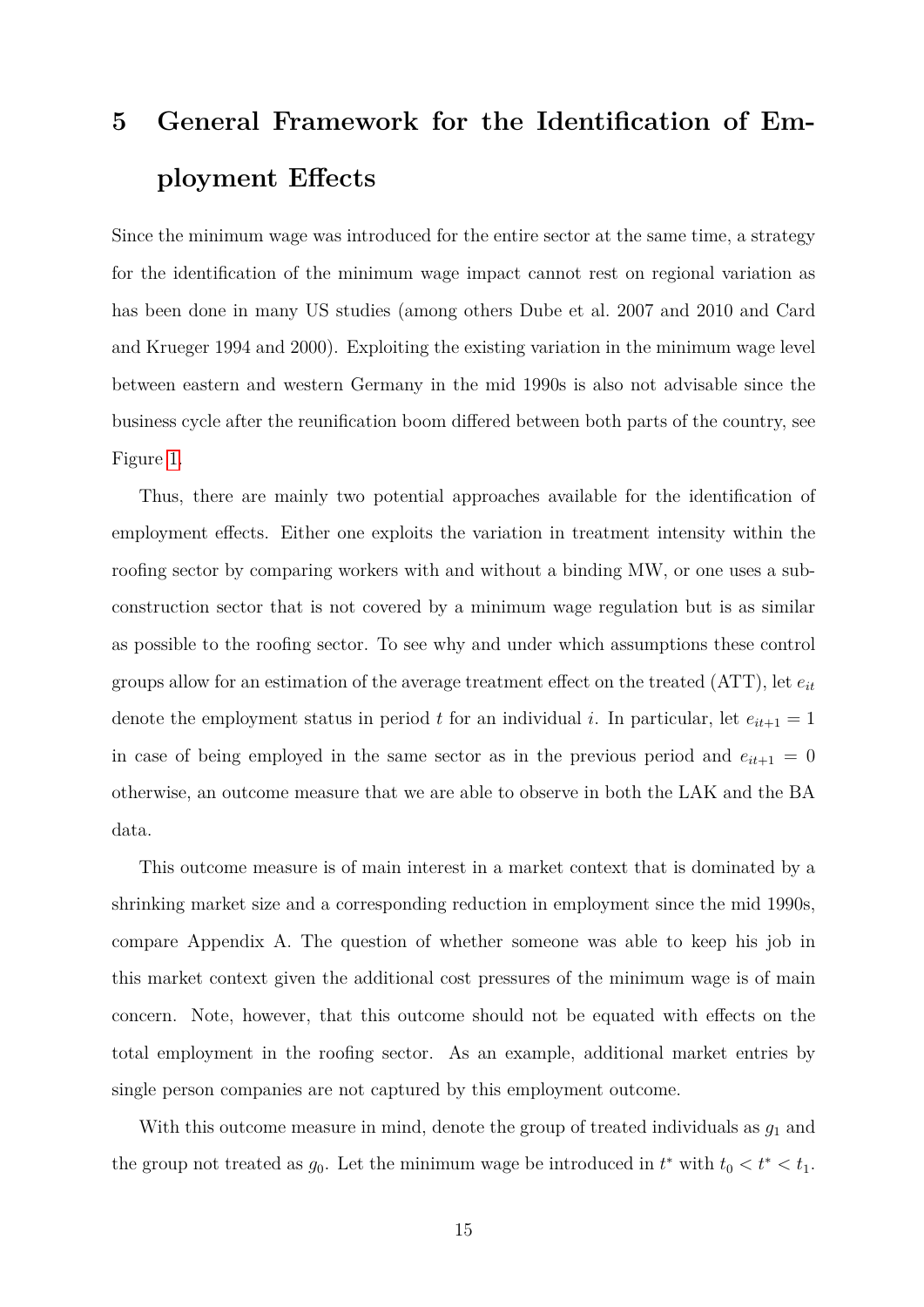# 5 General Framework for the Identification of Employment Effects

Since the minimum wage was introduced for the entire sector at the same time, a strategy for the identification of the minimum wage impact cannot rest on regional variation as has been done in many US studies (among others Dube et al. 2007 and 2010 and Card and Krueger 1994 and 2000). Exploiting the existing variation in the minimum wage level between eastern and western Germany in the mid 1990s is also not advisable since the business cycle after the reunification boom differed between both parts of the country, see Figure 1.

Thus, there are mainly two potential approaches available for the identification of employment effects. Either one exploits the variation in treatment intensity within the roofing sector by comparing workers with and without a binding MW, or one uses a subconstruction sector that is not covered by a minimum wage regulation but is as similar as possible to the roofing sector. To see why and under which assumptions these control groups allow for an estimation of the average treatment effect on the treated (ATT), let $e_{it}$ denote the employment status in period $t$ for an individual $i$. In particular, let $e_{it+1} = 1$ in case of being employed in the same sector as in the previous period and $e_{it+1} = 0$ otherwise, an outcome measure that we are able to observe in both the LAK and the BA data.

This outcome measure is of main interest in a market context that is dominated by a shrinking market size and a corresponding reduction in employment since the mid 1990s, compare Appendix A. The question of whether someone was able to keep his job in this market context given the additional cost pressures of the minimum wage is of main concern. Note, however, that this outcome should not be equated with effects on the total employment in the roofing sector. As an example, additional market entries by single person companies are not captured by this employment outcome.

With this outcome measure in mind, denote the group of treated individuals as $g_1$ and the group not treated as $g_0$. Let the minimum wage be introduced in $t^*$ with $t_0 < t^* < t_1$.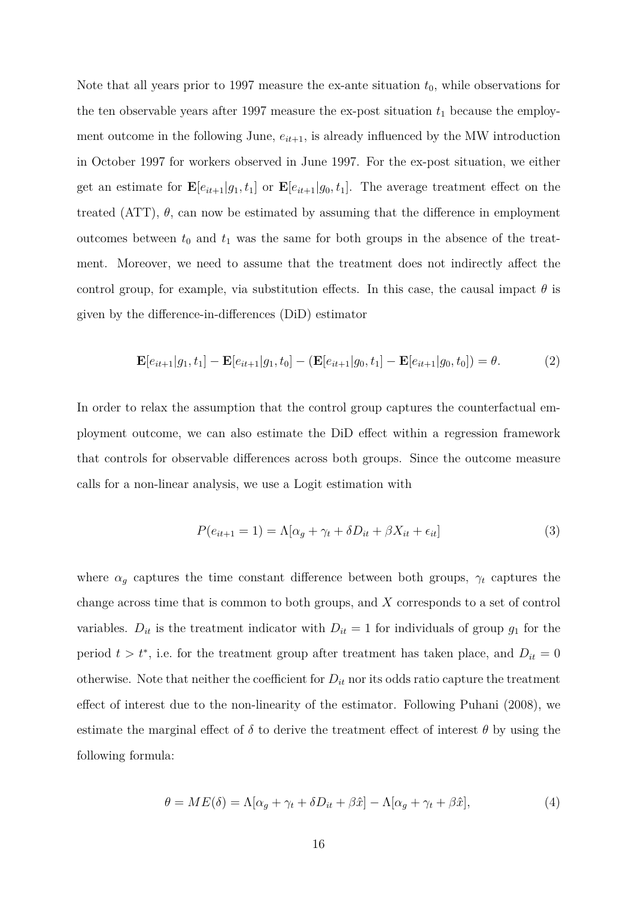Note that all years prior to 1997 measure the ex-ante situation $t_0$, while observations for the ten observable years after 1997 measure the ex-post situation $t_1$ because the employment outcome in the following June, $e_{it+1}$, is already influenced by the MW introduction in October 1997 for workers observed in June 1997. For the ex-post situation, we either get an estimate for $\mathbf{E}[e_{it+1}|g_1, t_1]$ or $\mathbf{E}[e_{it+1}|g_0, t_1]$. The average treatment effect on the treated (ATT), $\theta$, can now be estimated by assuming that the difference in employment outcomes between $t_0$ and $t_1$ was the same for both groups in the absence of the treatment. Moreover, we need to assume that the treatment does not indirectly affect the control group, for example, via substitution effects. In this case, the causal impact $\theta$ is given by the difference-in-differences (DiD) estimator

$$\mathbf{E}[e_{it+1}|g_1, t_1] - \mathbf{E}[e_{it+1}|g_1, t_0] - (\mathbf{E}[e_{it+1}|g_0, t_1] - \mathbf{E}[e_{it+1}|g_0, t_0]) = \theta. \tag{2}$$

In order to relax the assumption that the control group captures the counterfactual employment outcome, we can also estimate the DiD effect within a regression framework that controls for observable differences across both groups. Since the outcome measure calls for a non-linear analysis, we use a Logit estimation with

$$P(e_{it+1} = 1) = \Lambda[\alpha_g + \gamma_t + \delta D_{it} + \beta X_{it} + \epsilon_{it}] \tag{3}$$

where $\alpha_g$ captures the time constant difference between both groups, $\gamma_t$ captures the change across time that is common to both groups, and $X$ corresponds to a set of control variables. $D_{it}$ is the treatment indicator with $D_{it} = 1$ for individuals of group $g_1$ for the period $t > t^*$, i.e. for the treatment group after treatment has taken place, and $D_{it} = 0$ otherwise. Note that neither the coefficient for $D_{it}$ nor its odds ratio capture the treatment effect of interest due to the non-linearity of the estimator. Following Puhani (2008), we estimate the marginal effect of $\delta$ to derive the treatment effect of interest $\theta$ by using the following formula:

$$\theta = ME(\delta) = \Lambda[\alpha_g + \gamma_t + \delta D_{it} + \beta \hat{x}] - \Lambda[\alpha_g + \gamma_t + \beta \hat{x}], \tag{4}$$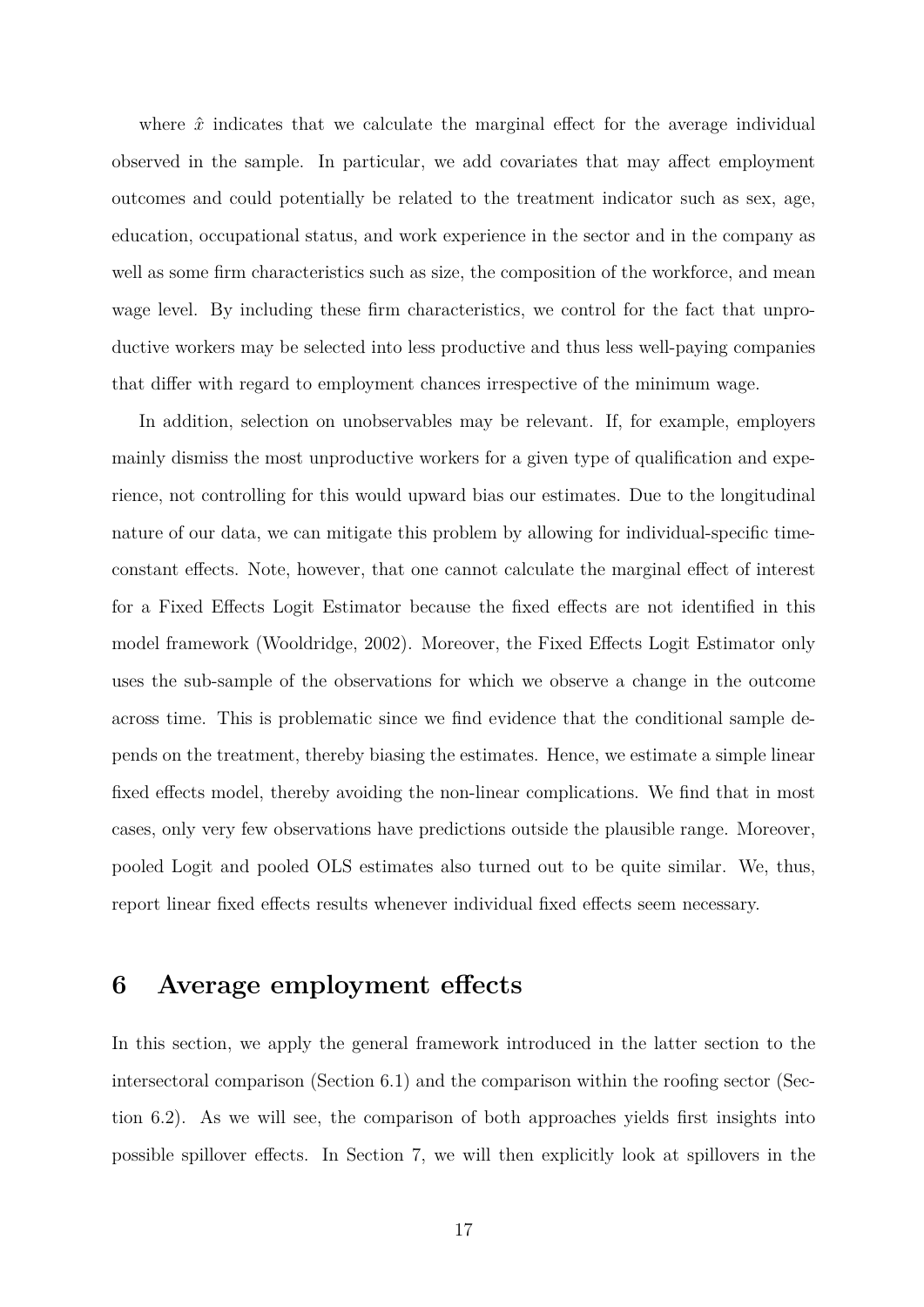where $\hat{x}$ indicates that we calculate the marginal effect for the average individual observed in the sample. In particular, we add covariates that may affect employment outcomes and could potentially be related to the treatment indicator such as sex, age, education, occupational status, and work experience in the sector and in the company as well as some firm characteristics such as size, the composition of the workforce, and mean wage level. By including these firm characteristics, we control for the fact that unproductive workers may be selected into less productive and thus less well-paying companies that differ with regard to employment chances irrespective of the minimum wage.

In addition, selection on unobservables may be relevant. If, for example, employers mainly dismiss the most unproductive workers for a given type of qualification and experience, not controlling for this would upward bias our estimates. Due to the longitudinal nature of our data, we can mitigate this problem by allowing for individual-specific time-constant effects. Note, however, that one cannot calculate the marginal effect of interest for a Fixed Effects Logit Estimator because the fixed effects are not identified in this model framework (Wooldridge, 2002). Moreover, the Fixed Effects Logit Estimator only uses the sub-sample of the observations for which we observe a change in the outcome across time. This is problematic since we find evidence that the conditional sample depends on the treatment, thereby biasing the estimates. Hence, we estimate a simple linear fixed effects model, thereby avoiding the non-linear complications. We find that in most cases, only very few observations have predictions outside the plausible range. Moreover, pooled Logit and pooled OLS estimates also turned out to be quite similar. We, thus, report linear fixed effects results whenever individual fixed effects seem necessary.

# 6 Average employment effects

In this section, we apply the general framework introduced in the latter section to the intersectoral comparison (Section 6.1) and the comparison within the roofing sector (Section 6.2). As we will see, the comparison of both approaches yields first insights into possible spillover effects. In Section 7, we will then explicitly look at spillovers in the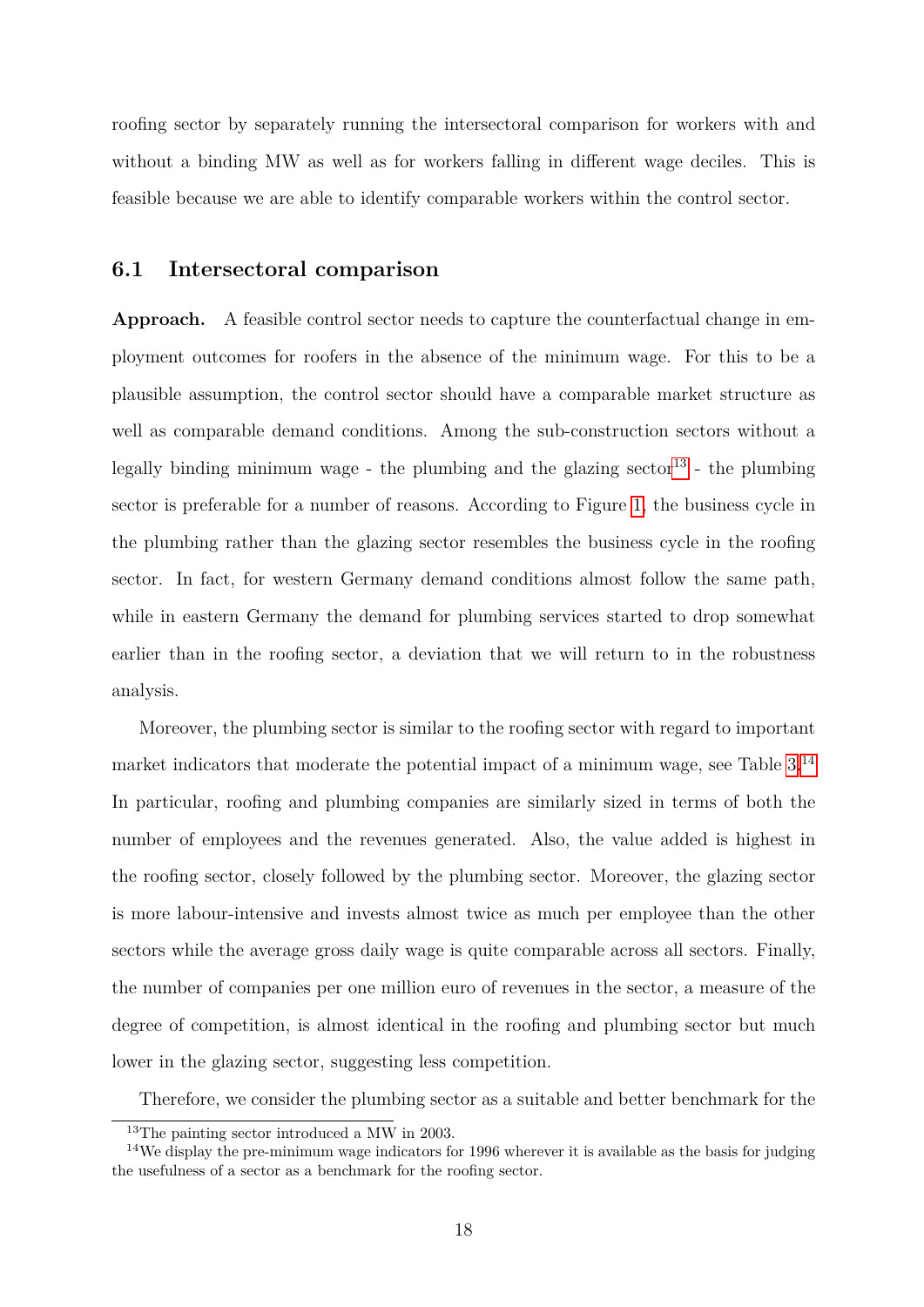roofing sector by separately running the intersectoral comparison for workers with and without a binding MW as well as for workers falling in different wage deciles. This is feasible because we are able to identify comparable workers within the control sector.

## 6.1 Intersectoral comparison

**Approach.** A feasible control sector needs to capture the counterfactual change in employment outcomes for roofers in the absence of the minimum wage. For this to be a plausible assumption, the control sector should have a comparable market structure as well as comparable demand conditions. Among the sub-construction sectors without a legally binding minimum wage - the plumbing and the glazing sector[13] - the plumbing sector is preferable for a number of reasons. According to Figure 1, the business cycle in the plumbing rather than the glazing sector resembles the business cycle in the roofing sector. In fact, for western Germany demand conditions almost follow the same path, while in eastern Germany the demand for plumbing services started to drop somewhat earlier than in the roofing sector, a deviation that we will return to in the robustness analysis.

Moreover, the plumbing sector is similar to the roofing sector with regard to important market indicators that moderate the potential impact of a minimum wage, see Table 3.[14] In particular, roofing and plumbing companies are similarly sized in terms of both the number of employees and the revenues generated. Also, the value added is highest in the roofing sector, closely followed by the plumbing sector. Moreover, the glazing sector is more labour-intensive and invests almost twice as much per employee than the other sectors while the average gross daily wage is quite comparable across all sectors. Finally, the number of companies per one million euro of revenues in the sector, a measure of the degree of competition, is almost identical in the roofing and plumbing sector but much lower in the glazing sector, suggesting less competition.

Therefore, we consider the plumbing sector as a suitable and better benchmark for the

[13] The painting sector introduced a MW in 2003.

[14] We display the pre-minimum wage indicators for 1996 wherever it is available as the basis for judging the usefulness of a sector as a benchmark for the roofing sector.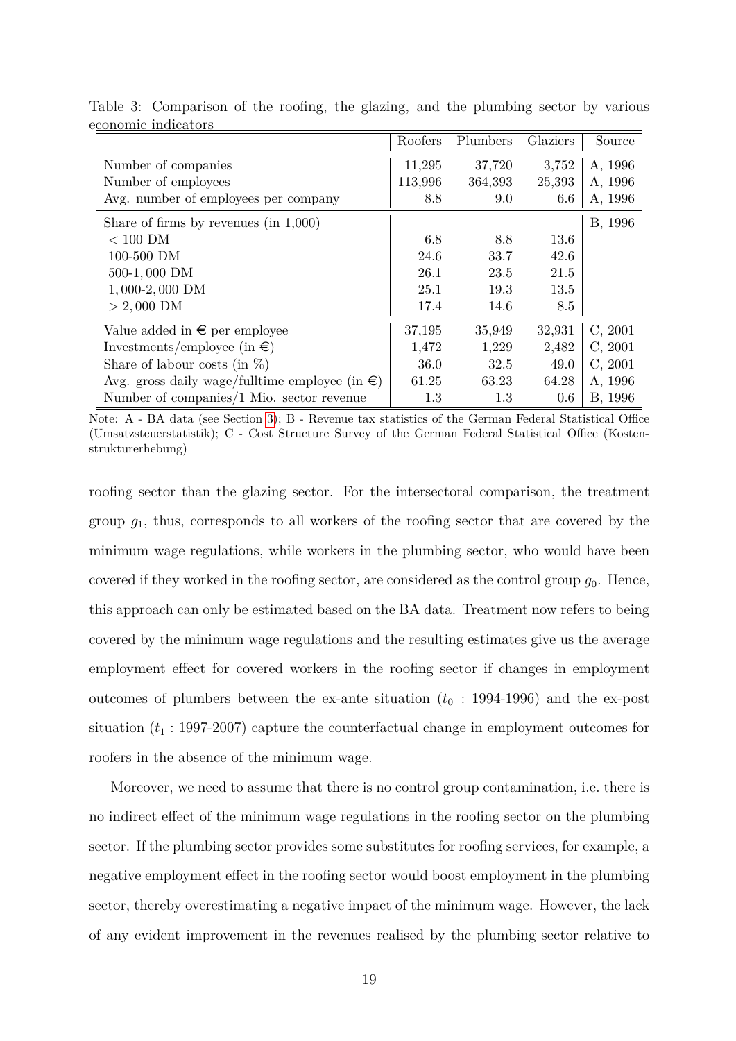Table 3: Comparison of the roofing, the glazing, and the plumbing sector by various economic indicators

| | Roofers | Plumbers | Glaziers | Source |
|---|---|---|---|---|
| Number of companies | 11,295 | 37,720 | 3,752 | A, 1996 |
| Number of employees | 113,996 | 364,393 | 25,393 | A, 1996 |
| Avg. number of employees per company | 8.8 | 9.0 | 6.6 | A, 1996 |
| Share of firms by revenues (in 1,000) | | | | B, 1996 |
| $< 100$ DM | 6.8 | 8.8 | 13.6 | |
| 100-500 DM | 24.6 | 33.7 | 42.6 | |
| 500-1,000 DM | 26.1 | 23.5 | 21.5 | |
| 1,000-2,000 DM | 25.1 | 19.3 | 13.5 | |
| $> 2,000$ DM | 17.4 | 14.6 | 8.5 | |
| Value added in € per employee | 37,195 | 35,949 | 32,931 | C, 2001 |
| Investments/employee (in €) | 1,472 | 1,229 | 2,482 | C, 2001 |
| Share of labour costs (in %) | 36.0 | 32.5 | 49.0 | C, 2001 |
| Avg. gross daily wage/fulltime employee (in €) | 61.25 | 63.23 | 64.28 | A, 1996 |
| Number of companies/1 Mio. sector revenue | 1.3 | 1.3 | 0.6 | B, 1996 |

Note: A - BA data (see Section 3); B - Revenue tax statistics of the German Federal Statistical Office (Umsatzsteuerstatistik); C - Cost Structure Survey of the German Federal Statistical Office (Kostenstrukturerhebung)

roofing sector than the glazing sector. For the intersectoral comparison, the treatment group $g_1$, thus, corresponds to all workers of the roofing sector that are covered by the minimum wage regulations, while workers in the plumbing sector, who would have been covered if they worked in the roofing sector, are considered as the control group $g_0$. Hence, this approach can only be estimated based on the BA data. Treatment now refers to being covered by the minimum wage regulations and the resulting estimates give us the average employment effect for covered workers in the roofing sector if changes in employment outcomes of plumbers between the ex-ante situation ($t_0$ : 1994-1996) and the ex-post situation ($t_1$ : 1997-2007) capture the counterfactual change in employment outcomes for roofers in the absence of the minimum wage.

Moreover, we need to assume that there is no control group contamination, i.e. there is no indirect effect of the minimum wage regulations in the roofing sector on the plumbing sector. If the plumbing sector provides some substitutes for roofing services, for example, a negative employment effect in the roofing sector would boost employment in the plumbing sector, thereby overestimating a negative impact of the minimum wage. However, the lack of any evident improvement in the revenues realised by the plumbing sector relative to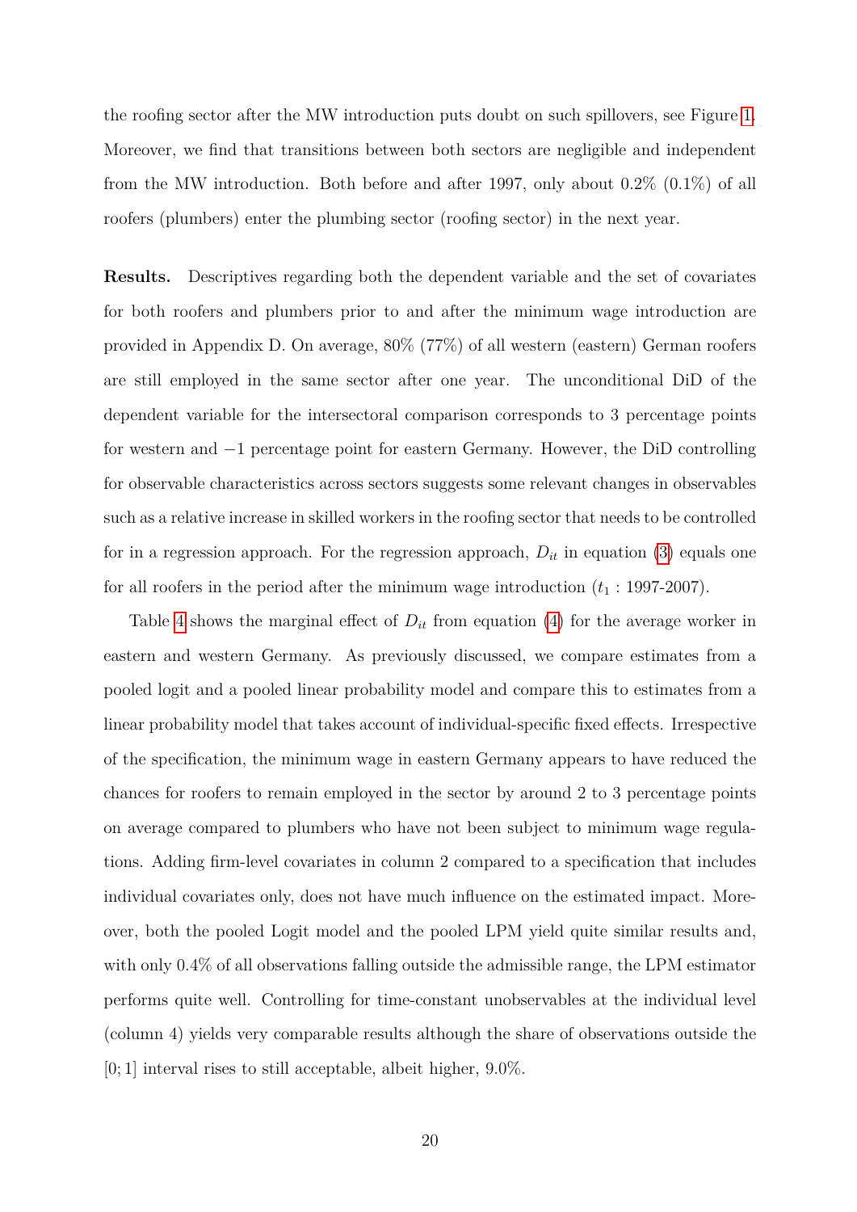the roofing sector after the MW introduction puts doubt on such spillovers, see Figure 1. Moreover, we find that transitions between both sectors are negligible and independent from the MW introduction. Both before and after 1997, only about 0.2% (0.1%) of all roofers (plumbers) enter the plumbing sector (roofing sector) in the next year.

**Results.** Descriptives regarding both the dependent variable and the set of covariates for both roofers and plumbers prior to and after the minimum wage introduction are provided in Appendix D. On average, 80% (77%) of all western (eastern) German roofers are still employed in the same sector after one year. The unconditional DiD of the dependent variable for the intersectoral comparison corresponds to 3 percentage points for western and −1 percentage point for eastern Germany. However, the DiD controlling for observable characteristics across sectors suggests some relevant changes in observables such as a relative increase in skilled workers in the roofing sector that needs to be controlled for in a regression approach. For the regression approach, $D_{it}$ in equation (3) equals one for all roofers in the period after the minimum wage introduction ($t_1$ : 1997-2007).

Table 4 shows the marginal effect of $D_{it}$ from equation (4) for the average worker in eastern and western Germany. As previously discussed, we compare estimates from a pooled logit and a pooled linear probability model and compare this to estimates from a linear probability model that takes account of individual-specific fixed effects. Irrespective of the specification, the minimum wage in eastern Germany appears to have reduced the chances for roofers to remain employed in the sector by around 2 to 3 percentage points on average compared to plumbers who have not been subject to minimum wage regulations. Adding firm-level covariates in column 2 compared to a specification that includes individual covariates only, does not have much influence on the estimated impact. Moreover, both the pooled Logit model and the pooled LPM yield quite similar results and, with only 0.4% of all observations falling outside the admissible range, the LPM estimator performs quite well. Controlling for time-constant unobservables at the individual level (column 4) yields very comparable results although the share of observations outside the $[0; 1]$ interval rises to still acceptable, albeit higher, 9.0%.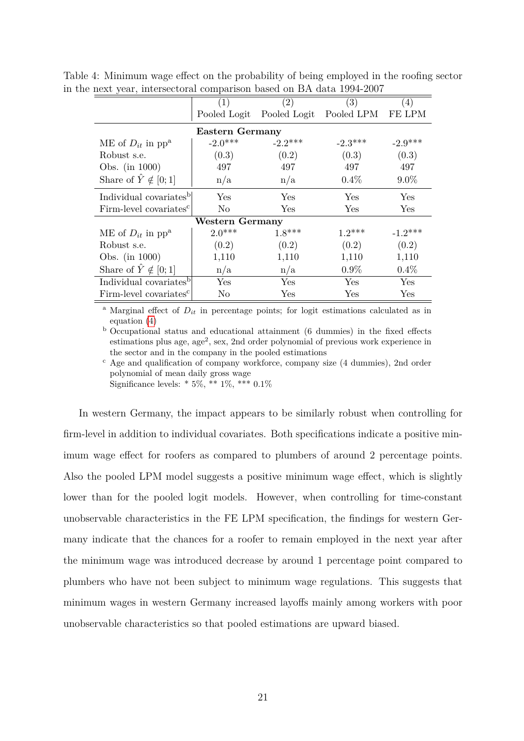Table 4: Minimum wage effect on the probability of being employed in the roofing sector in the next year, intersectoral comparison based on BA data 1994-2007

| | (1) | (2) | (3) | (4) |
|---|---|---|---|---|
| | Pooled Logit | Pooled Logit | Pooled LPM | FE LPM |
| **Eastern Germany** | | | | |
| ME of $D_{it}$ in pp[a] | -2.0*** | -2.2*** | -2.3*** | -2.9*** |
| Robust s.e. | (0.3) | (0.2) | (0.3) | (0.3) |
| Obs. (in 1000) | 497 | 497 | 497 | 497 |
| Share of $\hat{Y} \notin [0;1]$ | n/a | n/a | 0.4% | 9.0% |
| Individual covariates[b] | Yes | Yes | Yes | Yes |
| Firm-level covariates[c] | No | Yes | Yes | Yes |
| **Western Germany** | | | | |
| ME of $D_{it}$ in pp[a] | 2.0*** | 1.8*** | 1.2*** | -1.2*** |
| Robust s.e. | (0.2) | (0.2) | (0.2) | (0.2) |
| Obs. (in 1000) | 1,110 | 1,110 | 1,110 | 1,110 |
| Share of $\hat{Y} \notin [0;1]$ | n/a | n/a | 0.9% | 0.4% |
| Individual covariates[b] | Yes | Yes | Yes | Yes |
| Firm-level covariates[c] | No | Yes | Yes | Yes |

[a] Marginal effect of $D_{it}$ in percentage points; for logit estimations calculated as in equation (4)

[b] Occupational status and educational attainment (6 dummies) in the fixed effects estimations plus age, age$^2$, sex, 2nd order polynomial of previous work experience in the sector and in the company in the pooled estimations

[c] Age and qualification of company workforce, company size (4 dummies), 2nd order polynomial of mean daily gross wage

Significance levels: * 5%, ** 1%, *** 0.1%

In western Germany, the impact appears to be similarly robust when controlling for firm-level in addition to individual covariates. Both specifications indicate a positive minimum wage effect for roofers as compared to plumbers of around 2 percentage points. Also the pooled LPM model suggests a positive minimum wage effect, which is slightly lower than for the pooled logit models. However, when controlling for time-constant unobservable characteristics in the FE LPM specification, the findings for western Germany indicate that the chances for a roofer to remain employed in the next year after the minimum wage was introduced decrease by around 1 percentage point compared to plumbers who have not been subject to minimum wage regulations. This suggests that minimum wages in western Germany increased layoffs mainly among workers with poor unobservable characteristics so that pooled estimations are upward biased.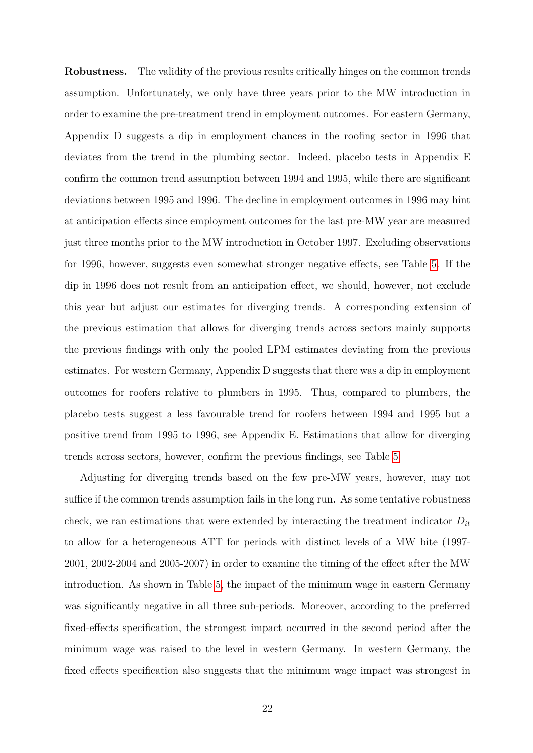**Robustness.** The validity of the previous results critically hinges on the common trends assumption. Unfortunately, we only have three years prior to the MW introduction in order to examine the pre-treatment trend in employment outcomes. For eastern Germany, Appendix D suggests a dip in employment chances in the roofing sector in 1996 that deviates from the trend in the plumbing sector. Indeed, placebo tests in Appendix E confirm the common trend assumption between 1994 and 1995, while there are significant deviations between 1995 and 1996. The decline in employment outcomes in 1996 may hint at anticipation effects since employment outcomes for the last pre-MW year are measured just three months prior to the MW introduction in October 1997. Excluding observations for 1996, however, suggests even somewhat stronger negative effects, see Table 5. If the dip in 1996 does not result from an anticipation effect, we should, however, not exclude this year but adjust our estimates for diverging trends. A corresponding extension of the previous estimation that allows for diverging trends across sectors mainly supports the previous findings with only the pooled LPM estimates deviating from the previous estimates. For western Germany, Appendix D suggests that there was a dip in employment outcomes for roofers relative to plumbers in 1995. Thus, compared to plumbers, the placebo tests suggest a less favourable trend for roofers between 1994 and 1995 but a positive trend from 1995 to 1996, see Appendix E. Estimations that allow for diverging trends across sectors, however, confirm the previous findings, see Table 5.

Adjusting for diverging trends based on the few pre-MW years, however, may not suffice if the common trends assumption fails in the long run. As some tentative robustness check, we ran estimations that were extended by interacting the treatment indicator $D_{it}$ to allow for a heterogeneous ATT for periods with distinct levels of a MW bite (1997-2001, 2002-2004 and 2005-2007) in order to examine the timing of the effect after the MW introduction. As shown in Table 5, the impact of the minimum wage in eastern Germany was significantly negative in all three sub-periods. Moreover, according to the preferred fixed-effects specification, the strongest impact occurred in the second period after the minimum wage was raised to the level in western Germany. In western Germany, the fixed effects specification also suggests that the minimum wage impact was strongest in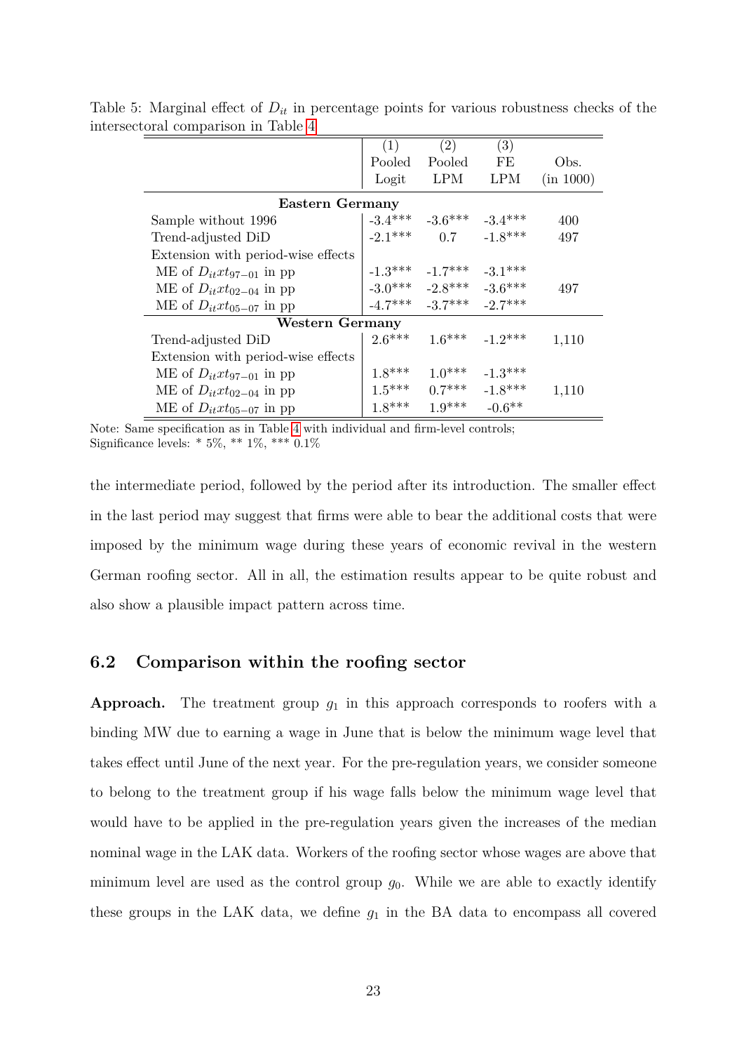Table 5: Marginal effect of $D_{it}$ in percentage points for various robustness checks of the intersectoral comparison in Table 4

| | (1) Pooled Logit | (2) Pooled LPM | (3) FE LPM | Obs. (in 1000) |
|---|---|---|---|---|
| **Eastern Germany** | | | | |
| Sample without 1996 | -3.4*** | -3.6*** | -3.4*** | 400 |
| Trend-adjusted DiD | -2.1*** | 0.7 | -1.8*** | 497 |
| Extension with period-wise effects | | | | |
| ME of $D_{it}xt_{97-01}$ in pp | -1.3*** | -1.7*** | -3.1*** | |
| ME of $D_{it}xt_{02-04}$ in pp | -3.0*** | -2.8*** | -3.6*** | 497 |
| ME of $D_{it}xt_{05-07}$ in pp | -4.7*** | -3.7*** | -2.7*** | |
| **Western Germany** | | | | |
| Trend-adjusted DiD | 2.6*** | 1.6*** | -1.2*** | 1,110 |
| Extension with period-wise effects | | | | |
| ME of $D_{it}xt_{97-01}$ in pp | 1.8*** | 1.0*** | -1.3*** | |
| ME of $D_{it}xt_{02-04}$ in pp | 1.5*** | 0.7*** | -1.8*** | 1,110 |
| ME of $D_{it}xt_{05-07}$ in pp | 1.8*** | 1.9*** | -0.6** | |

Note: Same specification as in Table 4 with individual and firm-level controls;
Significance levels: * 5%, ** 1%, *** 0.1%

the intermediate period, followed by the period after its introduction. The smaller effect in the last period may suggest that firms were able to bear the additional costs that were imposed by the minimum wage during these years of economic revival in the western German roofing sector. All in all, the estimation results appear to be quite robust and also show a plausible impact pattern across time.

## 6.2 Comparison within the roofing sector

**Approach.** The treatment group $g_1$ in this approach corresponds to roofers with a binding MW due to earning a wage in June that is below the minimum wage level that takes effect until June of the next year. For the pre-regulation years, we consider someone to belong to the treatment group if his wage falls below the minimum wage level that would have to be applied in the pre-regulation years given the increases of the median nominal wage in the LAK data. Workers of the roofing sector whose wages are above that minimum level are used as the control group $g_0$. While we are able to exactly identify these groups in the LAK data, we define $g_1$ in the BA data to encompass all covered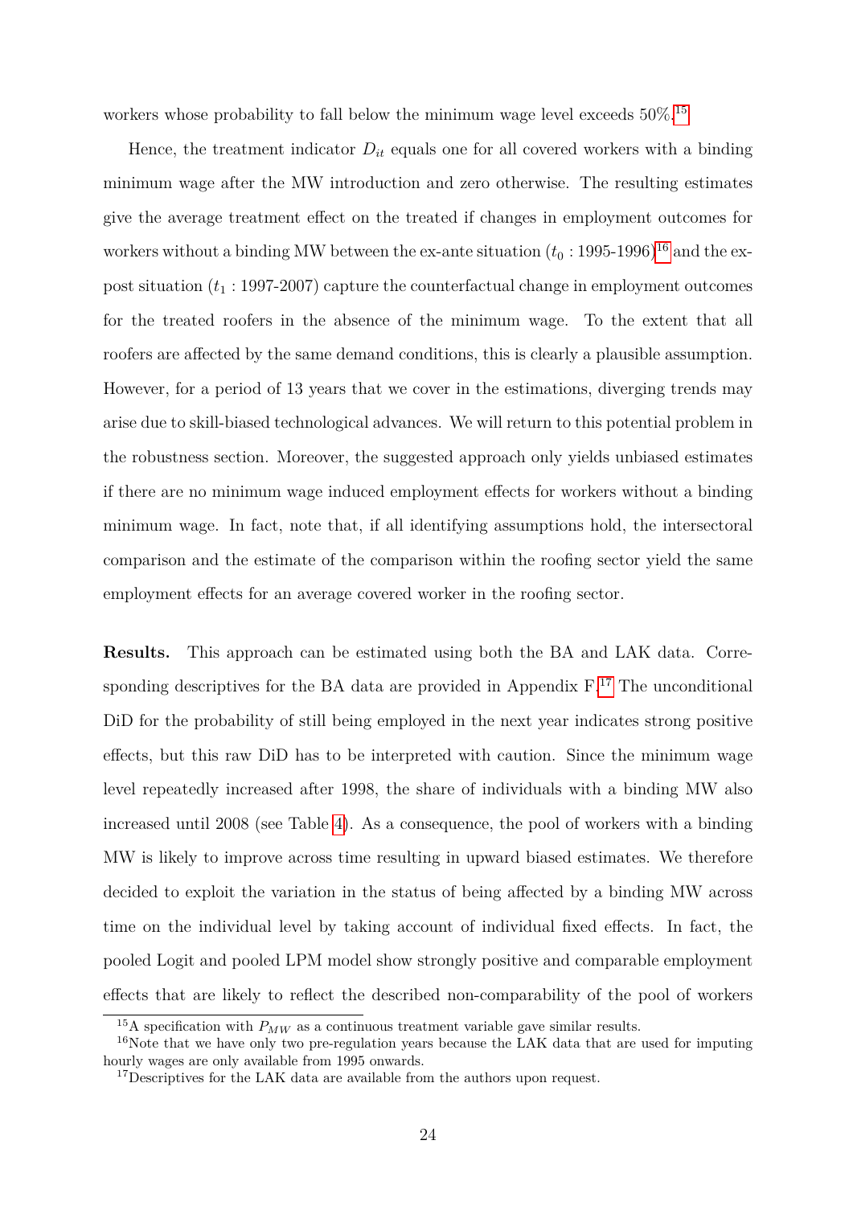workers whose probability to fall below the minimum wage level exceeds 50%.[15]

Hence, the treatment indicator $D_{it}$ equals one for all covered workers with a binding minimum wage after the MW introduction and zero otherwise. The resulting estimates give the average treatment effect on the treated if changes in employment outcomes for workers without a binding MW between the ex-ante situation ($t_0$ : 1995-1996)[16] and the ex-post situation ($t_1$ : 1997-2007) capture the counterfactual change in employment outcomes for the treated roofers in the absence of the minimum wage. To the extent that all roofers are affected by the same demand conditions, this is clearly a plausible assumption. However, for a period of 13 years that we cover in the estimations, diverging trends may arise due to skill-biased technological advances. We will return to this potential problem in the robustness section. Moreover, the suggested approach only yields unbiased estimates if there are no minimum wage induced employment effects for workers without a binding minimum wage. In fact, note that, if all identifying assumptions hold, the intersectoral comparison and the estimate of the comparison within the roofing sector yield the same employment effects for an average covered worker in the roofing sector.

**Results.** This approach can be estimated using both the BA and LAK data. Corresponding descriptives for the BA data are provided in Appendix F.[17] The unconditional DiD for the probability of still being employed in the next year indicates strong positive effects, but this raw DiD has to be interpreted with caution. Since the minimum wage level repeatedly increased after 1998, the share of individuals with a binding MW also increased until 2008 (see Table 4). As a consequence, the pool of workers with a binding MW is likely to improve across time resulting in upward biased estimates. We therefore decided to exploit the variation in the status of being affected by a binding MW across time on the individual level by taking account of individual fixed effects. In fact, the pooled Logit and pooled LPM model show strongly positive and comparable employment effects that are likely to reflect the described non-comparability of the pool of workers

[15] A specification with $P_{MW}$ as a continuous treatment variable gave similar results.

[16] Note that we have only two pre-regulation years because the LAK data that are used for imputing hourly wages are only available from 1995 onwards.

[17] Descriptives for the LAK data are available from the authors upon request.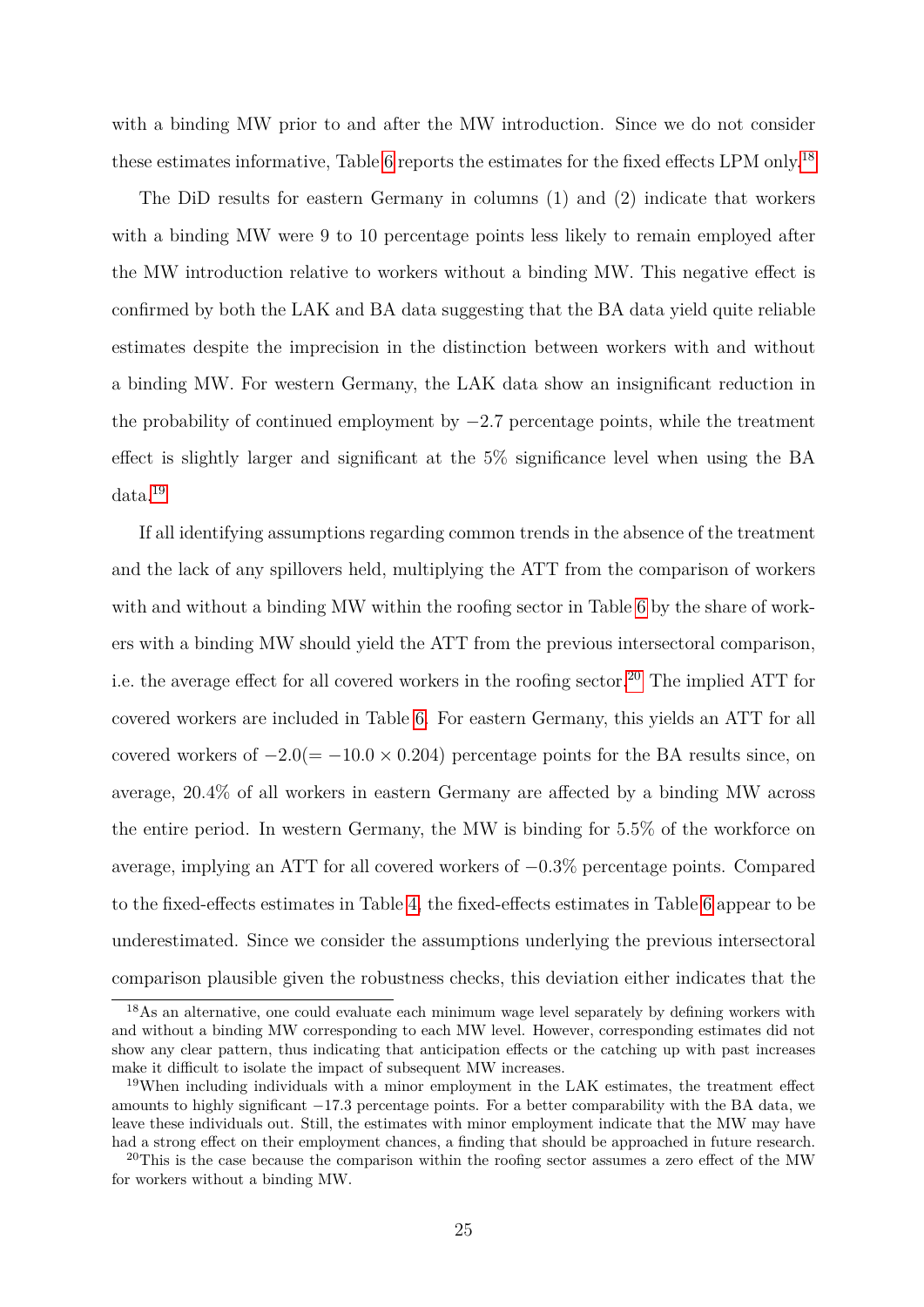with a binding MW prior to and after the MW introduction. Since we do not consider these estimates informative, Table 6 reports the estimates for the fixed effects LPM only.[18]

The DiD results for eastern Germany in columns (1) and (2) indicate that workers with a binding MW were 9 to 10 percentage points less likely to remain employed after the MW introduction relative to workers without a binding MW. This negative effect is confirmed by both the LAK and BA data suggesting that the BA data yield quite reliable estimates despite the imprecision in the distinction between workers with and without a binding MW. For western Germany, the LAK data show an insignificant reduction in the probability of continued employment by $-2.7$ percentage points, while the treatment effect is slightly larger and significant at the 5% significance level when using the BA data.[19]

If all identifying assumptions regarding common trends in the absence of the treatment and the lack of any spillovers held, multiplying the ATT from the comparison of workers with and without a binding MW within the roofing sector in Table 6 by the share of workers with a binding MW should yield the ATT from the previous intersectoral comparison, i.e. the average effect for all covered workers in the roofing sector.[20] The implied ATT for covered workers are included in Table 6. For eastern Germany, this yields an ATT for all covered workers of $-2.0 (= -10.0 \times 0.204)$ percentage points for the BA results since, on average, 20.4% of all workers in eastern Germany are affected by a binding MW across the entire period. In western Germany, the MW is binding for 5.5% of the workforce on average, implying an ATT for all covered workers of $-0.3$% percentage points. Compared to the fixed-effects estimates in Table 4, the fixed-effects estimates in Table 6 appear to be underestimated. Since we consider the assumptions underlying the previous intersectoral comparison plausible given the robustness checks, this deviation either indicates that the

[18] As an alternative, one could evaluate each minimum wage level separately by defining workers with and without a binding MW corresponding to each MW level. However, corresponding estimates did not show any clear pattern, thus indicating that anticipation effects or the catching up with past increases make it difficult to isolate the impact of subsequent MW increases.

[19] When including individuals with a minor employment in the LAK estimates, the treatment effect amounts to highly significant $-17.3$ percentage points. For a better comparability with the BA data, we leave these individuals out. Still, the estimates with minor employment indicate that the MW may have had a strong effect on their employment chances, a finding that should be approached in future research.

[20] This is the case because the comparison within the roofing sector assumes a zero effect of the MW for workers without a binding MW.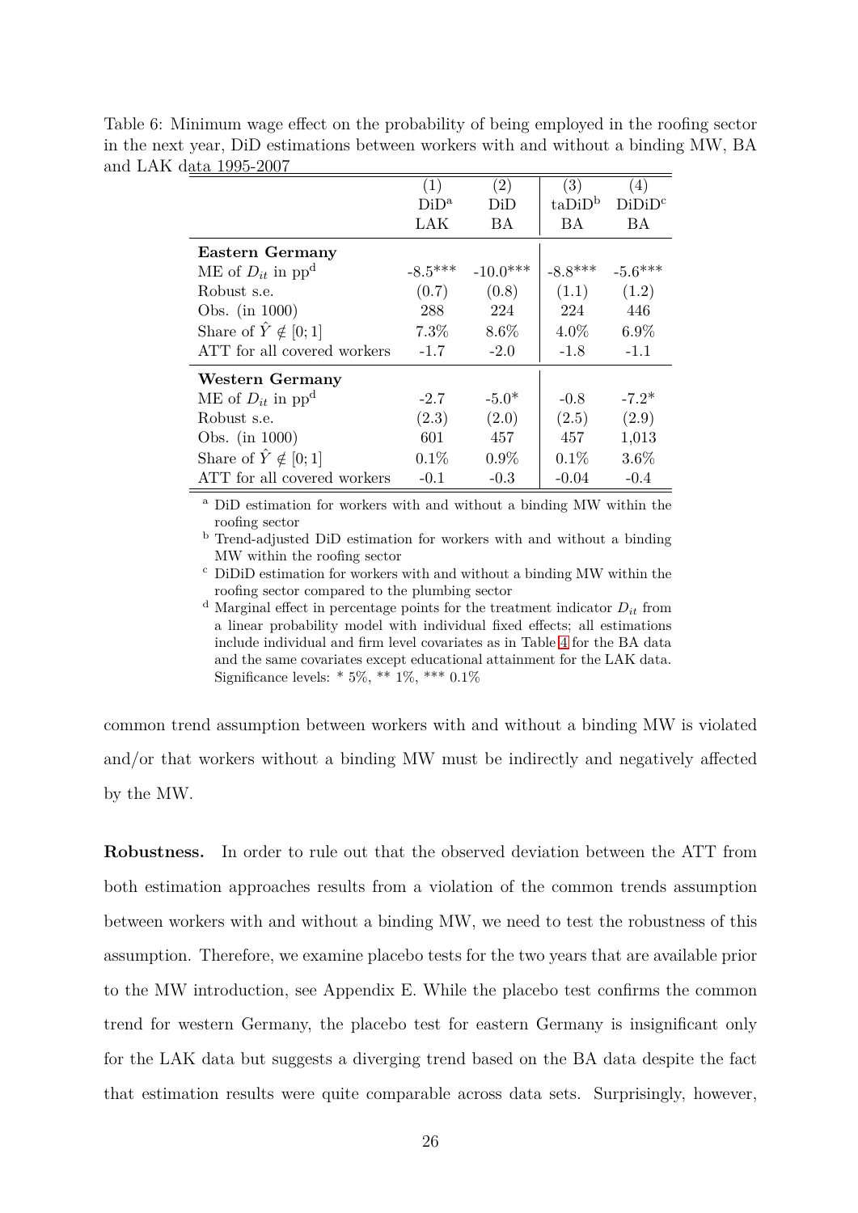Table 6: Minimum wage effect on the probability of being employed in the roofing sector in the next year, DiD estimations between workers with and without a binding MW, BA and LAK data 1995-2007

| | (1) | (2) | (3) | (4) |
|---|---|---|---|---|
| | DiD[a] | DiD | taDiD[b] | DiDiD[c] |
| | LAK | BA | BA | BA |
| **Eastern Germany** | | | | |
| ME of $D_{it}$ in pp[d] | -8.5*** | -10.0*** | -8.8*** | -5.6*** |
| Robust s.e. | (0.7) | (0.8) | (1.1) | (1.2) |
| Obs. (in 1000) | 288 | 224 | 224 | 446 |
| Share of $\hat{Y} \notin [0;1]$ | 7.3% | 8.6% | 4.0% | 6.9% |
| ATT for all covered workers | -1.7 | -2.0 | -1.8 | -1.1 |
| **Western Germany** | | | | |
| ME of $D_{it}$ in pp[d] | -2.7 | -5.0* | -0.8 | -7.2* |
| Robust s.e. | (2.3) | (2.0) | (2.5) | (2.9) |
| Obs. (in 1000) | 601 | 457 | 457 | 1,013 |
| Share of $\hat{Y} \notin [0;1]$ | 0.1% | 0.9% | 0.1% | 3.6% |
| ATT for all covered workers | -0.1 | -0.3 | -0.04 | -0.4 |

[a] DiD estimation for workers with and without a binding MW within the roofing sector

[b] Trend-adjusted DiD estimation for workers with and without a binding MW within the roofing sector

[c] DiDiD estimation for workers with and without a binding MW within the roofing sector compared to the plumbing sector

[d] Marginal effect in percentage points for the treatment indicator $D_{it}$ from a linear probability model with individual fixed effects; all estimations include individual and firm level covariates as in Table 4 for the BA data and the same covariates except educational attainment for the LAK data. Significance levels: * 5%, ** 1%, *** 0.1%

common trend assumption between workers with and without a binding MW is violated and/or that workers without a binding MW must be indirectly and negatively affected by the MW.

**Robustness.** In order to rule out that the observed deviation between the ATT from both estimation approaches results from a violation of the common trends assumption between workers with and without a binding MW, we need to test the robustness of this assumption. Therefore, we examine placebo tests for the two years that are available prior to the MW introduction, see Appendix E. While the placebo test confirms the common trend for western Germany, the placebo test for eastern Germany is insignificant only for the LAK data but suggests a diverging trend based on the BA data despite the fact that estimation results were quite comparable across data sets. Surprisingly, however,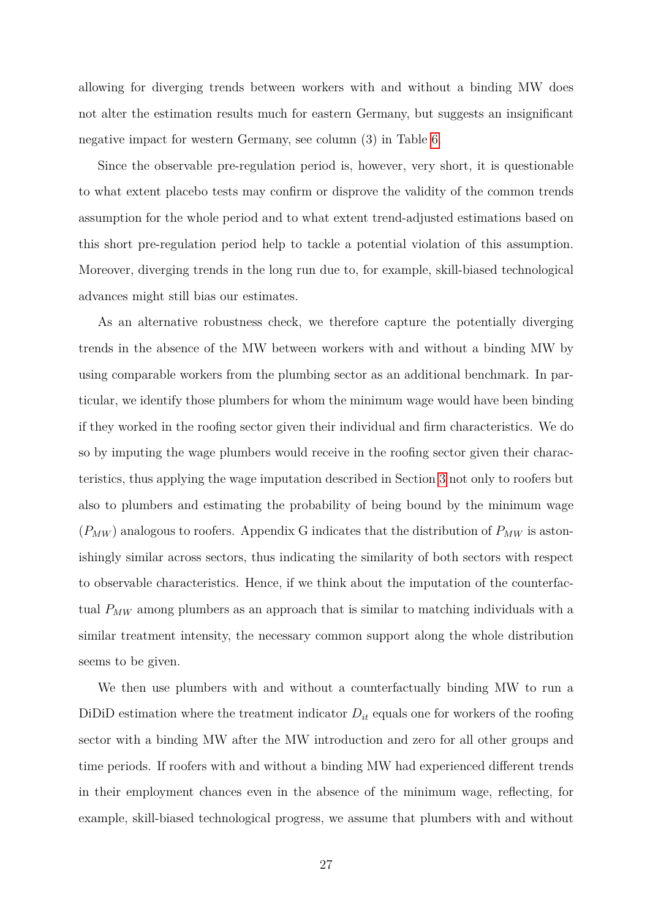allowing for diverging trends between workers with and without a binding MW does not alter the estimation results much for eastern Germany, but suggests an insignificant negative impact for western Germany, see column (3) in Table 6.

Since the observable pre-regulation period is, however, very short, it is questionable to what extent placebo tests may confirm or disprove the validity of the common trends assumption for the whole period and to what extent trend-adjusted estimations based on this short pre-regulation period help to tackle a potential violation of this assumption. Moreover, diverging trends in the long run due to, for example, skill-biased technological advances might still bias our estimates.

As an alternative robustness check, we therefore capture the potentially diverging trends in the absence of the MW between workers with and without a binding MW by using comparable workers from the plumbing sector as an additional benchmark. In particular, we identify those plumbers for whom the minimum wage would have been binding if they worked in the roofing sector given their individual and firm characteristics. We do so by imputing the wage plumbers would receive in the roofing sector given their characteristics, thus applying the wage imputation described in Section 3 not only to roofers but also to plumbers and estimating the probability of being bound by the minimum wage ($P_{MW}$) analogous to roofers. Appendix G indicates that the distribution of $P_{MW}$ is astonishingly similar across sectors, thus indicating the similarity of both sectors with respect to observable characteristics. Hence, if we think about the imputation of the counterfactual $P_{MW}$ among plumbers as an approach that is similar to matching individuals with a similar treatment intensity, the necessary common support along the whole distribution seems to be given.

We then use plumbers with and without a counterfactually binding MW to run a DiDiD estimation where the treatment indicator $D_{it}$ equals one for workers of the roofing sector with a binding MW after the MW introduction and zero for all other groups and time periods. If roofers with and without a binding MW had experienced different trends in their employment chances even in the absence of the minimum wage, reflecting, for example, skill-biased technological progress, we assume that plumbers with and without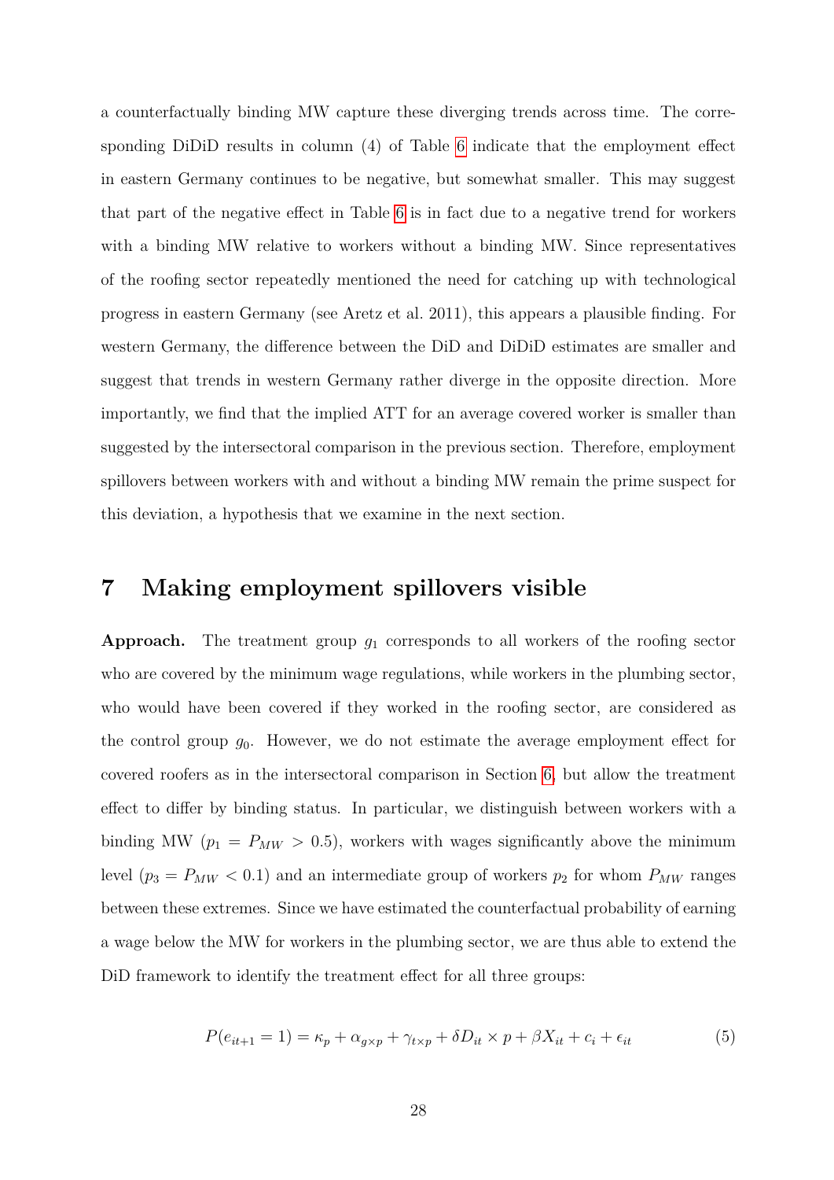a counterfactually binding MW capture these diverging trends across time. The corresponding DiDiD results in column (4) of Table 6 indicate that the employment effect in eastern Germany continues to be negative, but somewhat smaller. This may suggest that part of the negative effect in Table 6 is in fact due to a negative trend for workers with a binding MW relative to workers without a binding MW. Since representatives of the roofing sector repeatedly mentioned the need for catching up with technological progress in eastern Germany (see Aretz et al. 2011), this appears a plausible finding. For western Germany, the difference between the DiD and DiDiD estimates are smaller and suggest that trends in western Germany rather diverge in the opposite direction. More importantly, we find that the implied ATT for an average covered worker is smaller than suggested by the intersectoral comparison in the previous section. Therefore, employment spillovers between workers with and without a binding MW remain the prime suspect for this deviation, a hypothesis that we examine in the next section.

# 7 Making employment spillovers visible

**Approach.** The treatment group $g_1$ corresponds to all workers of the roofing sector who are covered by the minimum wage regulations, while workers in the plumbing sector, who would have been covered if they worked in the roofing sector, are considered as the control group $g_0$. However, we do not estimate the average employment effect for covered roofers as in the intersectoral comparison in Section 6, but allow the treatment effect to differ by binding status. In particular, we distinguish between workers with a binding MW ($p_1 = P_{MW} > 0.5$), workers with wages significantly above the minimum level ($p_3 = P_{MW} < 0.1$) and an intermediate group of workers $p_2$ for whom $P_{MW}$ ranges between these extremes. Since we have estimated the counterfactual probability of earning a wage below the MW for workers in the plumbing sector, we are thus able to extend the DiD framework to identify the treatment effect for all three groups:

$$P(e_{it+1} = 1) = \kappa_p + \alpha_{g \times p} + \gamma_{t \times p} + \delta D_{it} \times p + \beta X_{it} + c_i + \epsilon_{it} \tag{5}$$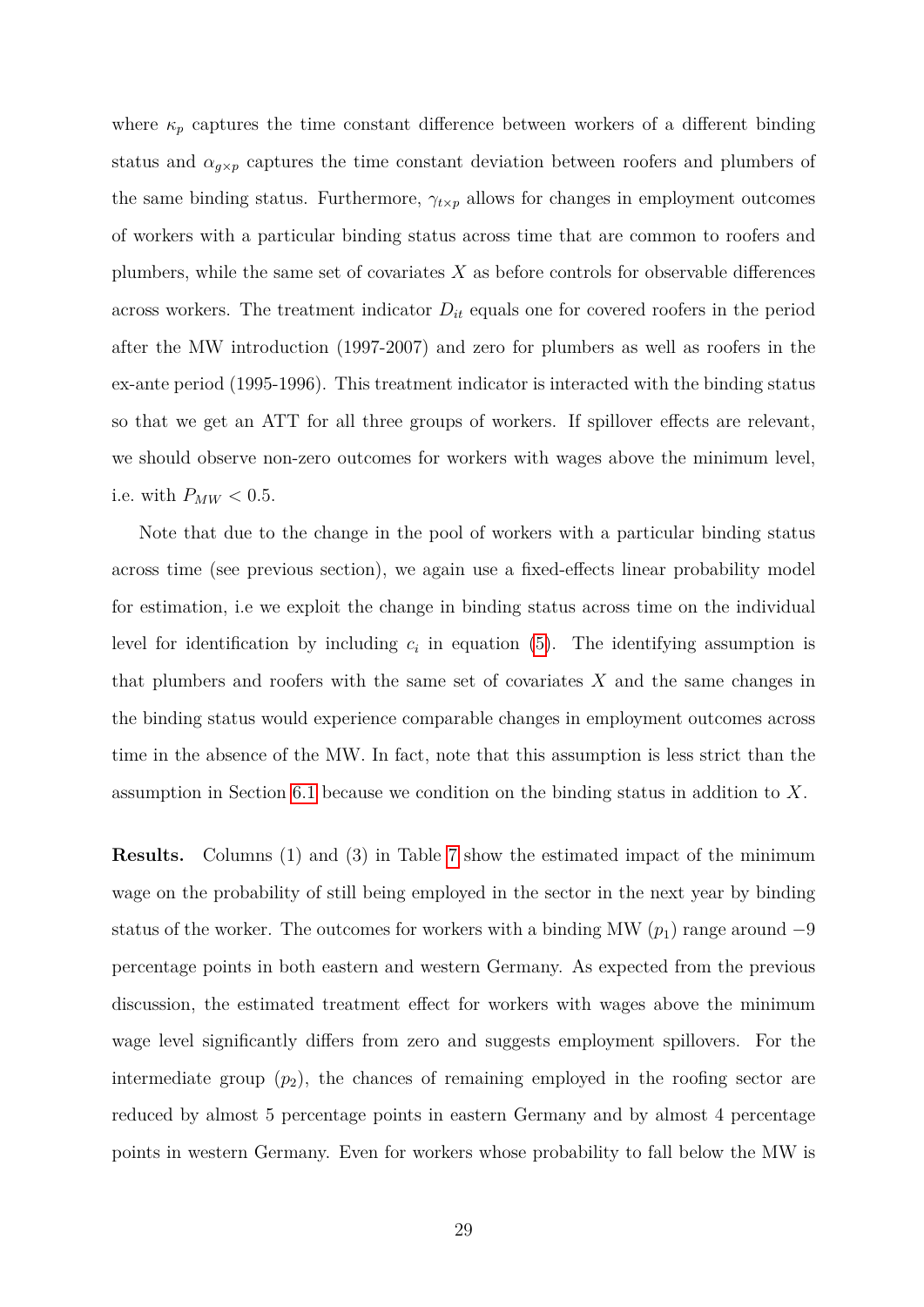where $\kappa_p$ captures the time constant difference between workers of a different binding status and $\alpha_{g \times p}$ captures the time constant deviation between roofers and plumbers of the same binding status. Furthermore, $\gamma_{t \times p}$ allows for changes in employment outcomes of workers with a particular binding status across time that are common to roofers and plumbers, while the same set of covariates $X$ as before controls for observable differences across workers. The treatment indicator $D_{it}$ equals one for covered roofers in the period after the MW introduction (1997-2007) and zero for plumbers as well as roofers in the ex-ante period (1995-1996). This treatment indicator is interacted with the binding status so that we get an ATT for all three groups of workers. If spillover effects are relevant, we should observe non-zero outcomes for workers with wages above the minimum level, i.e. with $P_{MW} < 0.5$.

Note that due to the change in the pool of workers with a particular binding status across time (see previous section), we again use a fixed-effects linear probability model for estimation, i.e we exploit the change in binding status across time on the individual level for identification by including $c_i$ in equation (5). The identifying assumption is that plumbers and roofers with the same set of covariates $X$ and the same changes in the binding status would experience comparable changes in employment outcomes across time in the absence of the MW. In fact, note that this assumption is less strict than the assumption in Section 6.1 because we condition on the binding status in addition to $X$.

**Results.** Columns (1) and (3) in Table 7 show the estimated impact of the minimum wage on the probability of still being employed in the sector in the next year by binding status of the worker. The outcomes for workers with a binding MW ($p_1$) range around $-9$ percentage points in both eastern and western Germany. As expected from the previous discussion, the estimated treatment effect for workers with wages above the minimum wage level significantly differs from zero and suggests employment spillovers. For the intermediate group ($p_2$), the chances of remaining employed in the roofing sector are reduced by almost 5 percentage points in eastern Germany and by almost 4 percentage points in western Germany. Even for workers whose probability to fall below the MW is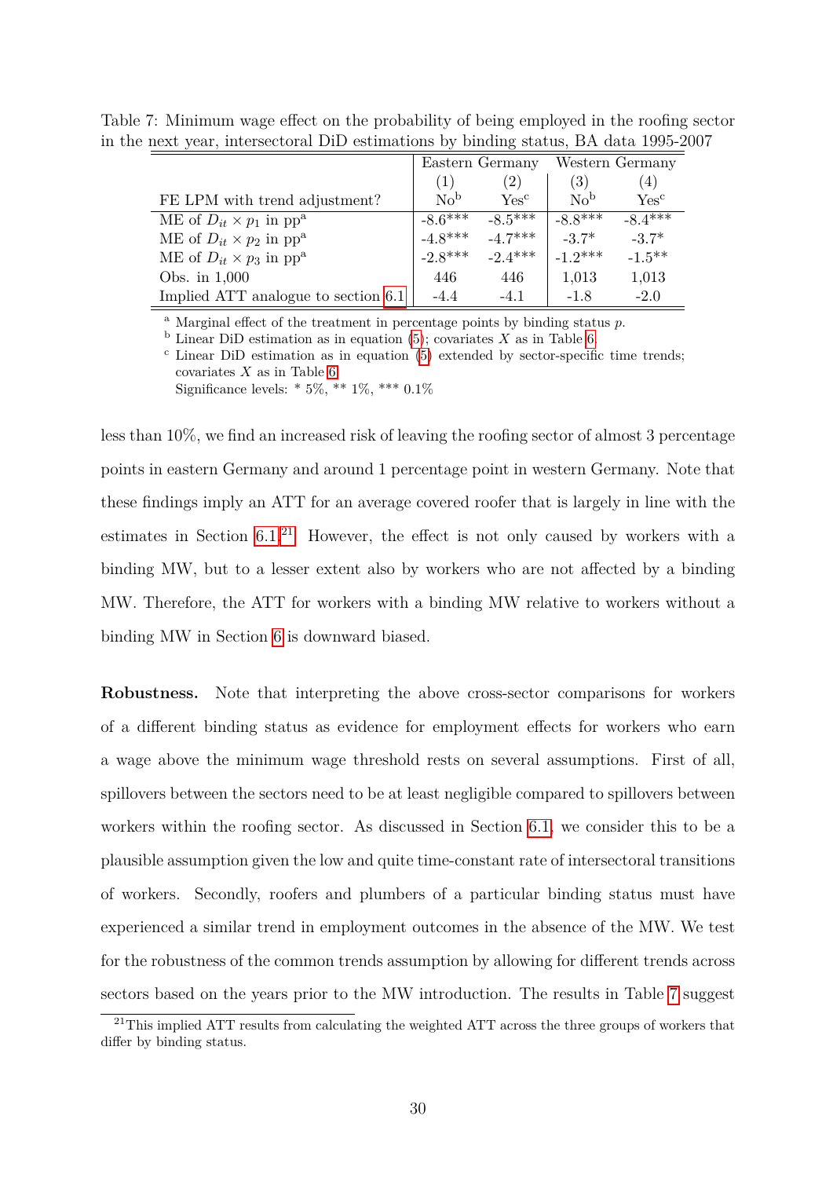Table 7: Minimum wage effect on the probability of being employed in the roofing sector in the next year, intersectoral DiD estimations by binding status, BA data 1995-2007

| | Eastern Germany | | Western Germany | |
|---|---|---|---|---|
| | (1) | (2) | (3) | (4) |
| FE LPM with trend adjustment? | No[b] | Yes[c] | No[b] | Yes[c] |
| ME of $D_{it} \times p_1$ in pp[a] | -8.6*** | -8.5*** | -8.8*** | -8.4*** |
| ME of $D_{it} \times p_2$ in pp[a] | -4.8*** | -4.7*** | -3.7* | -3.7* |
| ME of $D_{it} \times p_3$ in pp[a] | -2.8*** | -2.4*** | -1.2*** | -1.5** |
| Obs. in 1,000 | 446 | 446 | 1,013 | 1,013 |
| Implied ATT analogue to section 6.1 | -4.4 | -4.1 | -1.8 | -2.0 |

[a] Marginal effect of the treatment in percentage points by binding status $p$.
[b] Linear DiD estimation as in equation (5); covariates $X$ as in Table 6.
[c] Linear DiD estimation as in equation (5) extended by sector-specific time trends; covariates $X$ as in Table 6.
Significance levels: * 5%, ** 1%, *** 0.1%

less than 10%, we find an increased risk of leaving the roofing sector of almost 3 percentage points in eastern Germany and around 1 percentage point in western Germany. Note that these findings imply an ATT for an average covered roofer that is largely in line with the estimates in Section 6.1.[21] However, the effect is not only caused by workers with a binding MW, but to a lesser extent also by workers who are not affected by a binding MW. Therefore, the ATT for workers with a binding MW relative to workers without a binding MW in Section 6 is downward biased.

**Robustness.** Note that interpreting the above cross-sector comparisons for workers of a different binding status as evidence for employment effects for workers who earn a wage above the minimum wage threshold rests on several assumptions. First of all, spillovers between the sectors need to be at least negligible compared to spillovers between workers within the roofing sector. As discussed in Section 6.1, we consider this to be a plausible assumption given the low and quite time-constant rate of intersectoral transitions of workers. Secondly, roofers and plumbers of a particular binding status must have experienced a similar trend in employment outcomes in the absence of the MW. We test for the robustness of the common trends assumption by allowing for different trends across sectors based on the years prior to the MW introduction. The results in Table 7 suggest

[21] This implied ATT results from calculating the weighted ATT across the three groups of workers that differ by binding status.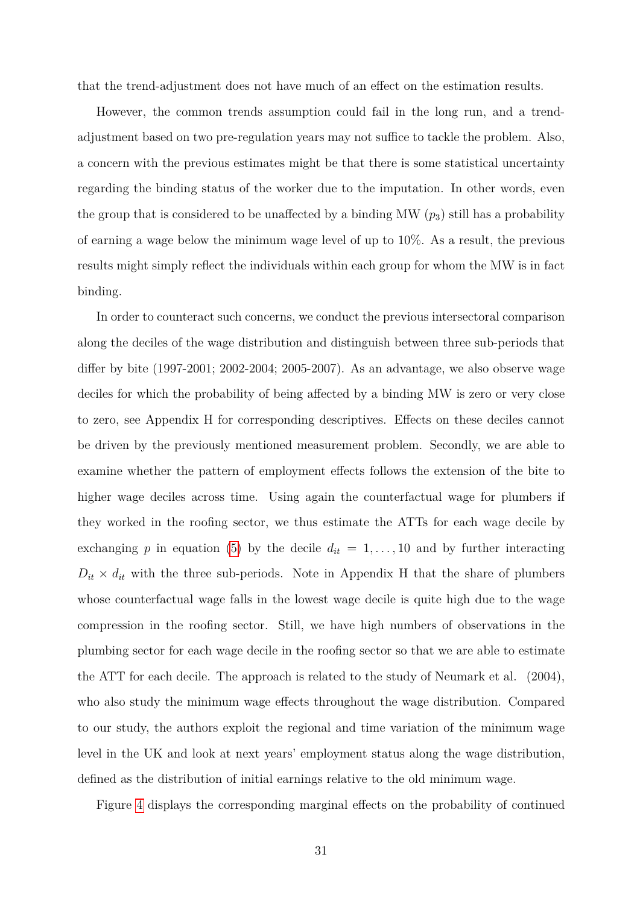that the trend-adjustment does not have much of an effect on the estimation results.

However, the common trends assumption could fail in the long run, and a trend-adjustment based on two pre-regulation years may not suffice to tackle the problem. Also, a concern with the previous estimates might be that there is some statistical uncertainty regarding the binding status of the worker due to the imputation. In other words, even the group that is considered to be unaffected by a binding MW ($p_3$) still has a probability of earning a wage below the minimum wage level of up to 10%. As a result, the previous results might simply reflect the individuals within each group for whom the MW is in fact binding.

In order to counteract such concerns, we conduct the previous intersectoral comparison along the deciles of the wage distribution and distinguish between three sub-periods that differ by bite (1997-2001; 2002-2004; 2005-2007). As an advantage, we also observe wage deciles for which the probability of being affected by a binding MW is zero or very close to zero, see Appendix H for corresponding descriptives. Effects on these deciles cannot be driven by the previously mentioned measurement problem. Secondly, we are able to examine whether the pattern of employment effects follows the extension of the bite to higher wage deciles across time. Using again the counterfactual wage for plumbers if they worked in the roofing sector, we thus estimate the ATTs for each wage decile by exchanging $p$ in equation (5) by the decile $d_{it} = 1, \ldots, 10$ and by further interacting $D_{it} \times d_{it}$ with the three sub-periods. Note in Appendix H that the share of plumbers whose counterfactual wage falls in the lowest wage decile is quite high due to the wage compression in the roofing sector. Still, we have high numbers of observations in the plumbing sector for each wage decile in the roofing sector so that we are able to estimate the ATT for each decile. The approach is related to the study of Neumark et al. (2004), who also study the minimum wage effects throughout the wage distribution. Compared to our study, the authors exploit the regional and time variation of the minimum wage level in the UK and look at next years' employment status along the wage distribution, defined as the distribution of initial earnings relative to the old minimum wage.

Figure 4 displays the corresponding marginal effects on the probability of continued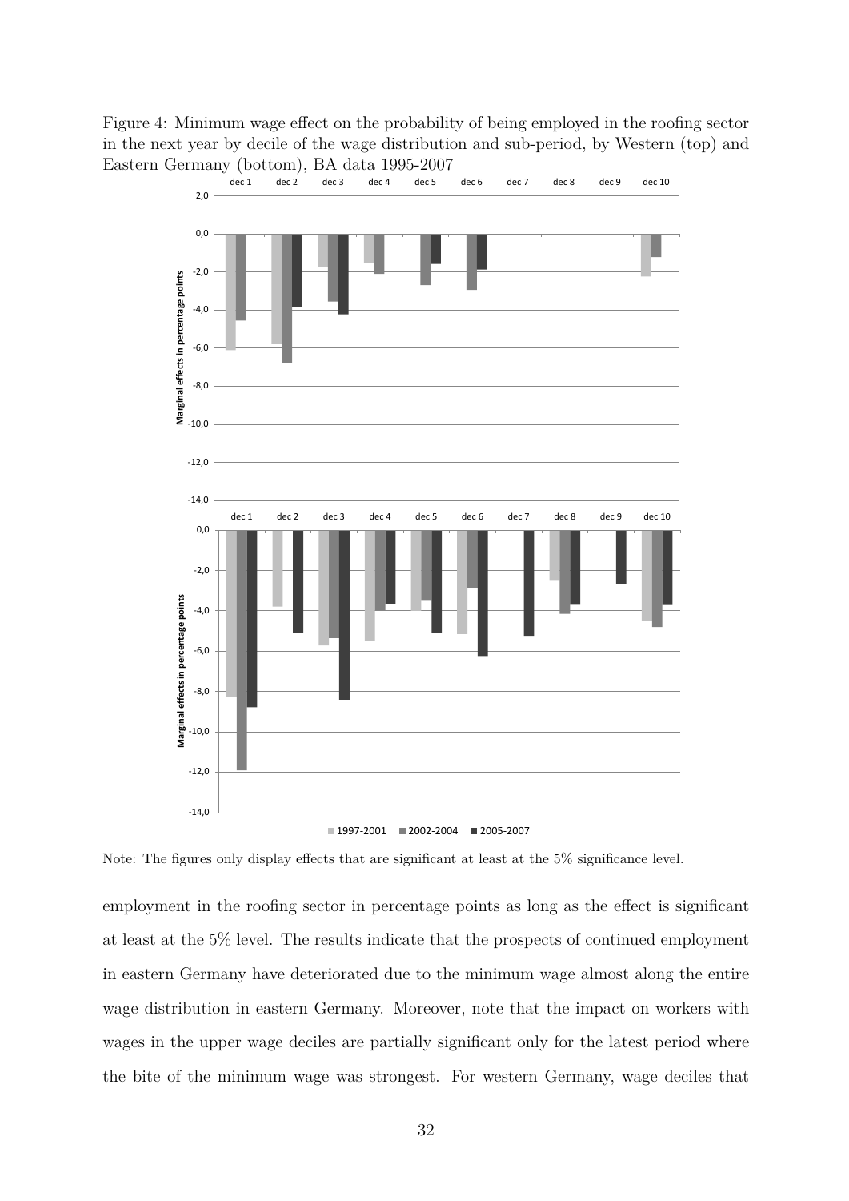Figure 4: Minimum wage effect on the probability of being employed in the roofing sector in the next year by decile of the wage distribution and sub-period, by Western (top) and Eastern Germany (bottom), BA data 1995-2007

Note: The figures only display effects that are significant at least at the 5% significance level.

employment in the roofing sector in percentage points as long as the effect is significant at least at the 5% level. The results indicate that the prospects of continued employment in eastern Germany have deteriorated due to the minimum wage almost along the entire wage distribution in eastern Germany. Moreover, note that the impact on workers with wages in the upper wage deciles are partially significant only for the latest period where the bite of the minimum wage was strongest. For western Germany, wage deciles that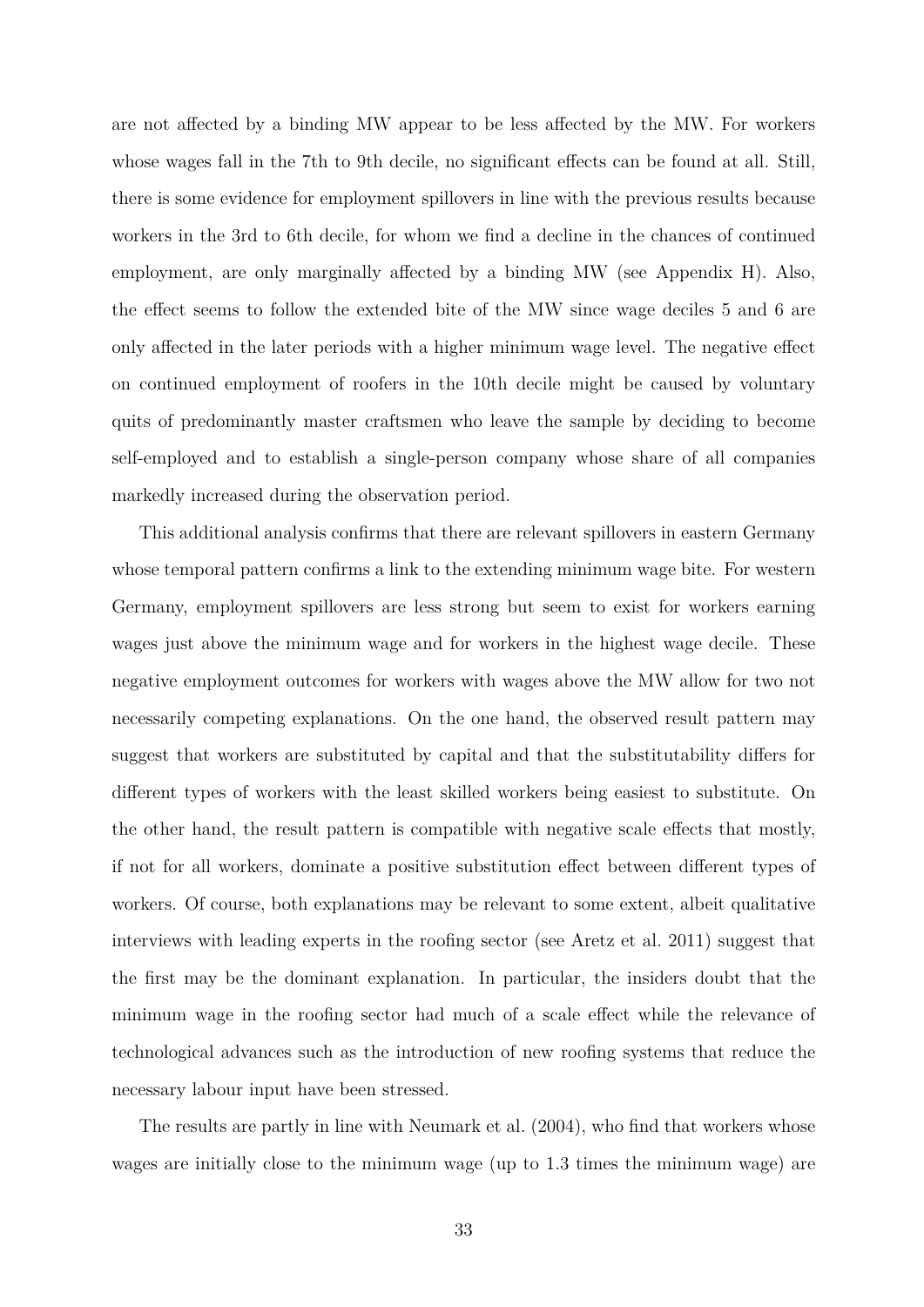are not affected by a binding MW appear to be less affected by the MW. For workers whose wages fall in the 7th to 9th decile, no significant effects can be found at all. Still, there is some evidence for employment spillovers in line with the previous results because workers in the 3rd to 6th decile, for whom we find a decline in the chances of continued employment, are only marginally affected by a binding MW (see Appendix H). Also, the effect seems to follow the extended bite of the MW since wage deciles 5 and 6 are only affected in the later periods with a higher minimum wage level. The negative effect on continued employment of roofers in the 10th decile might be caused by voluntary quits of predominantly master craftsmen who leave the sample by deciding to become self-employed and to establish a single-person company whose share of all companies markedly increased during the observation period.

This additional analysis confirms that there are relevant spillovers in eastern Germany whose temporal pattern confirms a link to the extending minimum wage bite. For western Germany, employment spillovers are less strong but seem to exist for workers earning wages just above the minimum wage and for workers in the highest wage decile. These negative employment outcomes for workers with wages above the MW allow for two not necessarily competing explanations. On the one hand, the observed result pattern may suggest that workers are substituted by capital and that the substitutability differs for different types of workers with the least skilled workers being easiest to substitute. On the other hand, the result pattern is compatible with negative scale effects that mostly, if not for all workers, dominate a positive substitution effect between different types of workers. Of course, both explanations may be relevant to some extent, albeit qualitative interviews with leading experts in the roofing sector (see Aretz et al. 2011) suggest that the first may be the dominant explanation. In particular, the insiders doubt that the minimum wage in the roofing sector had much of a scale effect while the relevance of technological advances such as the introduction of new roofing systems that reduce the necessary labour input have been stressed.

The results are partly in line with Neumark et al. (2004), who find that workers whose wages are initially close to the minimum wage (up to 1.3 times the minimum wage) are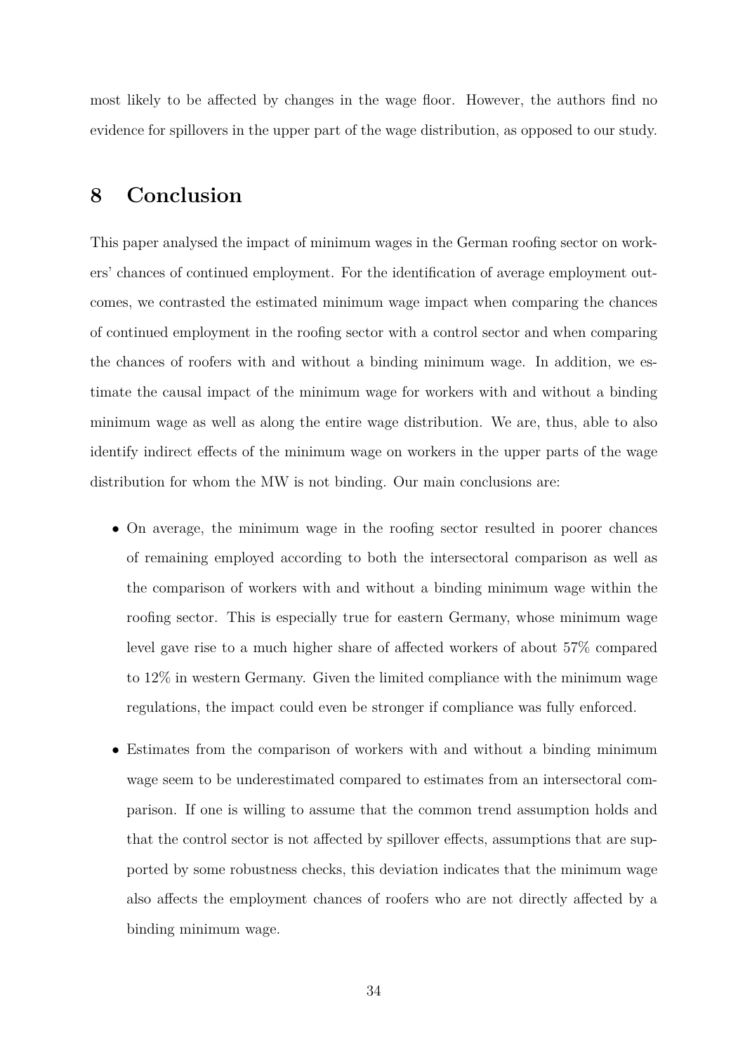most likely to be affected by changes in the wage floor. However, the authors find no evidence for spillovers in the upper part of the wage distribution, as opposed to our study.

## 8 Conclusion

This paper analysed the impact of minimum wages in the German roofing sector on workers' chances of continued employment. For the identification of average employment outcomes, we contrasted the estimated minimum wage impact when comparing the chances of continued employment in the roofing sector with a control sector and when comparing the chances of roofers with and without a binding minimum wage. In addition, we estimate the causal impact of the minimum wage for workers with and without a binding minimum wage as well as along the entire wage distribution. We are, thus, able to also identify indirect effects of the minimum wage on workers in the upper parts of the wage distribution for whom the MW is not binding. Our main conclusions are:

- On average, the minimum wage in the roofing sector resulted in poorer chances of remaining employed according to both the intersectoral comparison as well as the comparison of workers with and without a binding minimum wage within the roofing sector. This is especially true for eastern Germany, whose minimum wage level gave rise to a much higher share of affected workers of about 57% compared to 12% in western Germany. Given the limited compliance with the minimum wage regulations, the impact could even be stronger if compliance was fully enforced.
- Estimates from the comparison of workers with and without a binding minimum wage seem to be underestimated compared to estimates from an intersectoral comparison. If one is willing to assume that the common trend assumption holds and that the control sector is not affected by spillover effects, assumptions that are supported by some robustness checks, this deviation indicates that the minimum wage also affects the employment chances of roofers who are not directly affected by a binding minimum wage.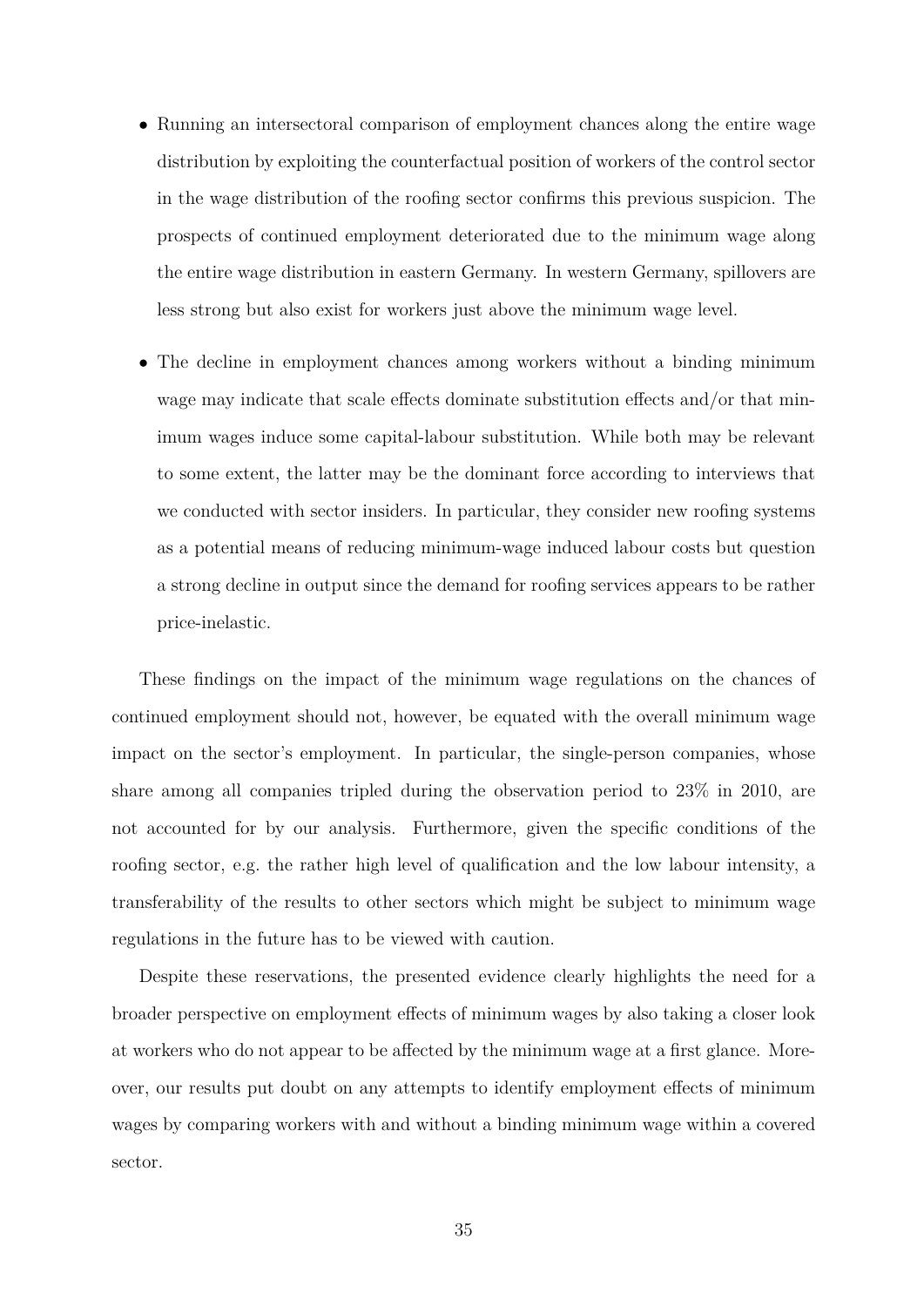- Running an intersectoral comparison of employment chances along the entire wage distribution by exploiting the counterfactual position of workers of the control sector in the wage distribution of the roofing sector confirms this previous suspicion. The prospects of continued employment deteriorated due to the minimum wage along the entire wage distribution in eastern Germany. In western Germany, spillovers are less strong but also exist for workers just above the minimum wage level.

- The decline in employment chances among workers without a binding minimum wage may indicate that scale effects dominate substitution effects and/or that minimum wages induce some capital-labour substitution. While both may be relevant to some extent, the latter may be the dominant force according to interviews that we conducted with sector insiders. In particular, they consider new roofing systems as a potential means of reducing minimum-wage induced labour costs but question a strong decline in output since the demand for roofing services appears to be rather price-inelastic.

These findings on the impact of the minimum wage regulations on the chances of continued employment should not, however, be equated with the overall minimum wage impact on the sector's employment. In particular, the single-person companies, whose share among all companies tripled during the observation period to 23% in 2010, are not accounted for by our analysis. Furthermore, given the specific conditions of the roofing sector, e.g. the rather high level of qualification and the low labour intensity, a transferability of the results to other sectors which might be subject to minimum wage regulations in the future has to be viewed with caution.

Despite these reservations, the presented evidence clearly highlights the need for a broader perspective on employment effects of minimum wages by also taking a closer look at workers who do not appear to be affected by the minimum wage at a first glance. Moreover, our results put doubt on any attempts to identify employment effects of minimum wages by comparing workers with and without a binding minimum wage within a covered sector.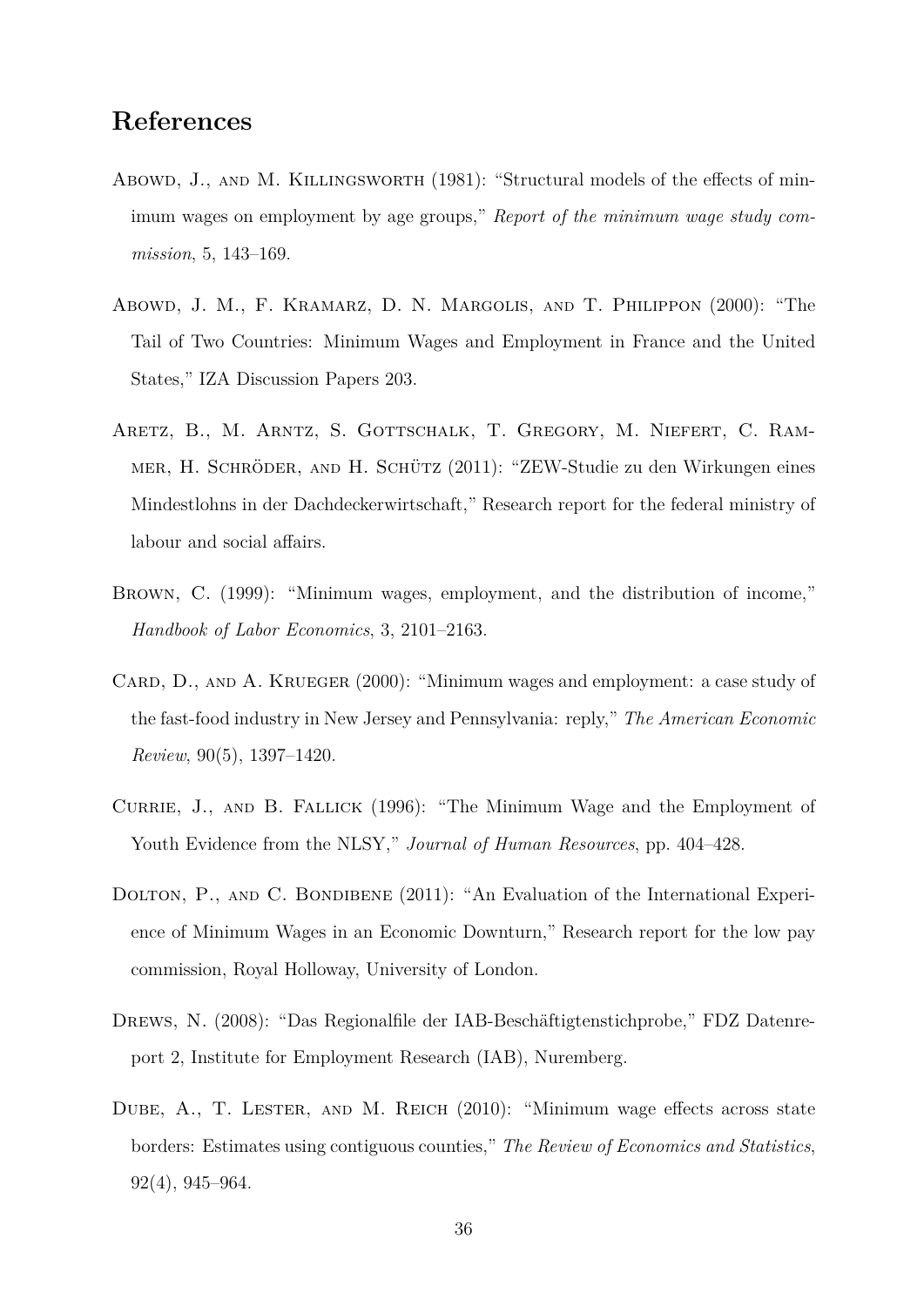## References

Abowd, J., and M. Killingsworth (1981): "Structural models of the effects of minimum wages on employment by age groups," *Report of the minimum wage study commission*, 5, 143–169.

Abowd, J. M., F. Kramarz, D. N. Margolis, and T. Philippon (2000): "The Tail of Two Countries: Minimum Wages and Employment in France and the United States," IZA Discussion Papers 203.

Aretz, B., M. Arntz, S. Gottschalk, T. Gregory, M. Niefert, C. Rammer, H. Schröder, and H. Schütz (2011): "ZEW-Studie zu den Wirkungen eines Mindestlohns in der Dachdeckerwirtschaft," Research report for the federal ministry of labour and social affairs.

Brown, C. (1999): "Minimum wages, employment, and the distribution of income," *Handbook of Labor Economics*, 3, 2101–2163.

Card, D., and A. Krueger (2000): "Minimum wages and employment: a case study of the fast-food industry in New Jersey and Pennsylvania: reply," *The American Economic Review*, 90(5), 1397–1420.

Currie, J., and B. Fallick (1996): "The Minimum Wage and the Employment of Youth Evidence from the NLSY," *Journal of Human Resources*, pp. 404–428.

Dolton, P., and C. Bondibene (2011): "An Evaluation of the International Experience of Minimum Wages in an Economic Downturn," Research report for the low pay commission, Royal Holloway, University of London.

Drews, N. (2008): "Das Regionalfile der IAB-Beschäftigtenstichprobe," FDZ Datenreport 2, Institute for Employment Research (IAB), Nuremberg.

Dube, A., T. Lester, and M. Reich (2010): "Minimum wage effects across state borders: Estimates using contiguous counties," *The Review of Economics and Statistics*, 92(4), 945–964.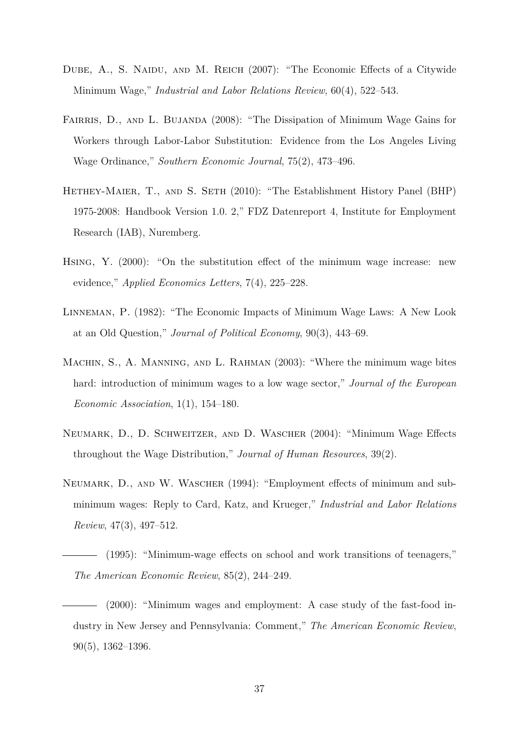Dube, A., S. Naidu, and M. Reich (2007): "The Economic Effects of a Citywide Minimum Wage," *Industrial and Labor Relations Review*, 60(4), 522–543.

Fairris, D., and L. Bujanda (2008): "The Dissipation of Minimum Wage Gains for Workers through Labor-Labor Substitution: Evidence from the Los Angeles Living Wage Ordinance," *Southern Economic Journal*, 75(2), 473–496.

Hethey-Maier, T., and S. Seth (2010): "The Establishment History Panel (BHP) 1975-2008: Handbook Version 1.0. 2," FDZ Datenreport 4, Institute for Employment Research (IAB), Nuremberg.

Hsing, Y. (2000): "On the substitution effect of the minimum wage increase: new evidence," *Applied Economics Letters*, 7(4), 225–228.

Linneman, P. (1982): "The Economic Impacts of Minimum Wage Laws: A New Look at an Old Question," *Journal of Political Economy*, 90(3), 443–69.

Machin, S., A. Manning, and L. Rahman (2003): "Where the minimum wage bites hard: introduction of minimum wages to a low wage sector," *Journal of the European Economic Association*, 1(1), 154–180.

Neumark, D., D. Schweitzer, and D. Wascher (2004): "Minimum Wage Effects throughout the Wage Distribution," *Journal of Human Resources*, 39(2).

Neumark, D., and W. Wascher (1994): "Employment effects of minimum and subminimum wages: Reply to Card, Katz, and Krueger," *Industrial and Labor Relations Review*, 47(3), 497–512.

——— (1995): "Minimum-wage effects on school and work transitions of teenagers," *The American Economic Review*, 85(2), 244–249.

——— (2000): "Minimum wages and employment: A case study of the fast-food industry in New Jersey and Pennsylvania: Comment," *The American Economic Review*, 90(5), 1362–1396.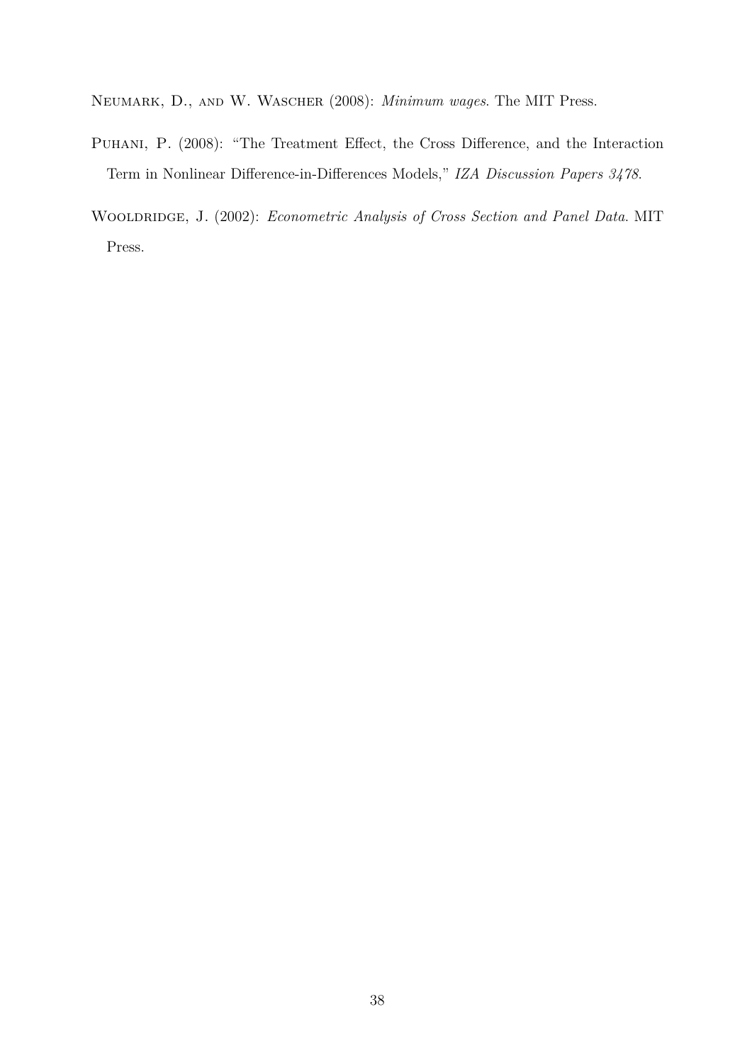Neumark, D., and W. Wascher (2008): *Minimum wages*. The MIT Press.

Puhani, P. (2008): "The Treatment Effect, the Cross Difference, and the Interaction Term in Nonlinear Difference-in-Differences Models," *IZA Discussion Papers 3478*.

Wooldridge, J. (2002): *Econometric Analysis of Cross Section and Panel Data*. MIT Press.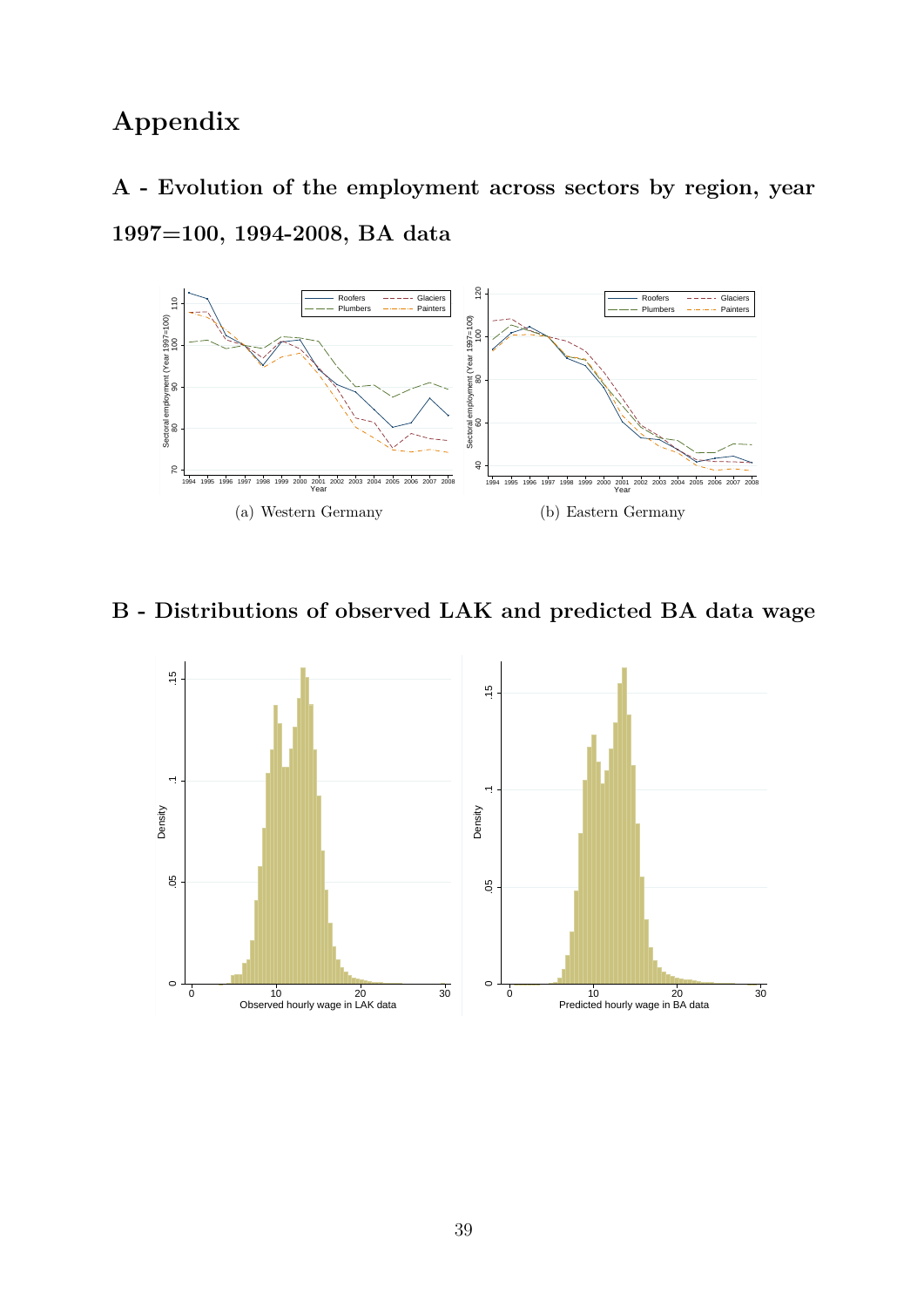# Appendix

## A - Evolution of the employment across sectors by region, year 1997=100, 1994-2008, BA data

(a) Western Germany

(b) Eastern Germany

## B - Distributions of observed LAK and predicted BA data wage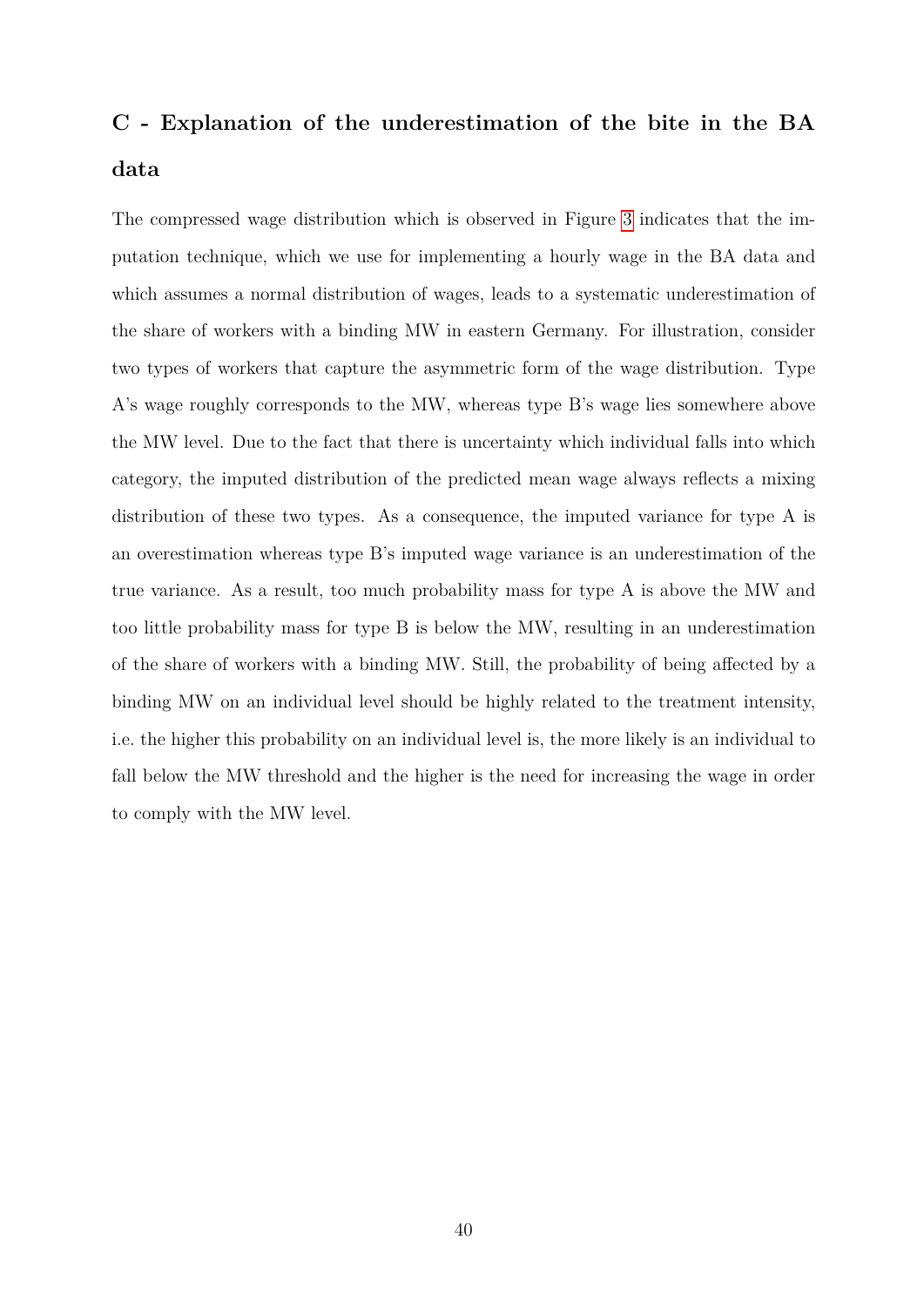## C - Explanation of the underestimation of the bite in the BA data

The compressed wage distribution which is observed in Figure 3 indicates that the imputation technique, which we use for implementing a hourly wage in the BA data and which assumes a normal distribution of wages, leads to a systematic underestimation of the share of workers with a binding MW in eastern Germany. For illustration, consider two types of workers that capture the asymmetric form of the wage distribution. Type A's wage roughly corresponds to the MW, whereas type B's wage lies somewhere above the MW level. Due to the fact that there is uncertainty which individual falls into which category, the imputed distribution of the predicted mean wage always reflects a mixing distribution of these two types. As a consequence, the imputed variance for type A is an overestimation whereas type B's imputed wage variance is an underestimation of the true variance. As a result, too much probability mass for type A is above the MW and too little probability mass for type B is below the MW, resulting in an underestimation of the share of workers with a binding MW. Still, the probability of being affected by a binding MW on an individual level should be highly related to the treatment intensity, i.e. the higher this probability on an individual level is, the more likely is an individual to fall below the MW threshold and the higher is the need for increasing the wage in order to comply with the MW level.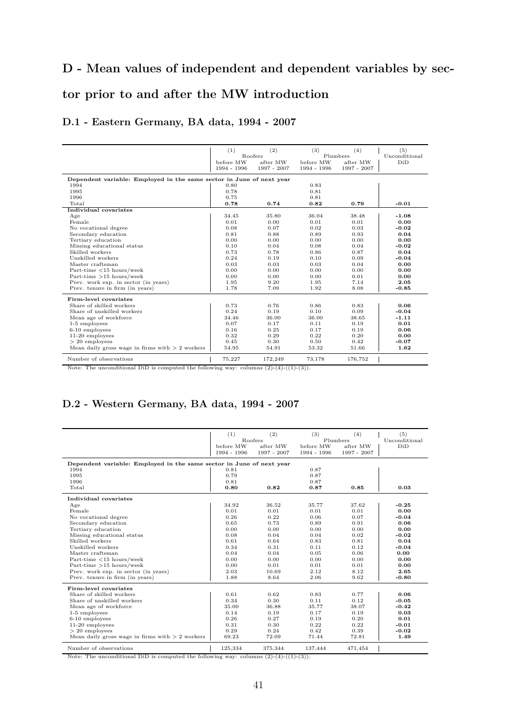## D - Mean values of independent and dependent variables by sector prior to and after the MW introduction

### D.1 - Eastern Germany, BA data, 1994 - 2007

| | (1) | (2) | (3) | (4) | (5) |
|---|---|---|---|---|---|
| | Roofers | | Plumbers | | Unconditional |
| | before MW 1994 - 1996 | after MW 1997 - 2007 | before MW 1994 - 1996 | after MW 1997 - 2007 | DiD |
| **Dependent variable: Employed in the same sector in June of next year** | | | | | |
| 1994 | 0.80 | | 0.83 | | |
| 1995 | 0.78 | | 0.81 | | |
| 1996 | 0.75 | | 0.81 | | |
| Total | **0.78** | **0.74** | **0.82** | **0.79** | **-0.01** |
| **Individual covariates** | | | | | |
| Age | 34.45 | 35.80 | 36.04 | 38.48 | **-1.08** |
| Female | 0.01 | 0.00 | 0.01 | 0.01 | **0.00** |
| No vocational degree | 0.08 | 0.07 | 0.02 | 0.03 | **-0.02** |
| Secondary education | 0.81 | 0.88 | 0.89 | 0.93 | **0.04** |
| Tertiary education | 0.00 | 0.00 | 0.00 | 0.00 | **0.00** |
| Missing educational status | 0.10 | 0.04 | 0.08 | 0.04 | **-0.02** |
| Skilled workers | 0.73 | 0.78 | 0.86 | 0.87 | **0.04** |
| Unskilled workers | 0.24 | 0.19 | 0.10 | 0.09 | **-0.04** |
| Master craftsman | 0.03 | 0.03 | 0.03 | 0.04 | **0.00** |
| Part-time <15 hours/week | 0.00 | 0.00 | 0.00 | 0.00 | **0.00** |
| Part-time >15 hours/week | 0.00 | 0.00 | 0.00 | 0.01 | **0.00** |
| Prev. work exp. in sector (in years) | 1.95 | 9.20 | 1.95 | 7.14 | **2.05** |
| Prev. tenure in firm (in years) | 1.78 | 7.09 | 1.92 | 8.08 | **-0.85** |
| **Firm-level covariates** | | | | | |
| Share of skilled workers | 0.73 | 0.76 | 0.86 | 0.83 | **0.06** |
| Share of unskilled workers | 0.24 | 0.19 | 0.10 | 0.09 | **-0.04** |
| Mean age of workforce | 34.46 | 36.00 | 36.00 | 38.65 | **-1.11** |
| 1-5 employees | 0.07 | 0.17 | 0.11 | 0.19 | **0.01** |
| 6-10 employees | 0.16 | 0.25 | 0.17 | 0.19 | **0.06** |
| 11-20 employees | 0.32 | 0.29 | 0.22 | 0.20 | **0.00** |
| > 20 employees | 0.45 | 0.30 | 0.50 | 0.42 | **-0.07** |
| Mean daily gross wage in firms with > 2 workers | 54.95 | 54.91 | 53.32 | 51.66 | **1.62** |
| Number of observations | 75,227 | 172,249 | 73,178 | 176,752 | |

Note: The unconditional DiD is computed the following way: columns (2)-(4)-((1)-(3)).

### D.2 - Western Germany, BA data, 1994 - 2007

| | (1) | (2) | (3) | (4) | (5) |
|---|---|---|---|---|---|
| | Roofers | | Plumbers | | Unconditional |
| | before MW 1994 - 1996 | after MW 1997 - 2007 | before MW 1994 - 1996 | after MW 1997 - 2007 | DiD |
| **Dependent variable: Employed in the same sector in June of next year** | | | | | |
| 1994 | 0.81 | | 0.87 | | |
| 1995 | 0.79 | | 0.87 | | |
| 1996 | 0.81 | | 0.87 | | |
| Total | **0.80** | **0.82** | **0.87** | **0.85** | **0.03** |
| **Individual covariates** | | | | | |
| Age | 34.92 | 36.52 | 35.77 | 37.62 | **-0.25** |
| Female | 0.01 | 0.01 | 0.01 | 0.01 | **0.00** |
| No vocational degree | 0.26 | 0.22 | 0.06 | 0.07 | **-0.04** |
| Secondary education | 0.65 | 0.73 | 0.89 | 0.91 | **0.06** |
| Tertiary education | 0.00 | 0.00 | 0.00 | 0.00 | **0.00** |
| Missing educational status | 0.08 | 0.04 | 0.04 | 0.02 | **-0.02** |
| Skilled workers | 0.61 | 0.64 | 0.83 | 0.81 | **0.04** |
| Unskilled workers | 0.34 | 0.31 | 0.11 | 0.12 | **-0.04** |
| Master craftsman | 0.04 | 0.04 | 0.05 | 0.06 | **0.00** |
| Part-time <15 hours/week | 0.00 | 0.00 | 0.00 | 0.00 | **0.00** |
| Part-time >15 hours/week | 0.00 | 0.01 | 0.01 | 0.01 | **0.00** |
| Prev. work exp. in sector (in years) | 2.03 | 10.69 | 2.12 | 8.12 | **2.65** |
| Prev. tenure in firm (in years) | 1.88 | 8.64 | 2.06 | 9.62 | **-0.80** |
| **Firm-level covariates** | | | | | |
| Share of skilled workers | 0.61 | 0.62 | 0.83 | 0.77 | **0.06** |
| Share of unskilled workers | 0.34 | 0.30 | 0.11 | 0.12 | **-0.05** |
| Mean age of workforce | 35.00 | 36.88 | 35.77 | 38.07 | **-0.42** |
| 1-5 employees | 0.14 | 0.19 | 0.17 | 0.19 | **0.03** |
| 6-10 employees | 0.26 | 0.27 | 0.19 | 0.20 | **0.01** |
| 11-20 employees | 0.31 | 0.30 | 0.22 | 0.22 | **-0.01** |
| > 20 employees | 0.29 | 0.24 | 0.42 | 0.39 | **-0.02** |
| Mean daily gross wage in firms with > 2 workers | 69.23 | 72.09 | 71.44 | 72.81 | **1.49** |
| Number of observations | 125,334 | 375,344 | 137,444 | 471,454 | |

Note: The unconditional DiD is computed the following way: columns (2)-(4)-((1)-(3)).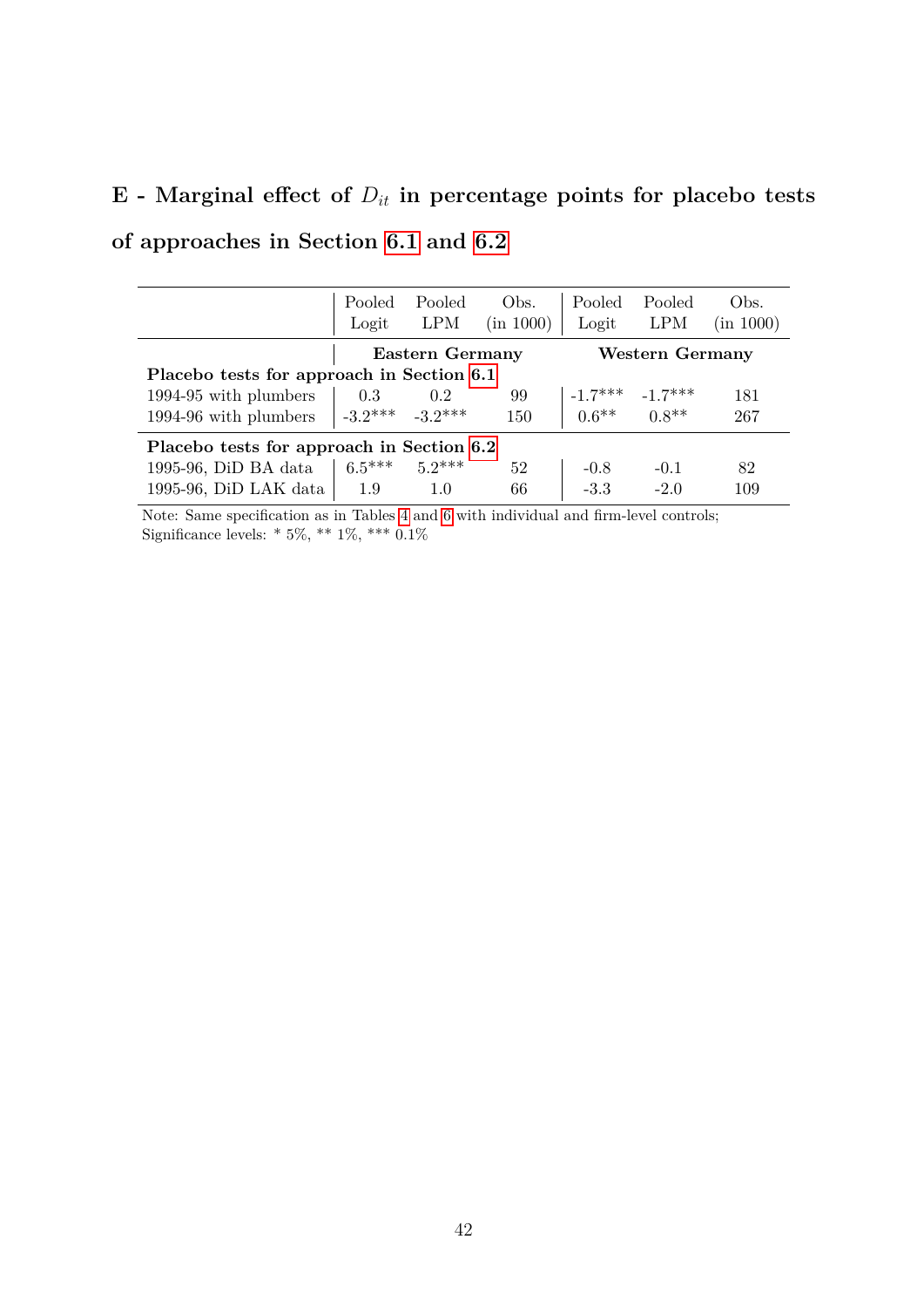## E - Marginal effect of $D_{it}$ in percentage points for placebo tests of approaches in Section 6.1 and 6.2

| | Pooled Logit | Pooled LPM | Obs. (in 1000) | Pooled Logit | Pooled LPM | Obs. (in 1000) |
|---|---|---|---|---|---|---|
| | **Eastern Germany** | | | **Western Germany** | | |
| **Placebo tests for approach in Section 6.1** | | | | | | |
| 1994-95 with plumbers | 0.3 | 0.2 | 99 | -1.7*** | -1.7*** | 181 |
| 1994-96 with plumbers | -3.2*** | -3.2*** | 150 | 0.6** | 0.8** | 267 |
| **Placebo tests for approach in Section 6.2** | | | | | | |
| 1995-96, DiD BA data | 6.5*** | 5.2*** | 52 | -0.8 | -0.1 | 82 |
| 1995-96, DiD LAK data | 1.9 | 1.0 | 66 | -3.3 | -2.0 | 109 |

Note: Same specification as in Tables 4 and 6 with individual and firm-level controls;
Significance levels: * 5%, ** 1%, *** 0.1%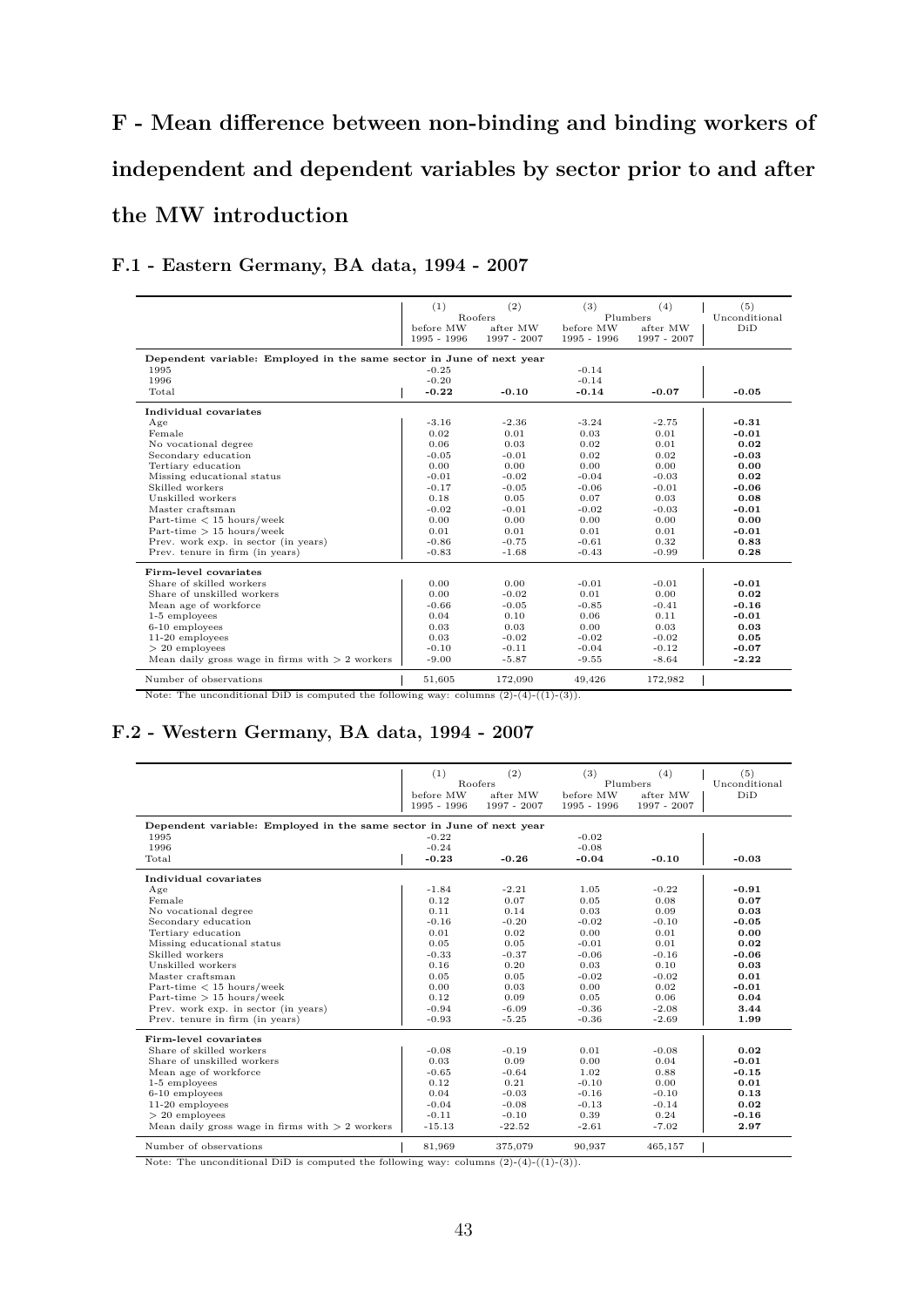## F - Mean difference between non-binding and binding workers of independent and dependent variables by sector prior to and after the MW introduction

### F.1 - Eastern Germany, BA data, 1994 - 2007

| | (1) | (2) | (3) | (4) | (5) |
|---|---|---|---|---|---|
| | Roofers | | Plumbers | | Unconditional |
| | before MW 1995 - 1996 | after MW 1997 - 2007 | before MW 1995 - 1996 | after MW 1997 - 2007 | DiD |
| **Dependent variable: Employed in the same sector in June of next year** | | | | | |
| 1995 | -0.25 | | -0.14 | | |
| 1996 | -0.20 | | -0.14 | | |
| Total | **-0.22** | **-0.10** | **-0.14** | **-0.07** | **-0.05** |
| **Individual covariates** | | | | | |
| Age | -3.16 | -2.36 | -3.24 | -2.75 | **-0.31** |
| Female | 0.02 | 0.01 | 0.03 | 0.01 | **-0.01** |
| No vocational degree | 0.06 | 0.03 | 0.02 | 0.01 | **0.02** |
| Secondary education | -0.05 | -0.01 | 0.02 | 0.02 | **-0.03** |
| Tertiary education | 0.00 | 0.00 | 0.00 | 0.00 | **0.00** |
| Missing educational status | -0.01 | -0.02 | -0.04 | -0.03 | **0.02** |
| Skilled workers | -0.17 | -0.05 | -0.06 | -0.01 | **-0.06** |
| Unskilled workers | 0.18 | 0.05 | 0.07 | 0.03 | **0.08** |
| Master craftsman | -0.02 | -0.01 | -0.02 | -0.03 | **-0.01** |
| Part-time < 15 hours/week | 0.00 | 0.00 | 0.00 | 0.00 | **0.00** |
| Part-time > 15 hours/week | 0.01 | 0.01 | 0.01 | 0.01 | **-0.01** |
| Prev. work exp. in sector (in years) | -0.86 | -0.75 | -0.61 | 0.32 | **0.83** |
| Prev. tenure in firm (in years) | -0.83 | -1.68 | -0.43 | -0.99 | **0.28** |
| **Firm-level covariates** | | | | | |
| Share of skilled workers | 0.00 | 0.00 | -0.01 | -0.01 | **-0.01** |
| Share of unskilled workers | 0.00 | -0.02 | 0.01 | 0.00 | **0.02** |
| Mean age of workforce | -0.66 | -0.05 | -0.85 | -0.41 | **-0.16** |
| 1-5 employees | 0.04 | 0.10 | 0.06 | 0.11 | **-0.01** |
| 6-10 employees | 0.03 | 0.03 | 0.00 | 0.03 | **0.03** |
| 11-20 employees | 0.03 | -0.02 | -0.02 | -0.02 | **0.05** |
| > 20 employees | -0.10 | -0.11 | -0.04 | -0.12 | **-0.07** |
| Mean daily gross wage in firms with > 2 workers | -9.00 | -5.87 | -9.55 | -8.64 | **-2.22** |
| Number of observations | 51,605 | 172,090 | 49,426 | 172,982 | |

Note: The unconditional DiD is computed the following way: columns (2)-(4)-((1)-(3)).

### F.2 - Western Germany, BA data, 1994 - 2007

| | (1) | (2) | (3) | (4) | (5) |
|---|---|---|---|---|---|
| | Roofers | | Plumbers | | Unconditional |
| | before MW 1995 - 1996 | after MW 1997 - 2007 | before MW 1995 - 1996 | after MW 1997 - 2007 | DiD |
| **Dependent variable: Employed in the same sector in June of next year** | | | | | |
| 1995 | -0.22 | | -0.02 | | |
| 1996 | -0.24 | | -0.08 | | |
| Total | **-0.23** | **-0.26** | **-0.04** | **-0.10** | **-0.03** |
| **Individual covariates** | | | | | |
| Age | -1.84 | -2.21 | 1.05 | -0.22 | **-0.91** |
| Female | 0.12 | 0.07 | 0.05 | 0.08 | **0.07** |
| No vocational degree | 0.11 | 0.14 | 0.03 | 0.09 | **0.03** |
| Secondary education | -0.16 | -0.20 | -0.02 | -0.10 | **-0.05** |
| Tertiary education | 0.01 | 0.02 | 0.00 | 0.01 | **0.00** |
| Missing educational status | 0.05 | 0.05 | -0.01 | 0.01 | **0.02** |
| Skilled workers | -0.33 | -0.37 | -0.06 | -0.16 | **-0.06** |
| Unskilled workers | 0.16 | 0.20 | 0.03 | 0.10 | **0.03** |
| Master craftsman | 0.05 | 0.05 | -0.02 | -0.02 | **0.01** |
| Part-time < 15 hours/week | 0.00 | 0.03 | 0.00 | 0.02 | **-0.01** |
| Part-time > 15 hours/week | 0.12 | 0.09 | 0.05 | 0.06 | **0.04** |
| Prev. work exp. in sector (in years) | -0.94 | -6.09 | -0.36 | -2.08 | **3.44** |
| Prev. tenure in firm (in years) | -0.93 | -5.25 | -0.36 | -2.69 | **1.99** |
| **Firm-level covariates** | | | | | |
| Share of skilled workers | -0.08 | -0.19 | 0.01 | -0.08 | **0.02** |
| Share of unskilled workers | 0.03 | 0.09 | 0.00 | 0.04 | **-0.01** |
| Mean age of workforce | -0.65 | -0.64 | 1.02 | 0.88 | **-0.15** |
| 1-5 employees | 0.12 | 0.21 | -0.10 | 0.00 | **0.01** |
| 6-10 employees | 0.04 | -0.03 | -0.16 | -0.10 | **0.13** |
| 11-20 employees | -0.04 | -0.08 | -0.13 | -0.14 | **0.02** |
| > 20 employees | -0.11 | -0.10 | 0.39 | 0.24 | **-0.16** |
| Mean daily gross wage in firms with > 2 workers | -15.13 | -22.52 | -2.61 | -7.02 | **2.97** |
| Number of observations | 81,969 | 375,079 | 90,937 | 465,157 | |

Note: The unconditional DiD is computed the following way: columns (2)-(4)-((1)-(3)).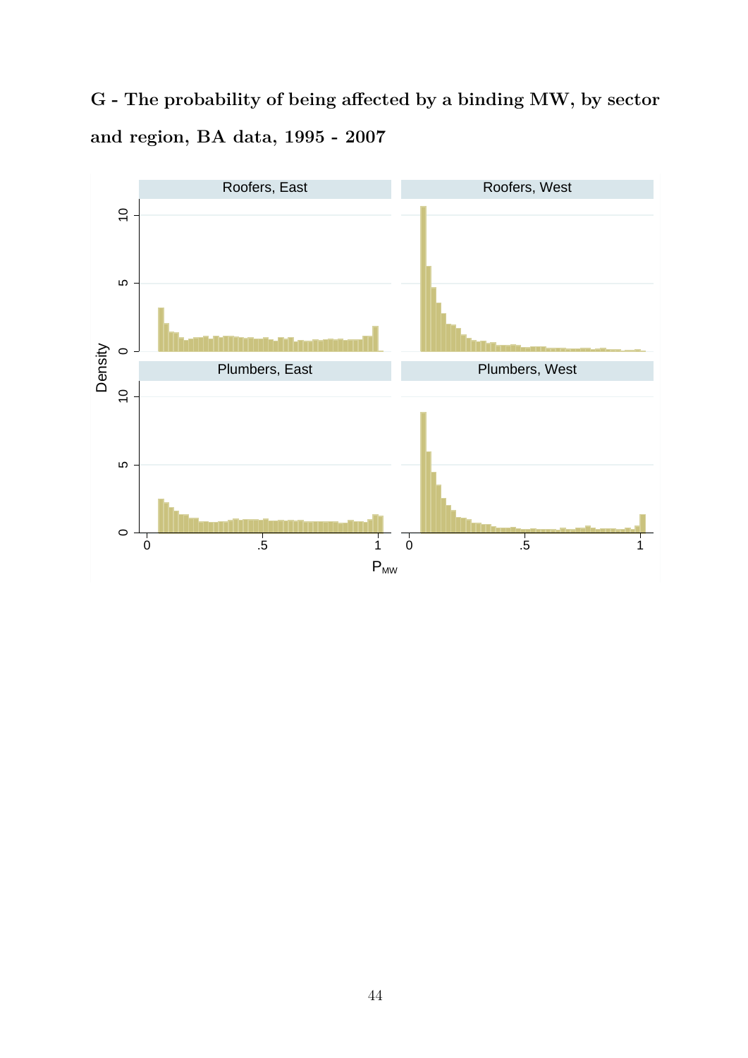## G - The probability of being affected by a binding MW, by sector and region, BA data, 1995 - 2007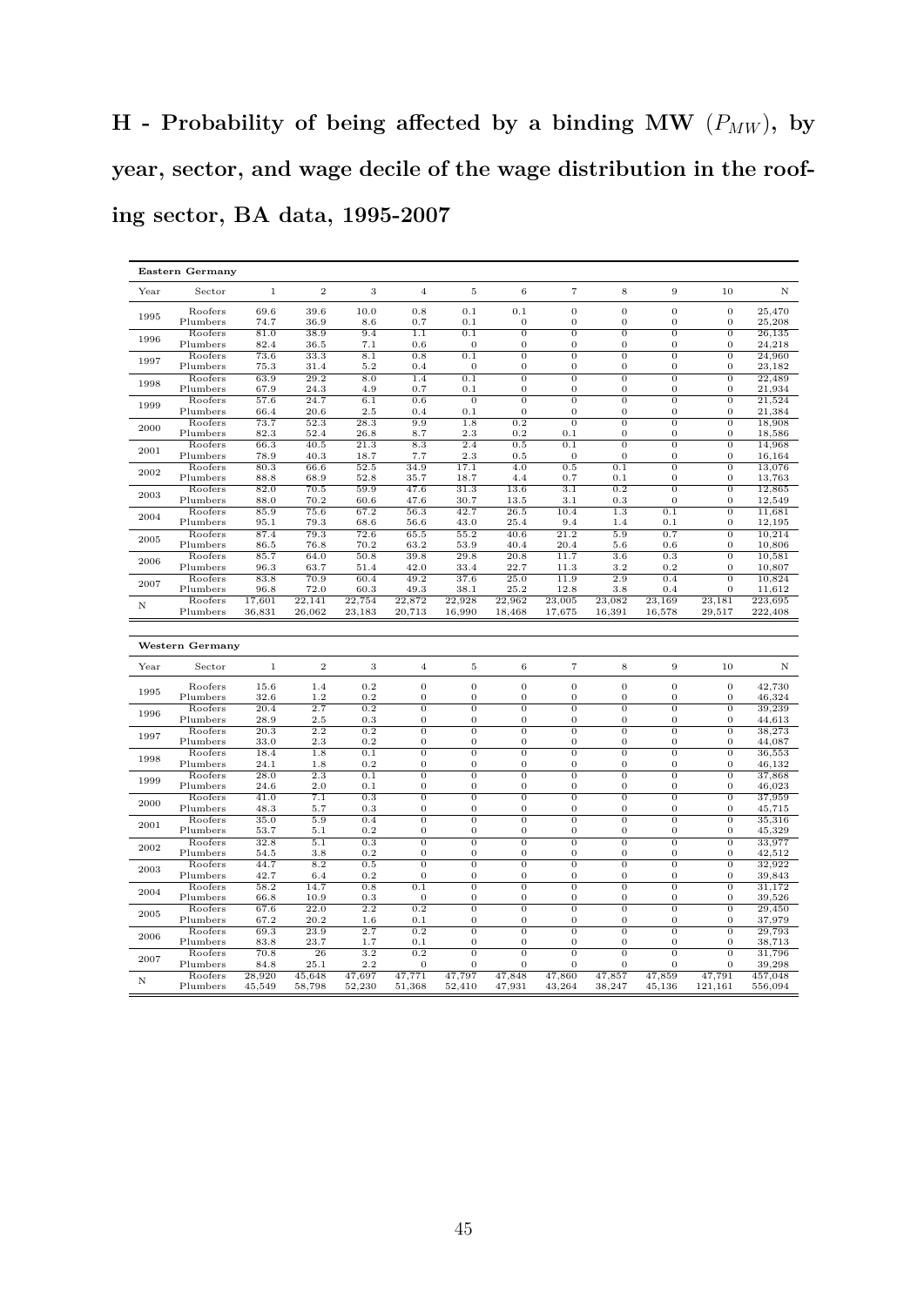## H - Probability of being affected by a binding MW ($P_{MW}$), by year, sector, and wage decile of the wage distribution in the roofing sector, BA data, 1995-2007

| Eastern Germany | | | | | | | | | | | | |
|---|---|---|---|---|---|---|---|---|---|---|---|---|
| Year | Sector | 1 | 2 | 3 | 4 | 5 | 6 | 7 | 8 | 9 | 10 | N |
| 1995 | Roofers | 69.6 | 39.6 | 10.0 | 0.8 | 0.1 | 0.1 | 0 | 0 | 0 | 0 | 25,470 |
| | Plumbers | 74.7 | 36.9 | 8.6 | 0.7 | 0.1 | 0 | 0 | 0 | 0 | 0 | 25,208 |
| 1996 | Roofers | 81.0 | 38.9 | 9.4 | 1.1 | 0.1 | 0 | 0 | 0 | 0 | 0 | 26,135 |
| | Plumbers | 82.4 | 36.5 | 7.1 | 0.6 | 0 | 0 | 0 | 0 | 0 | 0 | 24,218 |
| 1997 | Roofers | 73.6 | 33.3 | 8.1 | 0.8 | 0.1 | 0 | 0 | 0 | 0 | 0 | 24,960 |
| | Plumbers | 75.3 | 31.4 | 5.2 | 0.4 | 0 | 0 | 0 | 0 | 0 | 0 | 23,182 |
| 1998 | Roofers | 63.9 | 29.2 | 8.0 | 1.4 | 0.1 | 0 | 0 | 0 | 0 | 0 | 22,489 |
| | Plumbers | 67.9 | 24.3 | 4.9 | 0.7 | 0.1 | 0 | 0 | 0 | 0 | 0 | 21,934 |
| 1999 | Roofers | 57.6 | 24.7 | 6.1 | 0.6 | 0 | 0 | 0 | 0 | 0 | 0 | 21,524 |
| | Plumbers | 66.4 | 20.6 | 2.5 | 0.4 | 0.1 | 0 | 0 | 0 | 0 | 0 | 21,384 |
| 2000 | Roofers | 73.7 | 52.3 | 28.3 | 9.9 | 1.8 | 0.2 | 0 | 0 | 0 | 0 | 18,908 |
| | Plumbers | 82.3 | 52.4 | 26.8 | 8.7 | 2.3 | 0.2 | 0.1 | 0 | 0 | 0 | 18,586 |
| 2001 | Roofers | 66.3 | 40.5 | 21.3 | 8.3 | 2.4 | 0.5 | 0.1 | 0 | 0 | 0 | 14,968 |
| | Plumbers | 78.9 | 40.3 | 18.7 | 7.7 | 2.3 | 0.5 | 0 | 0 | 0 | 0 | 16,164 |
| 2002 | Roofers | 80.3 | 66.6 | 52.5 | 34.9 | 17.1 | 4.0 | 0.5 | 0.1 | 0 | 0 | 13,076 |
| | Plumbers | 88.8 | 68.9 | 52.8 | 35.7 | 18.7 | 4.4 | 0.7 | 0.1 | 0 | 0 | 13,763 |
| 2003 | Roofers | 82.0 | 70.5 | 59.9 | 47.6 | 31.3 | 13.6 | 3.1 | 0.2 | 0 | 0 | 12,865 |
| | Plumbers | 88.0 | 70.2 | 60.6 | 47.6 | 30.7 | 13.5 | 3.1 | 0.3 | 0 | 0 | 12,549 |
| 2004 | Roofers | 85.9 | 75.6 | 67.2 | 56.3 | 42.7 | 26.5 | 10.4 | 1.3 | 0.1 | 0 | 11,681 |
| | Plumbers | 95.1 | 79.3 | 68.6 | 56.6 | 43.0 | 25.4 | 9.4 | 1.4 | 0.1 | 0 | 12,195 |
| 2005 | Roofers | 87.4 | 79.3 | 72.6 | 65.5 | 55.2 | 40.6 | 21.2 | 5.9 | 0.7 | 0 | 10,214 |
| | Plumbers | 86.5 | 76.8 | 70.2 | 63.2 | 53.9 | 40.4 | 20.4 | 5.6 | 0.6 | 0 | 10,806 |
| 2006 | Roofers | 85.7 | 64.0 | 50.8 | 39.8 | 29.8 | 20.8 | 11.7 | 3.6 | 0.3 | 0 | 10,581 |
| | Plumbers | 96.3 | 63.7 | 51.4 | 42.0 | 33.4 | 22.7 | 11.3 | 3.2 | 0.2 | 0 | 10,807 |
| 2007 | Roofers | 83.8 | 70.9 | 60.4 | 49.2 | 37.6 | 25.0 | 11.9 | 2.9 | 0.4 | 0 | 10,824 |
| | Plumbers | 96.8 | 72.0 | 60.3 | 49.3 | 38.1 | 25.2 | 12.8 | 3.8 | 0.4 | 0 | 11,612 |
| N | Roofers | 17,601 | 22,141 | 22,754 | 22,872 | 22,928 | 22,962 | 23,005 | 23,082 | 23,169 | 23,181 | 223,695 |
| | Plumbers | 36,831 | 26,062 | 23,183 | 20,713 | 16,990 | 18,468 | 17,675 | 16,391 | 16,578 | 29,517 | 222,408 |

| Western Germany | | | | | | | | | | | | |
|---|---|---|---|---|---|---|---|---|---|---|---|---|
| Year | Sector | 1 | 2 | 3 | 4 | 5 | 6 | 7 | 8 | 9 | 10 | N |
| 1995 | Roofers | 15.6 | 1.4 | 0.2 | 0 | 0 | 0 | 0 | 0 | 0 | 0 | 42,730 |
| | Plumbers | 32.6 | 1.2 | 0.2 | 0 | 0 | 0 | 0 | 0 | 0 | 0 | 46,324 |
| 1996 | Roofers | 20.4 | 2.7 | 0.2 | 0 | 0 | 0 | 0 | 0 | 0 | 0 | 39,239 |
| | Plumbers | 28.9 | 2.5 | 0.3 | 0 | 0 | 0 | 0 | 0 | 0 | 0 | 44,613 |
| 1997 | Roofers | 20.3 | 2.2 | 0.2 | 0 | 0 | 0 | 0 | 0 | 0 | 0 | 38,273 |
| | Plumbers | 33.0 | 2.3 | 0.2 | 0 | 0 | 0 | 0 | 0 | 0 | 0 | 44,087 |
| 1998 | Roofers | 18.4 | 1.8 | 0.1 | 0 | 0 | 0 | 0 | 0 | 0 | 0 | 36,553 |
| | Plumbers | 24.1 | 1.8 | 0.2 | 0 | 0 | 0 | 0 | 0 | 0 | 0 | 46,132 |
| 1999 | Roofers | 28.0 | 2.3 | 0.1 | 0 | 0 | 0 | 0 | 0 | 0 | 0 | 37,868 |
| | Plumbers | 24.6 | 2.0 | 0.1 | 0 | 0 | 0 | 0 | 0 | 0 | 0 | 46,023 |
| 2000 | Roofers | 41.0 | 7.1 | 0.3 | 0 | 0 | 0 | 0 | 0 | 0 | 0 | 37,959 |
| | Plumbers | 48.3 | 5.7 | 0.3 | 0 | 0 | 0 | 0 | 0 | 0 | 0 | 45,715 |
| 2001 | Roofers | 35.0 | 5.9 | 0.4 | 0 | 0 | 0 | 0 | 0 | 0 | 0 | 35,316 |
| | Plumbers | 53.7 | 5.1 | 0.2 | 0 | 0 | 0 | 0 | 0 | 0 | 0 | 45,329 |
| 2002 | Roofers | 32.8 | 5.1 | 0.3 | 0 | 0 | 0 | 0 | 0 | 0 | 0 | 33,977 |
| | Plumbers | 54.5 | 3.8 | 0.2 | 0 | 0 | 0 | 0 | 0 | 0 | 0 | 42,512 |
| 2003 | Roofers | 44.7 | 8.2 | 0.5 | 0 | 0 | 0 | 0 | 0 | 0 | 0 | 32,922 |
| | Plumbers | 42.7 | 6.4 | 0.2 | 0 | 0 | 0 | 0 | 0 | 0 | 0 | 39,843 |
| 2004 | Roofers | 58.2 | 14.7 | 0.8 | 0.1 | 0 | 0 | 0 | 0 | 0 | 0 | 31,172 |
| | Plumbers | 66.8 | 10.9 | 0.3 | 0 | 0 | 0 | 0 | 0 | 0 | 0 | 39,526 |
| 2005 | Roofers | 67.6 | 22.0 | 2.2 | 0.2 | 0 | 0 | 0 | 0 | 0 | 0 | 29,450 |
| | Plumbers | 67.2 | 20.2 | 1.6 | 0.1 | 0 | 0 | 0 | 0 | 0 | 0 | 37,979 |
| 2006 | Roofers | 69.3 | 23.9 | 2.7 | 0.2 | 0 | 0 | 0 | 0 | 0 | 0 | 29,793 |
| | Plumbers | 83.8 | 23.7 | 1.7 | 0.1 | 0 | 0 | 0 | 0 | 0 | 0 | 38,713 |
| 2007 | Roofers | 70.8 | 26 | 3.2 | 0.2 | 0 | 0 | 0 | 0 | 0 | 0 | 31,796 |
| | Plumbers | 84.8 | 25.1 | 2.2 | 0 | 0 | 0 | 0 | 0 | 0 | 0 | 39,298 |
| N | Roofers | 28,920 | 45,648 | 47,697 | 47,771 | 47,797 | 47,848 | 47,860 | 47,857 | 47,859 | 47,791 | 457,048 |
| | Plumbers | 45,549 | 58,798 | 52,230 | 51,368 | 52,410 | 47,931 | 43,264 | 38,247 | 45,136 | 121,161 | 556,094 |